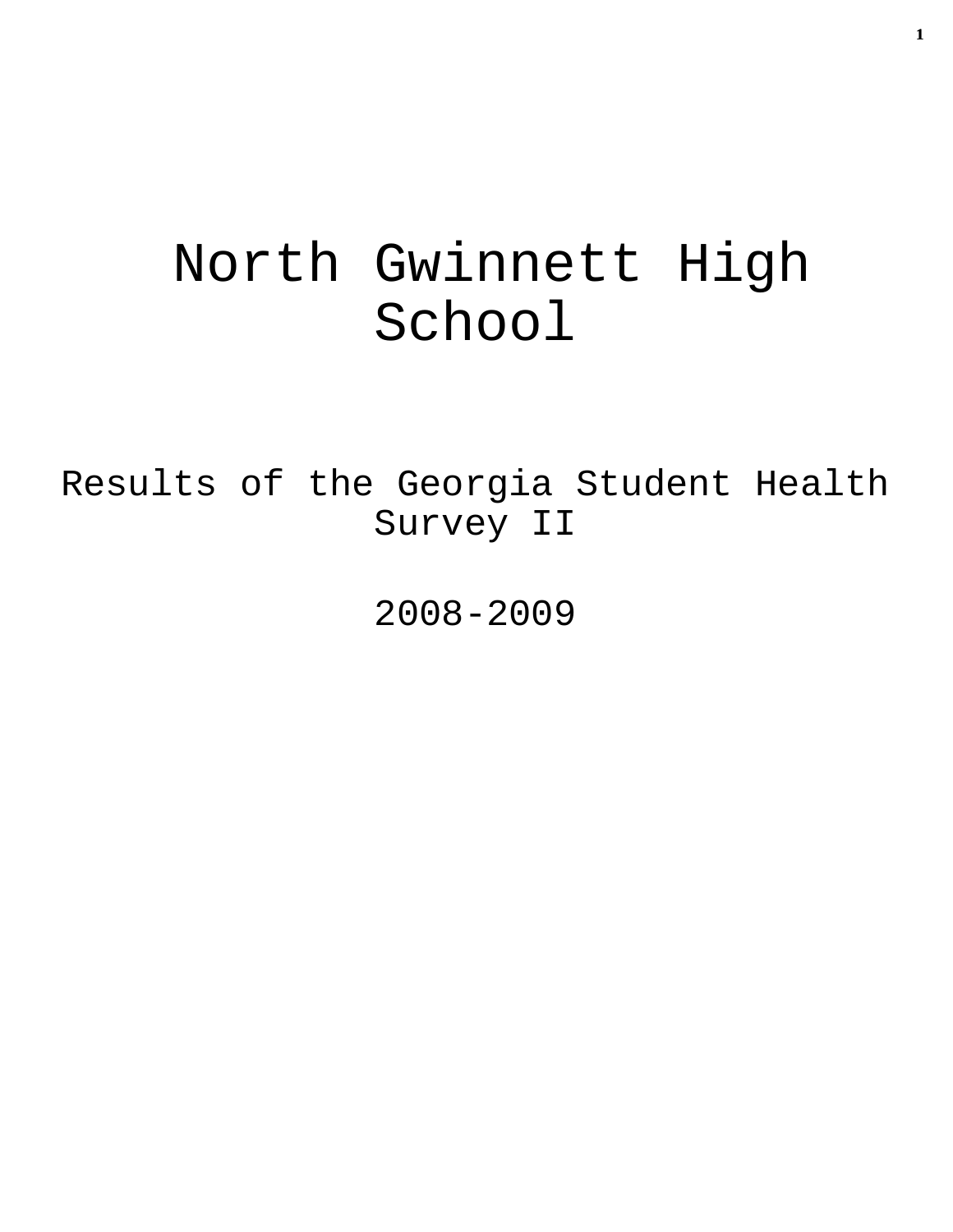# North Gwinnett High School

Results of the Georgia Student Health Survey II

2008-2009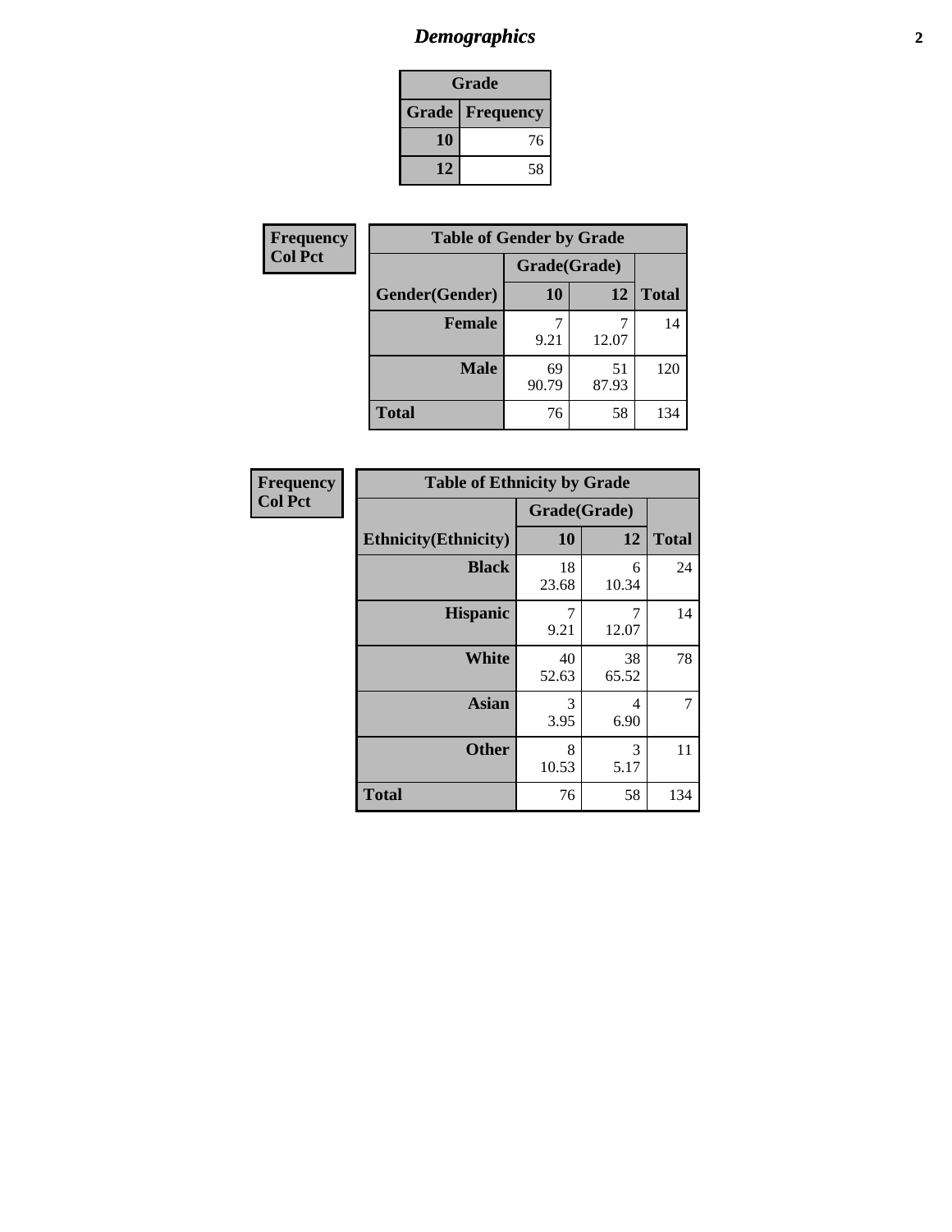# *Demographics*

| Grade | |
|---|---|
| **Grade** | **Frequency** |
| **10** | 76 |
| **12** | 58 |

**Frequency**
**Col Pct**

| Table of Gender by Grade | | | |
|---|---|---|---|
| | Grade(Grade) | | |
| **Gender(Gender)** | **10** | **12** | **Total** |
| **Female** | 7<br>9.21 | 7<br>12.07 | 14 |
| **Male** | 69<br>90.79 | 51<br>87.93 | 120 |
| **Total** | 76 | 58 | 134 |

**Frequency**
**Col Pct**

| Table of Ethnicity by Grade | | | |
|---|---|---|---|
| | Grade(Grade) | | |
| **Ethnicity(Ethnicity)** | **10** | **12** | **Total** |
| **Black** | 18<br>23.68 | 6<br>10.34 | 24 |
| **Hispanic** | 7<br>9.21 | 7<br>12.07 | 14 |
| **White** | 40<br>52.63 | 38<br>65.52 | 78 |
| **Asian** | 3<br>3.95 | 4<br>6.90 | 7 |
| **Other** | 8<br>10.53 | 3<br>5.17 | 11 |
| **Total** | 76 | 58 | 134 |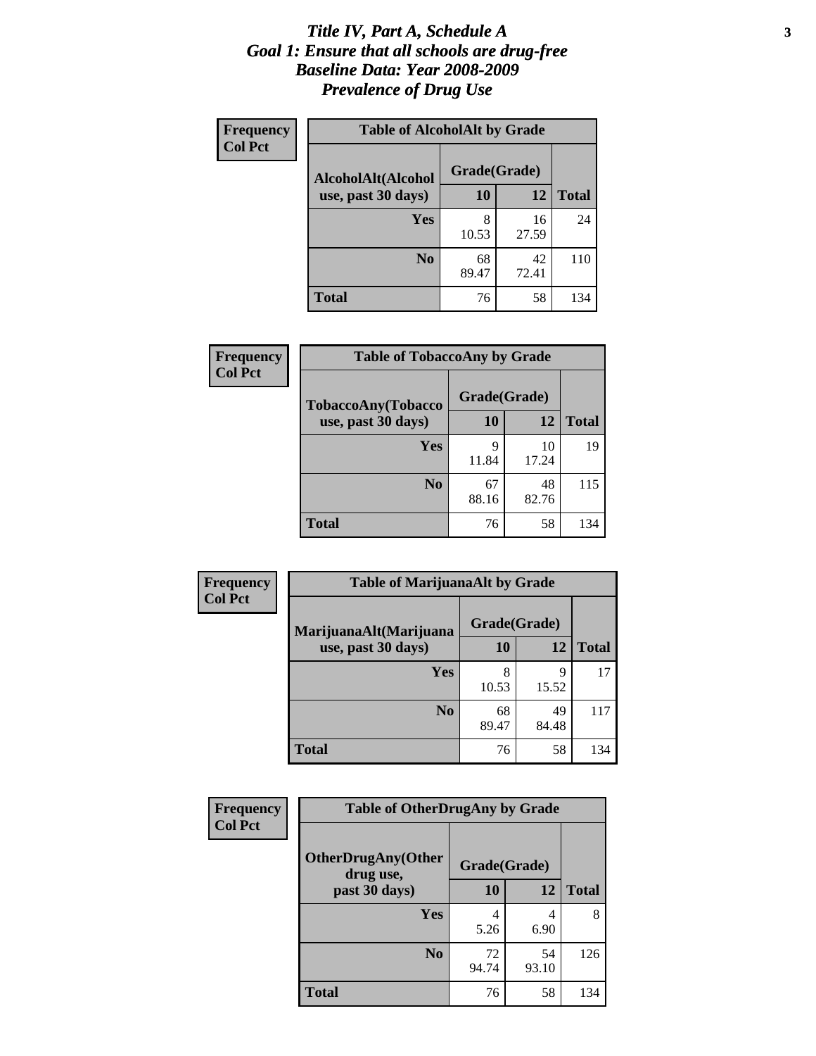# *Title IV, Part A, Schedule A*
# *Goal 1: Ensure that all schools are drug-free*
# *Baseline Data: Year 2008-2009*
# *Prevalence of Drug Use*

**Frequency**
**Col Pct**

**Table of AlcoholAlt by Grade**

| AlcoholAlt(Alcohol use, past 30 days) | Grade(Grade) 10 | 12 | Total |
|---|---|---|---|
| **Yes** | 8<br>10.53 | 16<br>27.59 | 24 |
| **No** | 68<br>89.47 | 42<br>72.41 | 110 |
| **Total** | 76 | 58 | 134 |

**Frequency**
**Col Pct**

**Table of TobaccoAny by Grade**

| TobaccoAny(Tobacco use, past 30 days) | Grade(Grade) 10 | 12 | Total |
|---|---|---|---|
| **Yes** | 9<br>11.84 | 10<br>17.24 | 19 |
| **No** | 67<br>88.16 | 48<br>82.76 | 115 |
| **Total** | 76 | 58 | 134 |

**Frequency**
**Col Pct**

**Table of MarijuanaAlt by Grade**

| MarijuanaAlt(Marijuana use, past 30 days) | Grade(Grade) 10 | 12 | Total |
|---|---|---|---|
| **Yes** | 8<br>10.53 | 9<br>15.52 | 17 |
| **No** | 68<br>89.47 | 49<br>84.48 | 117 |
| **Total** | 76 | 58 | 134 |

**Frequency**
**Col Pct**

**Table of OtherDrugAny by Grade**

| OtherDrugAny(Other drug use, past 30 days) | Grade(Grade) 10 | 12 | Total |
|---|---|---|---|
| **Yes** | 4<br>5.26 | 4<br>6.90 | 8 |
| **No** | 72<br>94.74 | 54<br>93.10 | 126 |
| **Total** | 76 | 58 | 134 |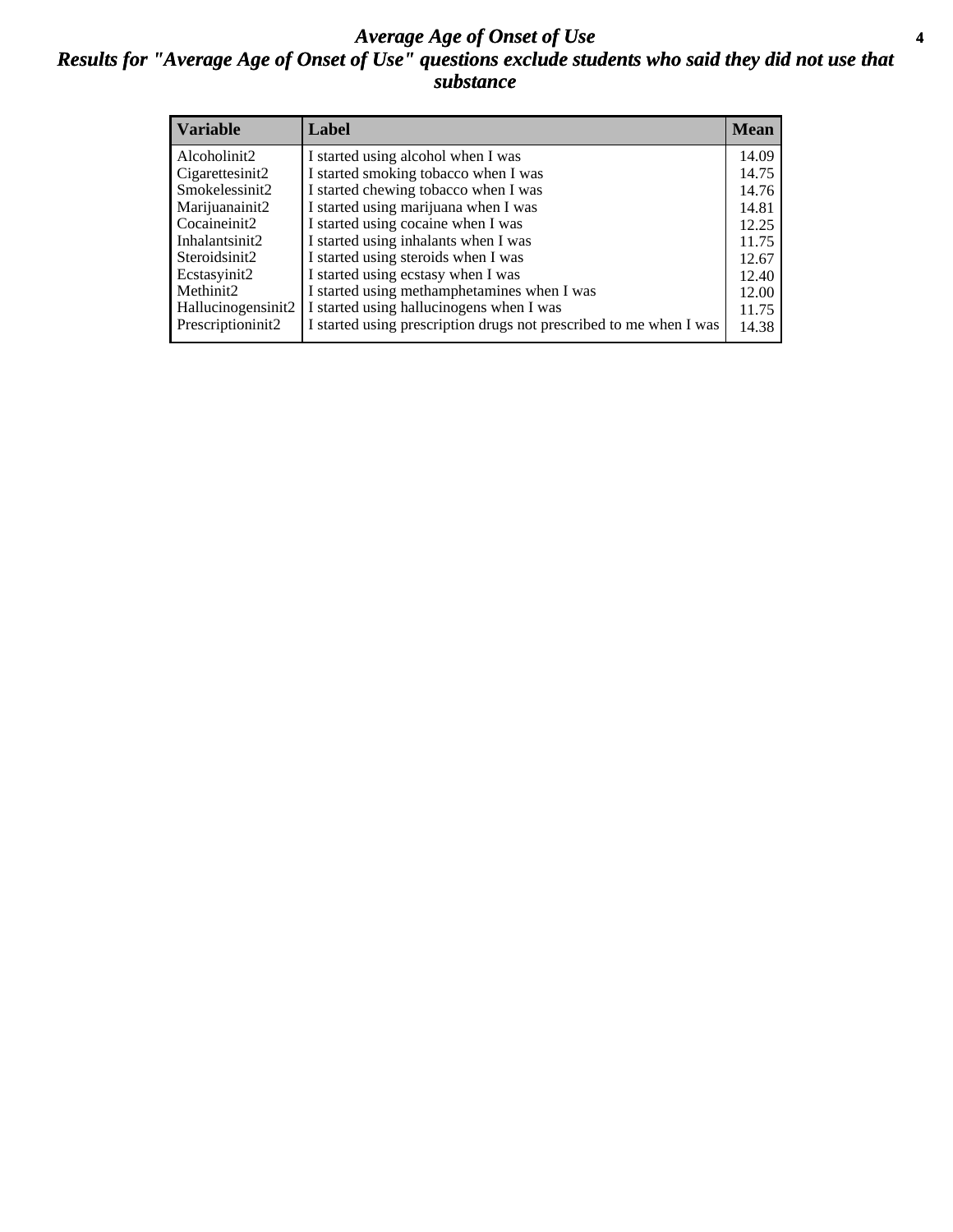# *Average Age of Onset of Use*

## *Results for "Average Age of Onset of Use" questions exclude students who said they did not use that substance*

| Variable | Label | Mean |
|---|---|---|
| Alcoholinit2 | I started using alcohol when I was | 14.09 |
| Cigarettesinit2 | I started smoking tobacco when I was | 14.75 |
| Smokelessinit2 | I started chewing tobacco when I was | 14.76 |
| Marijuanainit2 | I started using marijuana when I was | 14.81 |
| Cocaineinit2 | I started using cocaine when I was | 12.25 |
| Inhalantsinit2 | I started using inhalants when I was | 11.75 |
| Steroidsinit2 | I started using steroids when I was | 12.67 |
| Ecstasyinit2 | I started using ecstasy when I was | 12.40 |
| Methinit2 | I started using methamphetamines when I was | 12.00 |
| Hallucinogensinit2 | I started using hallucinogens when I was | 11.75 |
| Prescriptioninit2 | I started using prescription drugs not prescribed to me when I was | 14.38 |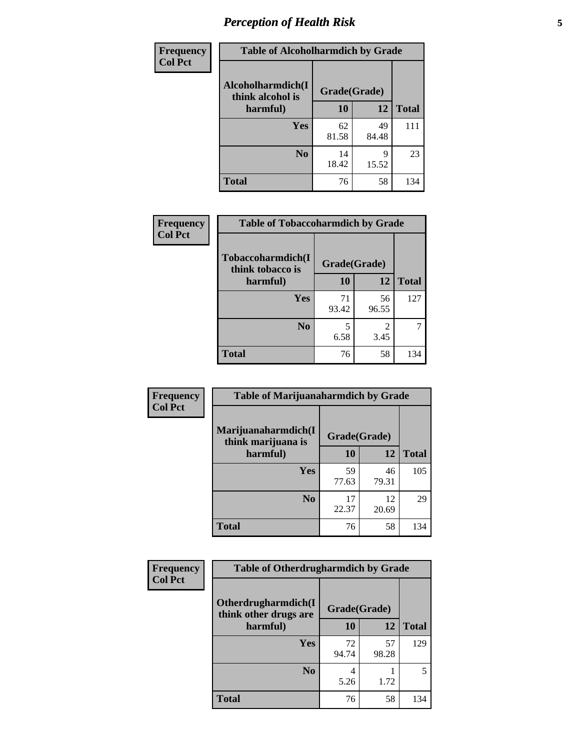| Frequency<br>Col Pct | Table of Alcoholharmdich by Grade | | |
|---|---|---|---|
| Alcoholharmdich(I think alcohol is harmful) | Grade(Grade) | | Total |
| | 10 | 12 | |
| Yes | 62<br>81.58 | 49<br>84.48 | 111 |
| No | 14<br>18.42 | 9<br>15.52 | 23 |
| Total | 76 | 58 | 134 |

| Frequency<br>Col Pct | Table of Tobaccoharmdich by Grade | | |
|---|---|---|---|
| Tobaccoharmdich(I think tobacco is harmful) | Grade(Grade) | | Total |
| | 10 | 12 | |
| Yes | 71<br>93.42 | 56<br>96.55 | 127 |
| No | 5<br>6.58 | 2<br>3.45 | 7 |
| Total | 76 | 58 | 134 |

| Frequency<br>Col Pct | Table of Marijuanaharmdich by Grade | | |
|---|---|---|---|
| Marijuanaharmdich(I think marijuana is harmful) | Grade(Grade) | | Total |
| | 10 | 12 | |
| Yes | 59<br>77.63 | 46<br>79.31 | 105 |
| No | 17<br>22.37 | 12<br>20.69 | 29 |
| Total | 76 | 58 | 134 |

| Frequency<br>Col Pct | Table of Otherdrugharmdich by Grade | | |
|---|---|---|---|
| Otherdrugharmdich(I think other drugs are harmful) | Grade(Grade) | | Total |
| | 10 | 12 | |
| Yes | 72<br>94.74 | 57<br>98.28 | 129 |
| No | 4<br>5.26 | 1<br>1.72 | 5 |
| Total | 76 | 58 | 134 |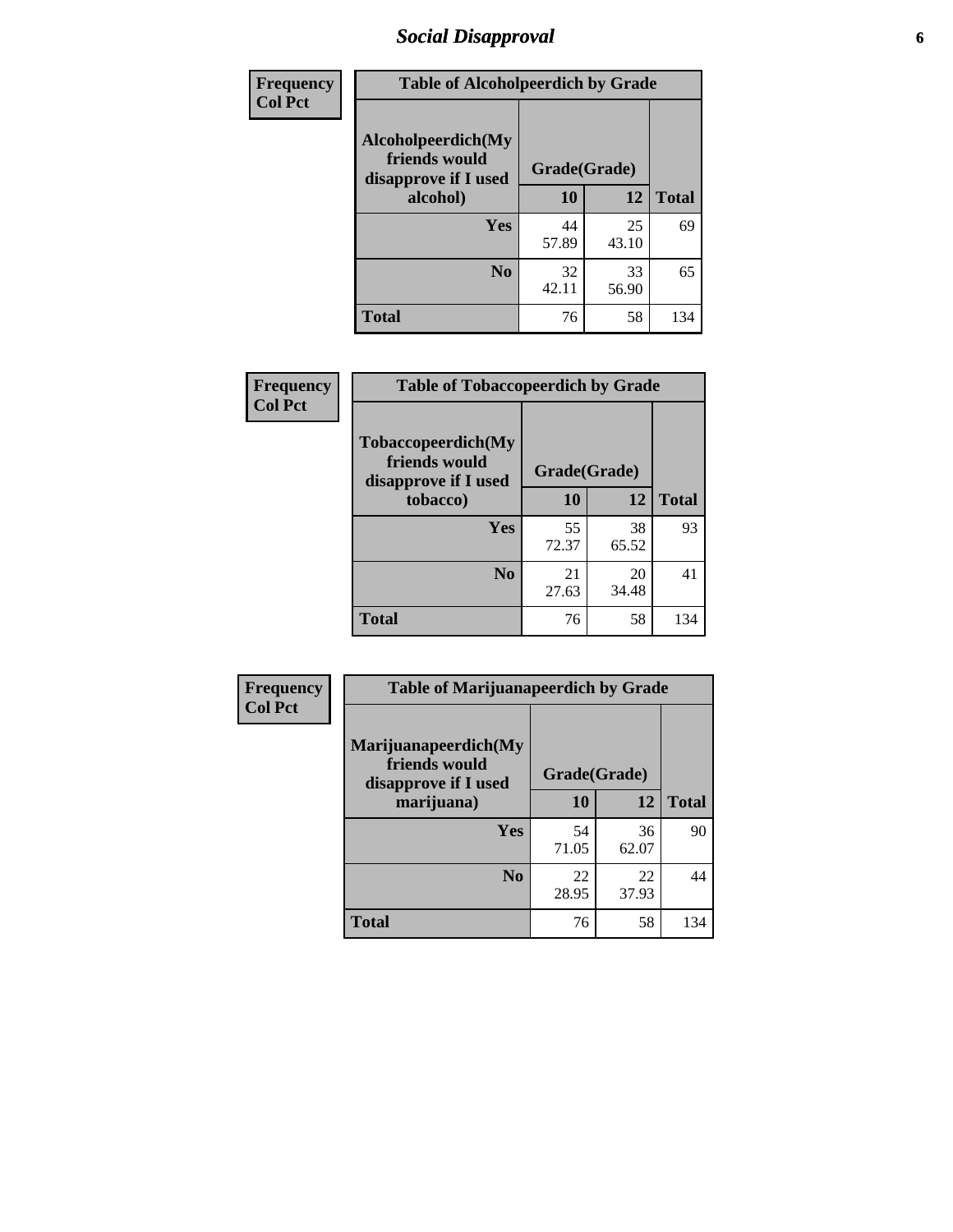# Social Disapproval

| Frequency<br>Col Pct | Table of Alcoholpeerdich by Grade | | |
|---|---|---|---|
| Alcoholpeerdich(My friends would disapprove if I used alcohol) | Grade(Grade) | | |
| | 10 | 12 | Total |
| Yes | 44<br>57.89 | 25<br>43.10 | 69 |
| No | 32<br>42.11 | 33<br>56.90 | 65 |
| Total | 76 | 58 | 134 |

| Frequency<br>Col Pct | Table of Tobaccopeerdich by Grade | | |
|---|---|---|---|
| Tobaccopeerdich(My friends would disapprove if I used tobacco) | Grade(Grade) | | |
| | 10 | 12 | Total |
| Yes | 55<br>72.37 | 38<br>65.52 | 93 |
| No | 21<br>27.63 | 20<br>34.48 | 41 |
| Total | 76 | 58 | 134 |

| Frequency<br>Col Pct | Table of Marijuanapeerdich by Grade | | |
|---|---|---|---|
| Marijuanapeerdich(My friends would disapprove if I used marijuana) | Grade(Grade) | | |
| | 10 | 12 | Total |
| Yes | 54<br>71.05 | 36<br>62.07 | 90 |
| No | 22<br>28.95 | 22<br>37.93 | 44 |
| Total | 76 | 58 | 134 |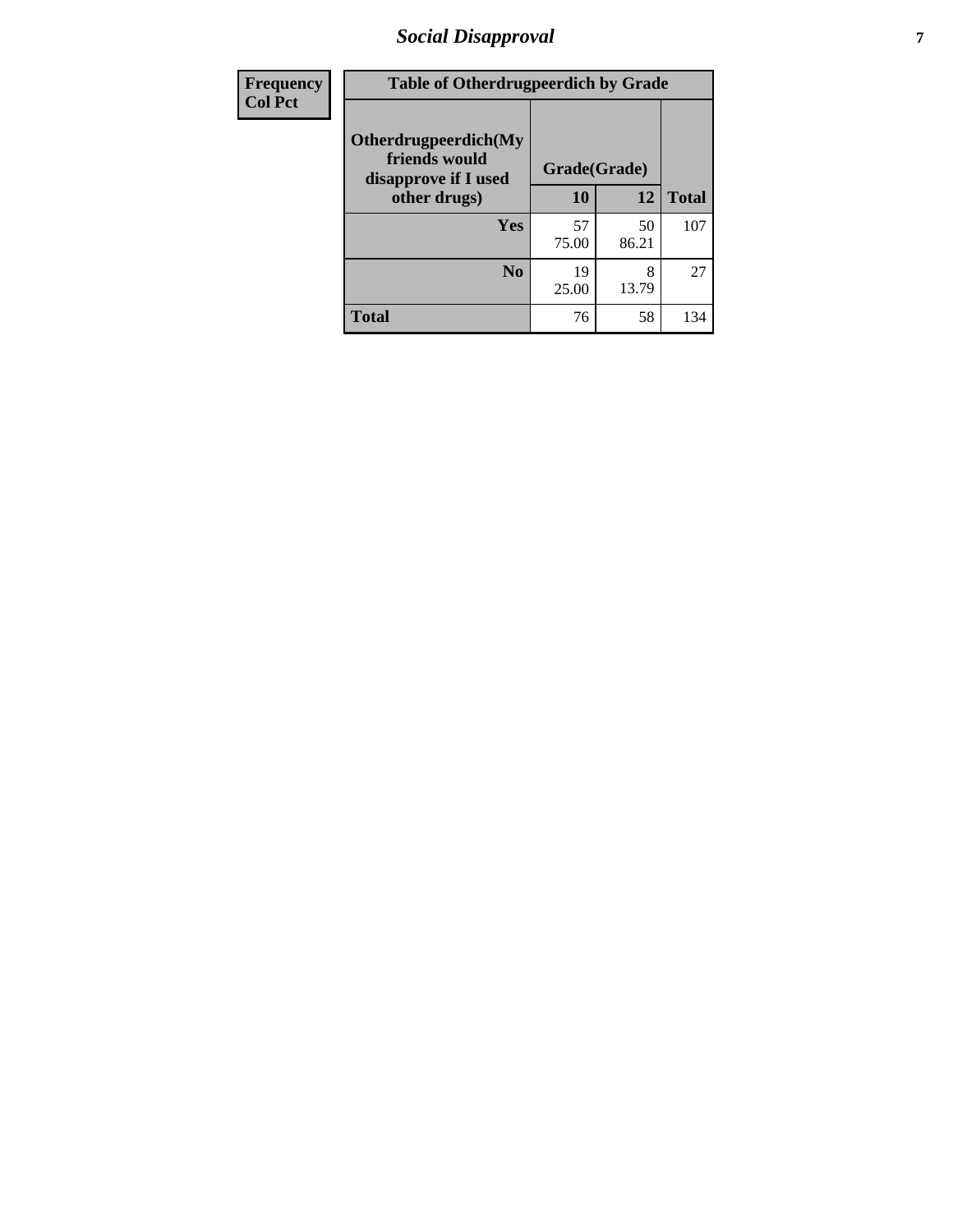# Social Disapproval

| Frequency Col Pct | Table of Otherdrugpeerdich by Grade | | |
|---|---|---|---|
| Otherdrugpeerdich(My friends would disapprove if I used other drugs) | Grade(Grade) | | |
| | 10 | 12 | Total |
| Yes | 57<br>75.00 | 50<br>86.21 | 107 |
| No | 19<br>25.00 | 8<br>13.79 | 27 |
| Total | 76 | 58 | 134 |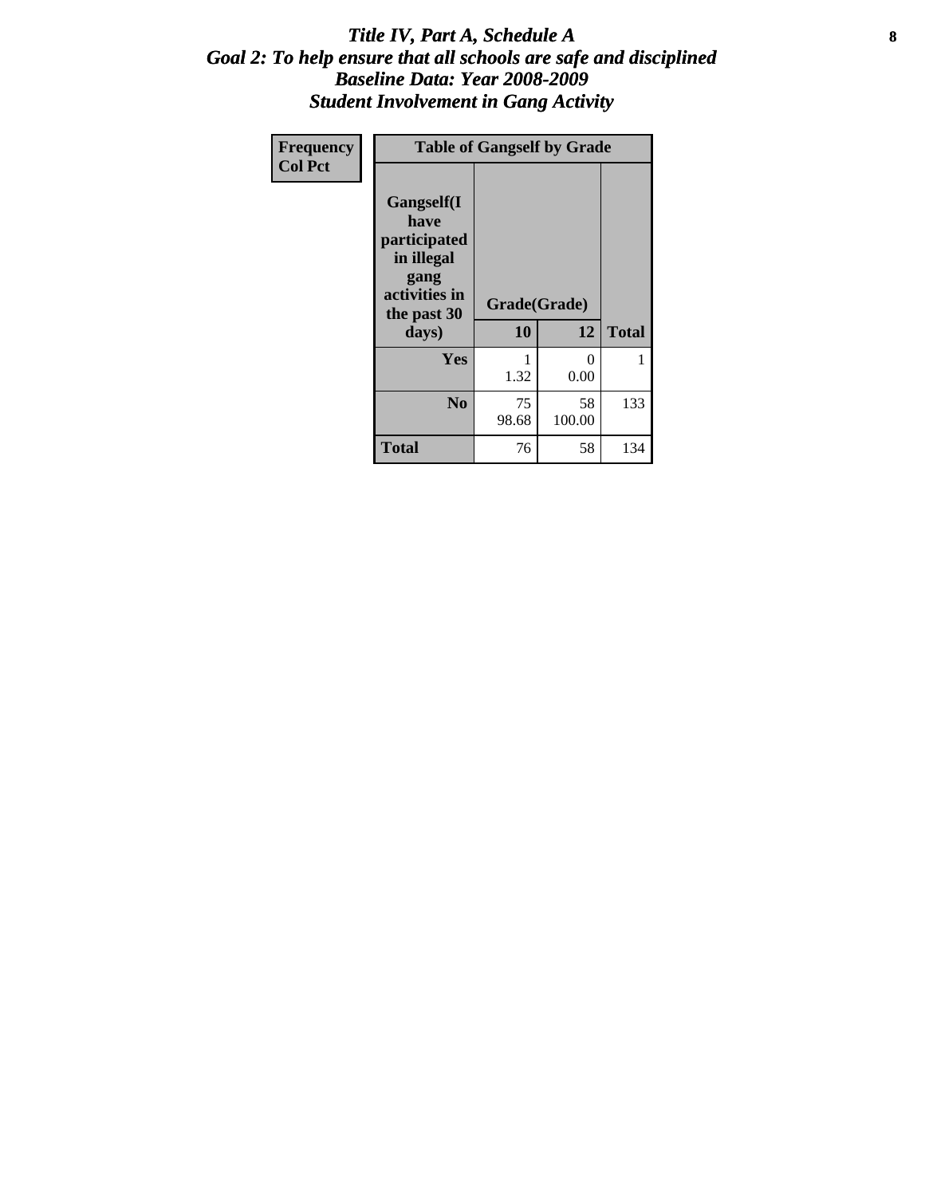# *Title IV, Part A, Schedule A*
## *Goal 2: To help ensure that all schools are safe and disciplined*
## *Baseline Data: Year 2008-2009*
## *Student Involvement in Gang Activity*

| Frequency<br>Col Pct | Table of Gangself by Grade | | |
|---|---|---|---|
| Gangself(I have participated in illegal gang activities in the past 30 days) | Grade(Grade) | | |
| | 10 | 12 | Total |
| Yes | 1<br>1.32 | 0<br>0.00 | 1 |
| No | 75<br>98.68 | 58<br>100.00 | 133 |
| Total | 76 | 58 | 134 |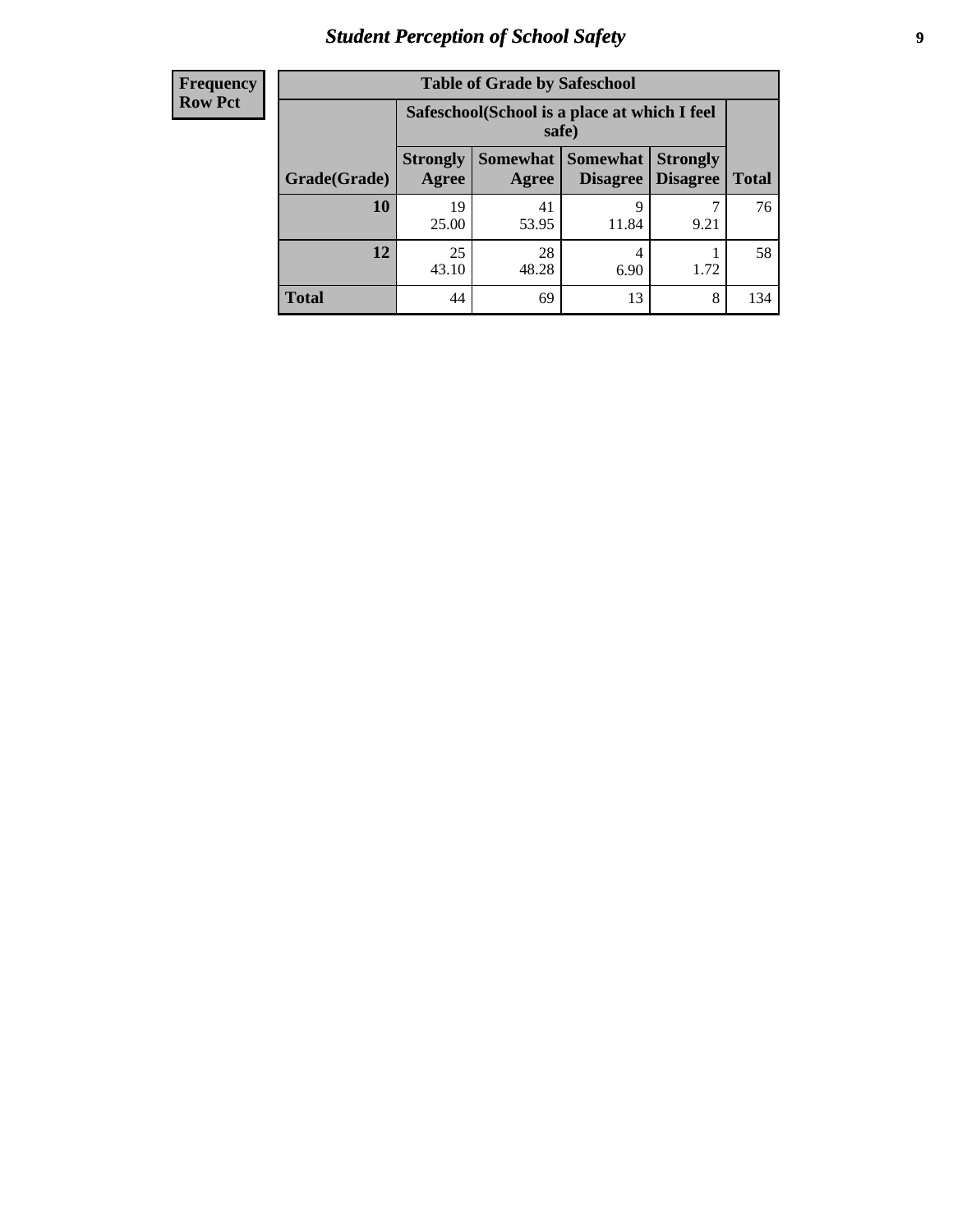| Frequency<br>Row Pct |
|---|

**Table of Grade by Safeschool**

| Grade(Grade) | Safeschool(School is a place at which I feel safe) | | | | Total |
|---|---|---|---|---|---|
| | Strongly Agree | Somewhat Agree | Somewhat Disagree | Strongly Disagree | |
| **10** | 19<br>25.00 | 41<br>53.95 | 9<br>11.84 | 7<br>9.21 | 76 |
| **12** | 25<br>43.10 | 28<br>48.28 | 4<br>6.90 | 1<br>1.72 | 58 |
| **Total** | 44 | 69 | 13 | 8 | 134 |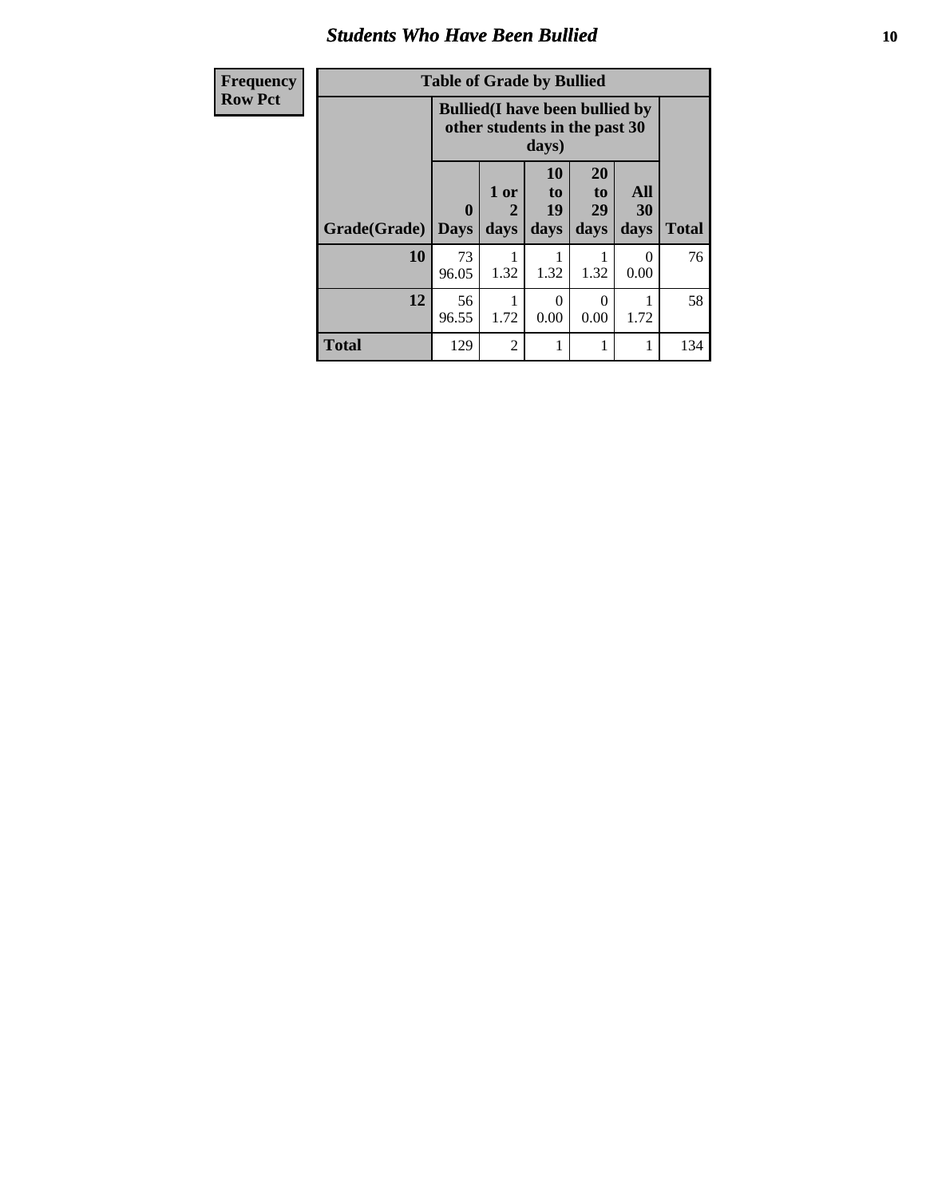# Students Who Have Been Bullied

| Frequency<br>Row Pct |
|---|

**Table of Grade by Bullied**

| Grade(Grade) | Bullied(I have been bullied by other students in the past 30 days) | | | | | Total |
|---|---|---|---|---|---|---|
| | 0 Days | 1 or 2 days | 10 to 19 days | 20 to 29 days | All 30 days | |
| **10** | 73<br>96.05 | 1<br>1.32 | 1<br>1.32 | 1<br>1.32 | 0<br>0.00 | 76 |
| **12** | 56<br>96.55 | 1<br>1.72 | 0<br>0.00 | 0<br>0.00 | 1<br>1.72 | 58 |
| **Total** | 129 | 2 | 1 | 1 | 1 | 134 |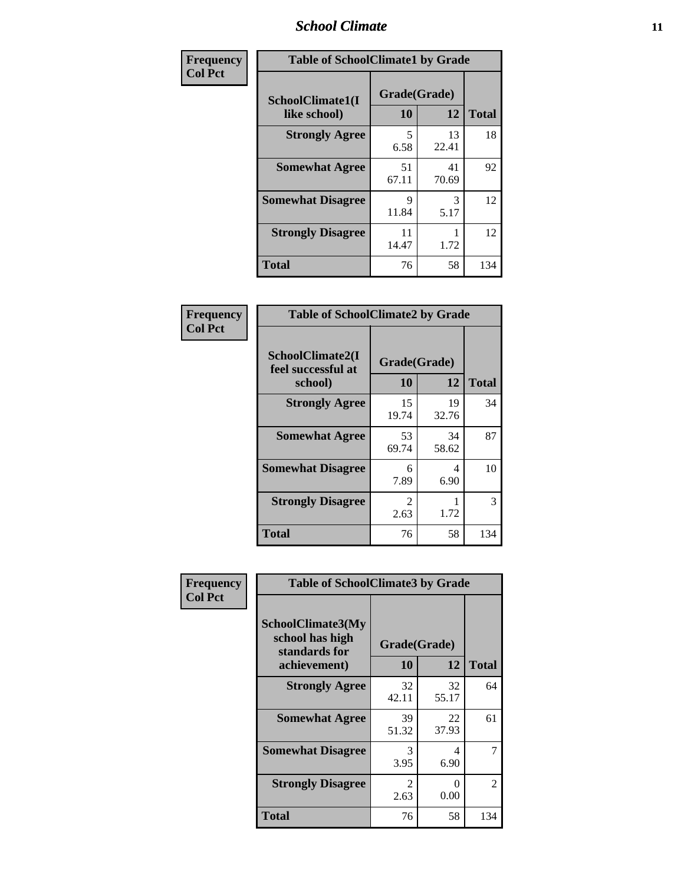| Frequency<br>Col Pct |
|---|

**Table of SchoolClimate1 by Grade**

| SchoolClimate1(I like school) | Grade(Grade) | | Total |
|---|---|---|---|
| | 10 | 12 | |
| Strongly Agree | 5<br>6.58 | 13<br>22.41 | 18 |
| Somewhat Agree | 51<br>67.11 | 41<br>70.69 | 92 |
| Somewhat Disagree | 9<br>11.84 | 3<br>5.17 | 12 |
| Strongly Disagree | 11<br>14.47 | 1<br>1.72 | 12 |
| Total | 76 | 58 | 134 |

| Frequency<br>Col Pct |
|---|

**Table of SchoolClimate2 by Grade**

| SchoolClimate2(I feel successful at school) | Grade(Grade) | | Total |
|---|---|---|---|
| | 10 | 12 | |
| Strongly Agree | 15<br>19.74 | 19<br>32.76 | 34 |
| Somewhat Agree | 53<br>69.74 | 34<br>58.62 | 87 |
| Somewhat Disagree | 6<br>7.89 | 4<br>6.90 | 10 |
| Strongly Disagree | 2<br>2.63 | 1<br>1.72 | 3 |
| Total | 76 | 58 | 134 |

| Frequency<br>Col Pct |
|---|

**Table of SchoolClimate3 by Grade**

| SchoolClimate3(My school has high standards for achievement) | Grade(Grade) | | Total |
|---|---|---|---|
| | 10 | 12 | |
| Strongly Agree | 32<br>42.11 | 32<br>55.17 | 64 |
| Somewhat Agree | 39<br>51.32 | 22<br>37.93 | 61 |
| Somewhat Disagree | 3<br>3.95 | 4<br>6.90 | 7 |
| Strongly Disagree | 2<br>2.63 | 0<br>0.00 | 2 |
| Total | 76 | 58 | 134 |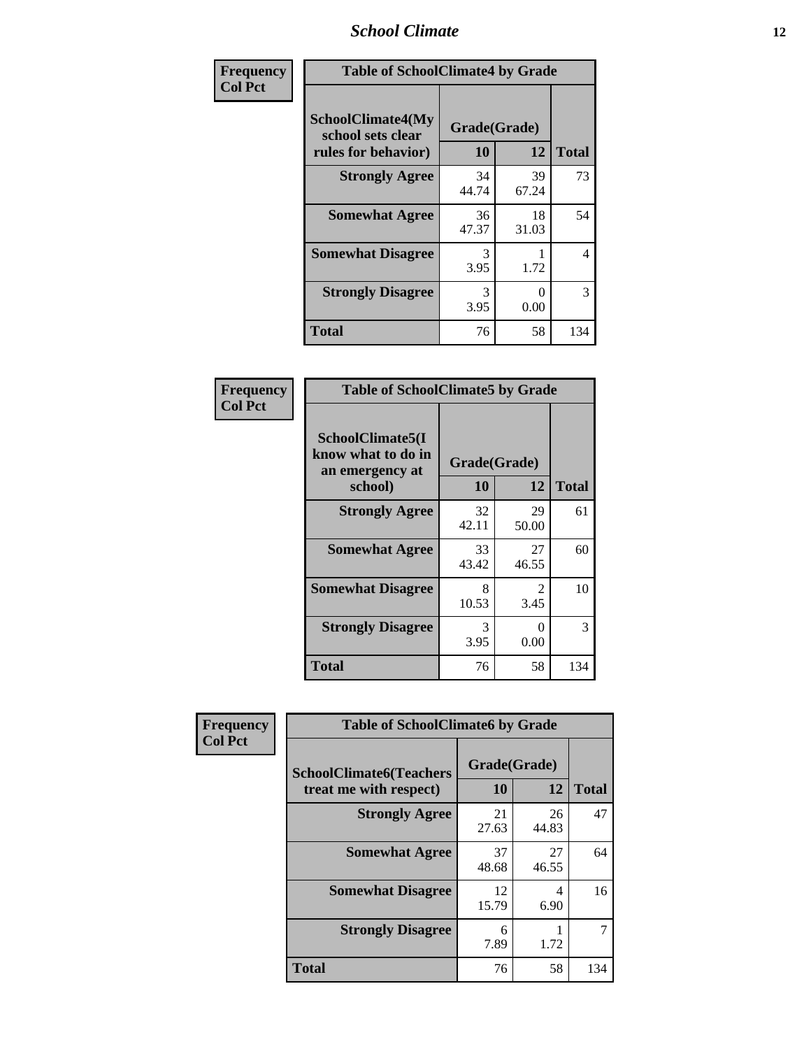| Frequency<br>Col Pct | Table of SchoolClimate4 by Grade | | |
|---|---|---|---|
| SchoolClimate4(My school sets clear rules for behavior) | Grade(Grade) | | |
| | 10 | 12 | Total |
| Strongly Agree | 34<br>44.74 | 39<br>67.24 | 73 |
| Somewhat Agree | 36<br>47.37 | 18<br>31.03 | 54 |
| Somewhat Disagree | 3<br>3.95 | 1<br>1.72 | 4 |
| Strongly Disagree | 3<br>3.95 | 0<br>0.00 | 3 |
| Total | 76 | 58 | 134 |

| Frequency<br>Col Pct | Table of SchoolClimate5 by Grade | | |
|---|---|---|---|
| SchoolClimate5(I know what to do in an emergency at school) | Grade(Grade) | | |
| | 10 | 12 | Total |
| Strongly Agree | 32<br>42.11 | 29<br>50.00 | 61 |
| Somewhat Agree | 33<br>43.42 | 27<br>46.55 | 60 |
| Somewhat Disagree | 8<br>10.53 | 2<br>3.45 | 10 |
| Strongly Disagree | 3<br>3.95 | 0<br>0.00 | 3 |
| Total | 76 | 58 | 134 |

| Frequency<br>Col Pct | Table of SchoolClimate6 by Grade | | |
|---|---|---|---|
| SchoolClimate6(Teachers treat me with respect) | Grade(Grade) | | |
| | 10 | 12 | Total |
| Strongly Agree | 21<br>27.63 | 26<br>44.83 | 47 |
| Somewhat Agree | 37<br>48.68 | 27<br>46.55 | 64 |
| Somewhat Disagree | 12<br>15.79 | 4<br>6.90 | 16 |
| Strongly Disagree | 6<br>7.89 | 1<br>1.72 | 7 |
| Total | 76 | 58 | 134 |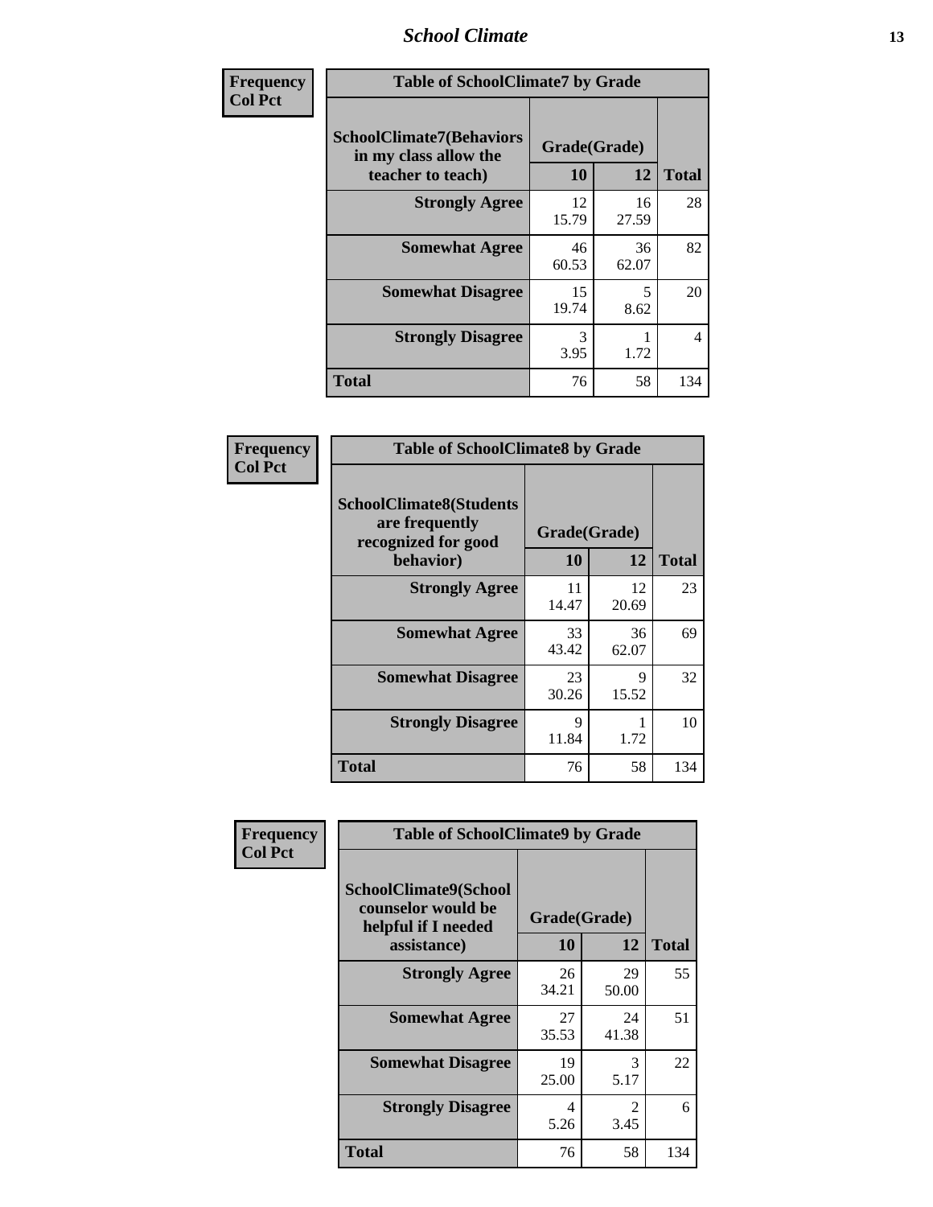**Frequency**
**Col Pct**

| Table of SchoolClimate7 by Grade | | | |
|---|---|---|---|
| **SchoolClimate7(Behaviors in my class allow the teacher to teach)** | **Grade(Grade)** | | **Total** |
| | **10** | **12** | |
| **Strongly Agree** | 12<br>15.79 | 16<br>27.59 | 28 |
| **Somewhat Agree** | 46<br>60.53 | 36<br>62.07 | 82 |
| **Somewhat Disagree** | 15<br>19.74 | 5<br>8.62 | 20 |
| **Strongly Disagree** | 3<br>3.95 | 1<br>1.72 | 4 |
| **Total** | 76 | 58 | 134 |

**Frequency**
**Col Pct**

| Table of SchoolClimate8 by Grade | | | |
|---|---|---|---|
| **SchoolClimate8(Students are frequently recognized for good behavior)** | **Grade(Grade)** | | **Total** |
| | **10** | **12** | |
| **Strongly Agree** | 11<br>14.47 | 12<br>20.69 | 23 |
| **Somewhat Agree** | 33<br>43.42 | 36<br>62.07 | 69 |
| **Somewhat Disagree** | 23<br>30.26 | 9<br>15.52 | 32 |
| **Strongly Disagree** | 9<br>11.84 | 1<br>1.72 | 10 |
| **Total** | 76 | 58 | 134 |

**Frequency**
**Col Pct**

| Table of SchoolClimate9 by Grade | | | |
|---|---|---|---|
| **SchoolClimate9(School counselor would be helpful if I needed assistance)** | **Grade(Grade)** | | **Total** |
| | **10** | **12** | |
| **Strongly Agree** | 26<br>34.21 | 29<br>50.00 | 55 |
| **Somewhat Agree** | 27<br>35.53 | 24<br>41.38 | 51 |
| **Somewhat Disagree** | 19<br>25.00 | 3<br>5.17 | 22 |
| **Strongly Disagree** | 4<br>5.26 | 2<br>3.45 | 6 |
| **Total** | 76 | 58 | 134 |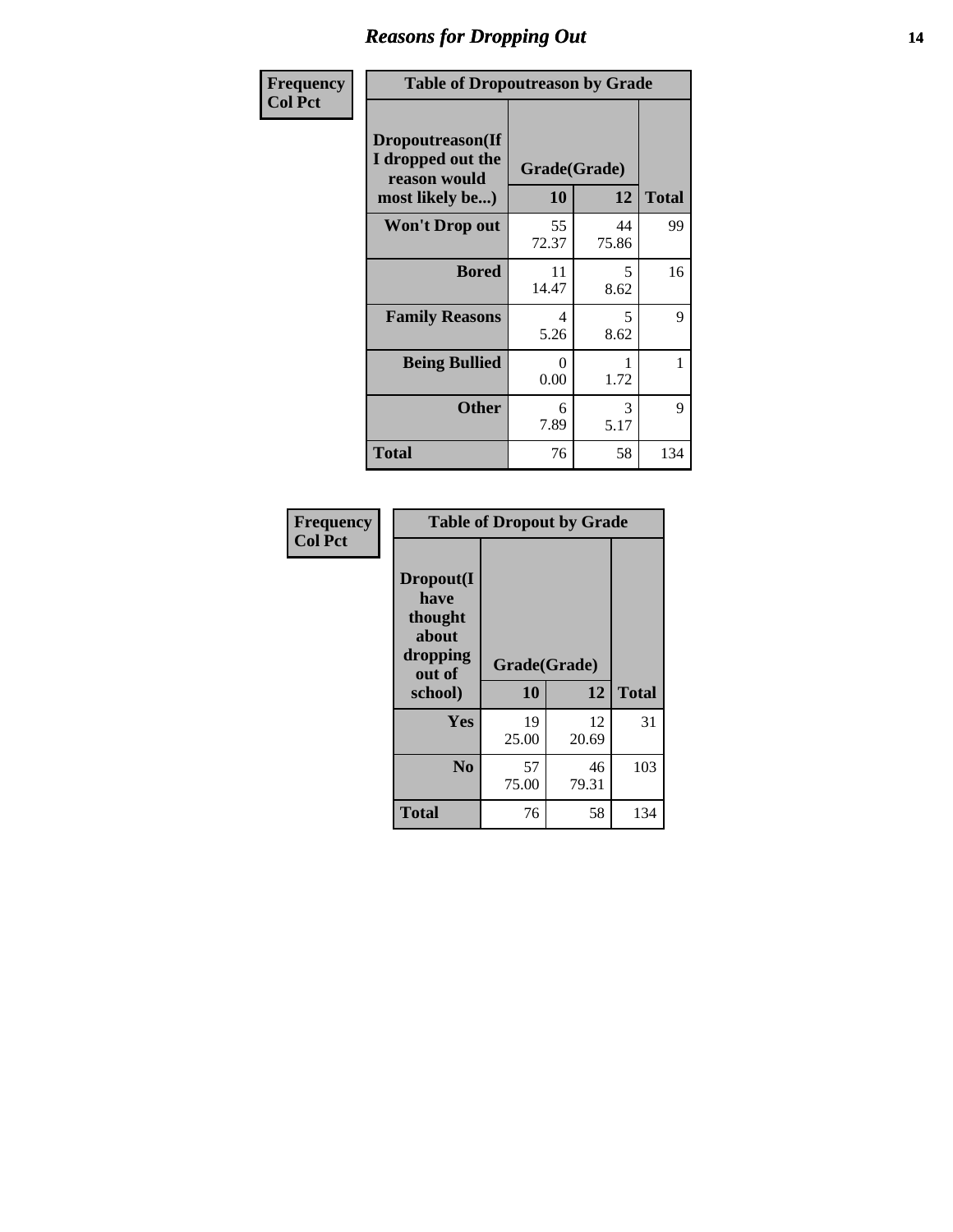# Reasons for Dropping Out

**Frequency**
**Col Pct**

**Table of Dropoutreason by Grade**

| Dropoutreason(If I dropped out the reason would most likely be...) | Grade(Grade) 10 | 12 | Total |
|---|---|---|---|
| **Won't Drop out** | 55<br>72.37 | 44<br>75.86 | 99 |
| **Bored** | 11<br>14.47 | 5<br>8.62 | 16 |
| **Family Reasons** | 4<br>5.26 | 5<br>8.62 | 9 |
| **Being Bullied** | 0<br>0.00 | 1<br>1.72 | 1 |
| **Other** | 6<br>7.89 | 3<br>5.17 | 9 |
| **Total** | 76 | 58 | 134 |

**Frequency**
**Col Pct**

**Table of Dropout by Grade**

| Dropout(I have thought about dropping out of school) | Grade(Grade) 10 | 12 | Total |
|---|---|---|---|
| **Yes** | 19<br>25.00 | 12<br>20.69 | 31 |
| **No** | 57<br>75.00 | 46<br>79.31 | 103 |
| **Total** | 76 | 58 | 134 |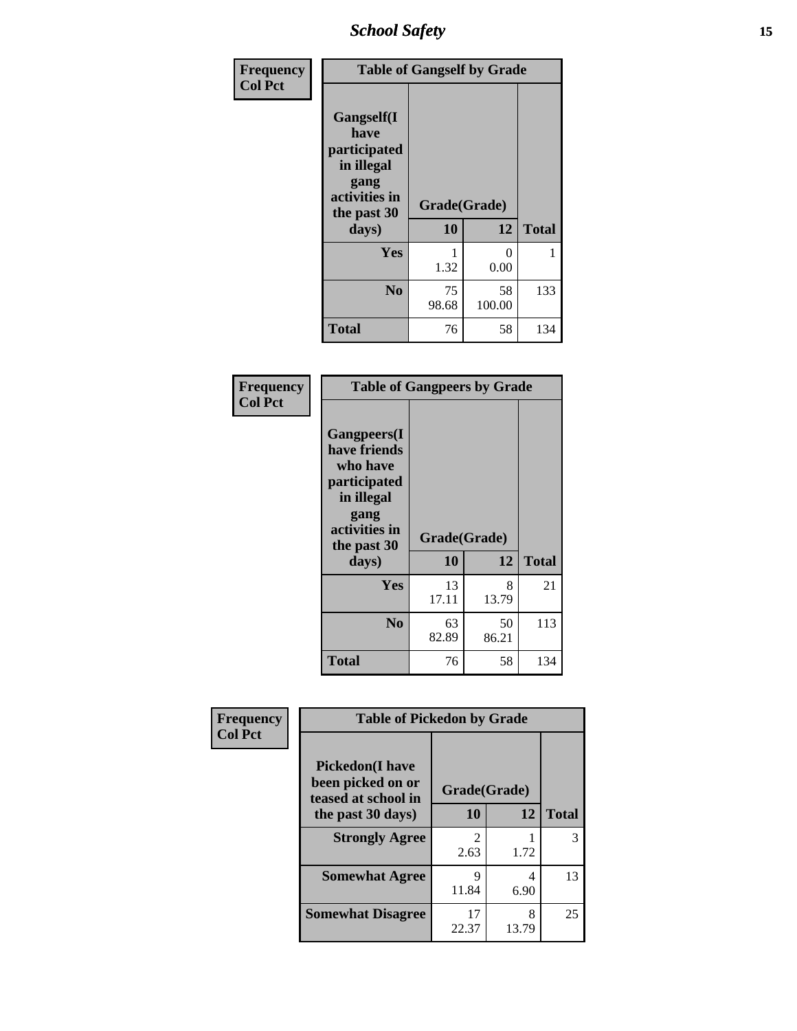| Frequency<br>Col Pct | Table of Gangself by Grade | | |
|---|---|---|---|
| Gangself(I have participated in illegal gang activities in the past 30 days) | Grade(Grade) | | |
| | 10 | 12 | Total |
| Yes | 1<br>1.32 | 0<br>0.00 | 1 |
| No | 75<br>98.68 | 58<br>100.00 | 133 |
| Total | 76 | 58 | 134 |

| Frequency<br>Col Pct | Table of Gangpeers by Grade | | |
|---|---|---|---|
| Gangpeers(I have friends who have participated in illegal gang activities in the past 30 days) | Grade(Grade) | | |
| | 10 | 12 | Total |
| Yes | 13<br>17.11 | 8<br>13.79 | 21 |
| No | 63<br>82.89 | 50<br>86.21 | 113 |
| Total | 76 | 58 | 134 |

| Frequency<br>Col Pct | Table of Pickedon by Grade | | |
|---|---|---|---|
| Pickedon(I have been picked on or teased at school in the past 30 days) | Grade(Grade) | | |
| | 10 | 12 | Total |
| Strongly Agree | 2<br>2.63 | 1<br>1.72 | 3 |
| Somewhat Agree | 9<br>11.84 | 4<br>6.90 | 13 |
| Somewhat Disagree | 17<br>22.37 | 8<br>13.79 | 25 |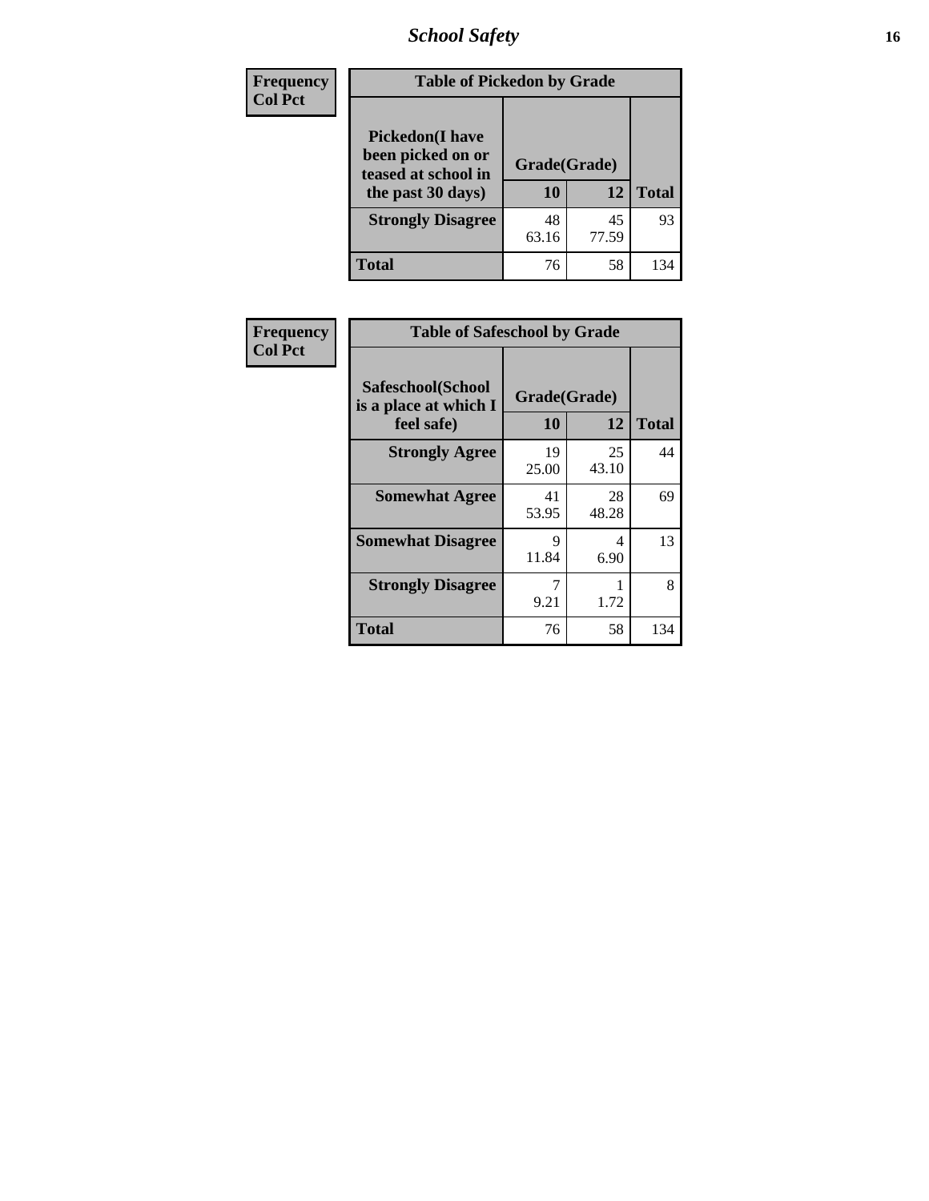| Frequency<br>Col Pct |
| --- |

**Table of Pickedon by Grade**

| Pickedon(I have been picked on or teased at school in the past 30 days) | Grade(Grade) | | |
| --- | --- | --- | --- |
| | 10 | 12 | Total |
| Strongly Disagree | 48<br>63.16 | 45<br>77.59 | 93 |
| Total | 76 | 58 | 134 |

| Frequency<br>Col Pct |
| --- |

**Table of Safeschool by Grade**

| Safeschool(School is a place at which I feel safe) | Grade(Grade) | | |
| --- | --- | --- | --- |
| | 10 | 12 | Total |
| Strongly Agree | 19<br>25.00 | 25<br>43.10 | 44 |
| Somewhat Agree | 41<br>53.95 | 28<br>48.28 | 69 |
| Somewhat Disagree | 9<br>11.84 | 4<br>6.90 | 13 |
| Strongly Disagree | 7<br>9.21 | 1<br>1.72 | 8 |
| Total | 76 | 58 | 134 |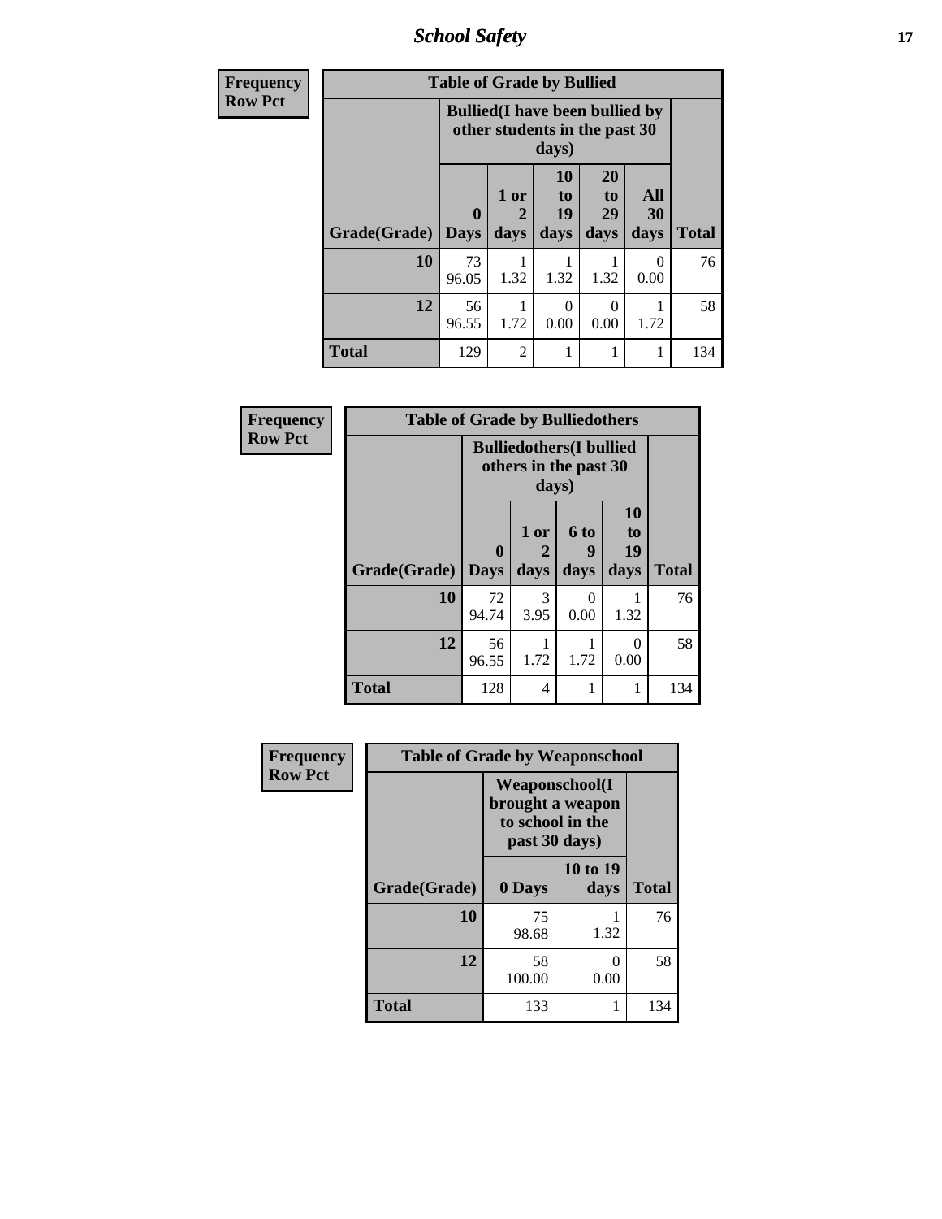## School Safety

| Frequency<br>Row Pct | Table of Grade by Bullied | | | | | |
|---|---|---|---|---|---|---|
| | Bullied(I have been bullied by other students in the past 30 days) | | | | | |
| Grade(Grade) | 0 Days | 1 or 2 days | 10 to 19 days | 20 to 29 days | All 30 days | Total |
| 10 | 73<br>96.05 | 1<br>1.32 | 1<br>1.32 | 1<br>1.32 | 0<br>0.00 | 76 |
| 12 | 56<br>96.55 | 1<br>1.72 | 0<br>0.00 | 0<br>0.00 | 1<br>1.72 | 58 |
| Total | 129 | 2 | 1 | 1 | 1 | 134 |

| Frequency<br>Row Pct | Table of Grade by Bulliedothers | | | | |
|---|---|---|---|---|---|
| | Bulliedothers(I bullied others in the past 30 days) | | | | |
| Grade(Grade) | 0 Days | 1 or 2 days | 6 to 9 days | 10 to 19 days | Total |
| 10 | 72<br>94.74 | 3<br>3.95 | 0<br>0.00 | 1<br>1.32 | 76 |
| 12 | 56<br>96.55 | 1<br>1.72 | 1<br>1.72 | 0<br>0.00 | 58 |
| Total | 128 | 4 | 1 | 1 | 134 |

| Frequency<br>Row Pct | Table of Grade by Weaponschool | | |
|---|---|---|---|
| | Weaponschool(I brought a weapon to school in the past 30 days) | | |
| Grade(Grade) | 0 Days | 10 to 19 days | Total |
| 10 | 75<br>98.68 | 1<br>1.32 | 76 |
| 12 | 58<br>100.00 | 0<br>0.00 | 58 |
| Total | 133 | 1 | 134 |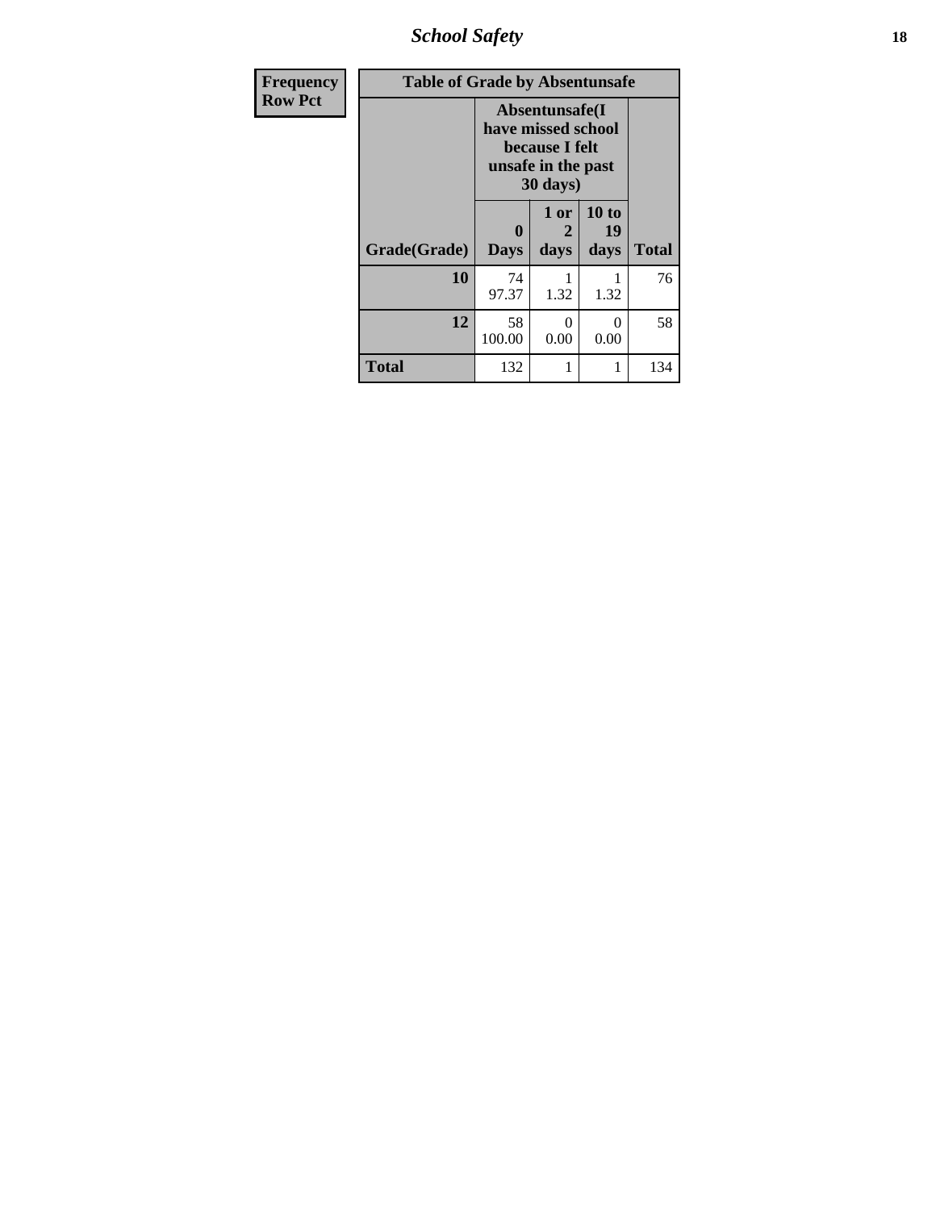| Frequency<br>Row Pct |
|---|

| Table of Grade by Absentunsafe | | | | |
|---|---|---|---|---|
| | Absentunsafe(I have missed school because I felt unsafe in the past 30 days) | | | |
| Grade(Grade) | 0 Days | 1 or 2 days | 10 to 19 days | Total |
| 10 | 74<br>97.37 | 1<br>1.32 | 1<br>1.32 | 76 |
| 12 | 58<br>100.00 | 0<br>0.00 | 0<br>0.00 | 58 |
| Total | 132 | 1 | 1 | 134 |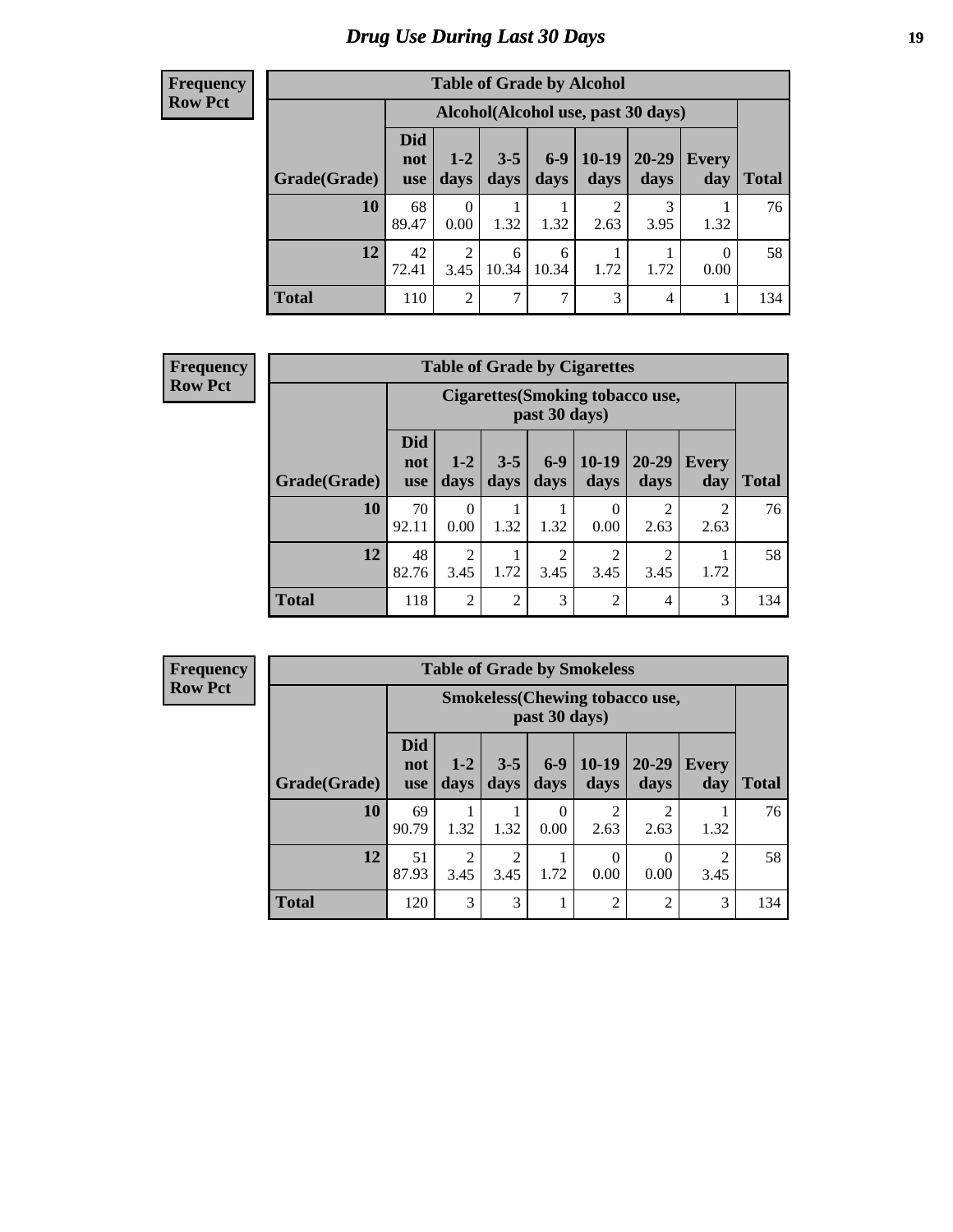# Drug Use During Last 30 Days

**Frequency**
**Row Pct**

| Table of Grade by Alcohol | | | | | | | | |
|---|---|---|---|---|---|---|---|---|
| | Alcohol(Alcohol use, past 30 days) | | | | | | | |
| Grade(Grade) | Did not use | 1-2 days | 3-5 days | 6-9 days | 10-19 days | 20-29 days | Every day | Total |
| 10 | 68<br>89.47 | 0<br>0.00 | 1<br>1.32 | 1<br>1.32 | 2<br>2.63 | 3<br>3.95 | 1<br>1.32 | 76 |
| 12 | 42<br>72.41 | 2<br>3.45 | 6<br>10.34 | 6<br>10.34 | 1<br>1.72 | 1<br>1.72 | 0<br>0.00 | 58 |
| Total | 110 | 2 | 7 | 7 | 3 | 4 | 1 | 134 |

**Frequency**
**Row Pct**

| Table of Grade by Cigarettes | | | | | | | | |
|---|---|---|---|---|---|---|---|---|
| | Cigarettes(Smoking tobacco use, past 30 days) | | | | | | | |
| Grade(Grade) | Did not use | 1-2 days | 3-5 days | 6-9 days | 10-19 days | 20-29 days | Every day | Total |
| 10 | 70<br>92.11 | 0<br>0.00 | 1<br>1.32 | 1<br>1.32 | 0<br>0.00 | 2<br>2.63 | 2<br>2.63 | 76 |
| 12 | 48<br>82.76 | 2<br>3.45 | 1<br>1.72 | 2<br>3.45 | 2<br>3.45 | 2<br>3.45 | 1<br>1.72 | 58 |
| Total | 118 | 2 | 2 | 3 | 2 | 4 | 3 | 134 |

**Frequency**
**Row Pct**

| Table of Grade by Smokeless | | | | | | | | |
|---|---|---|---|---|---|---|---|---|
| | Smokeless(Chewing tobacco use, past 30 days) | | | | | | | |
| Grade(Grade) | Did not use | 1-2 days | 3-5 days | 6-9 days | 10-19 days | 20-29 days | Every day | Total |
| 10 | 69<br>90.79 | 1<br>1.32 | 1<br>1.32 | 0<br>0.00 | 2<br>2.63 | 2<br>2.63 | 1<br>1.32 | 76 |
| 12 | 51<br>87.93 | 2<br>3.45 | 2<br>3.45 | 1<br>1.72 | 0<br>0.00 | 0<br>0.00 | 2<br>3.45 | 58 |
| Total | 120 | 3 | 3 | 1 | 2 | 2 | 3 | 134 |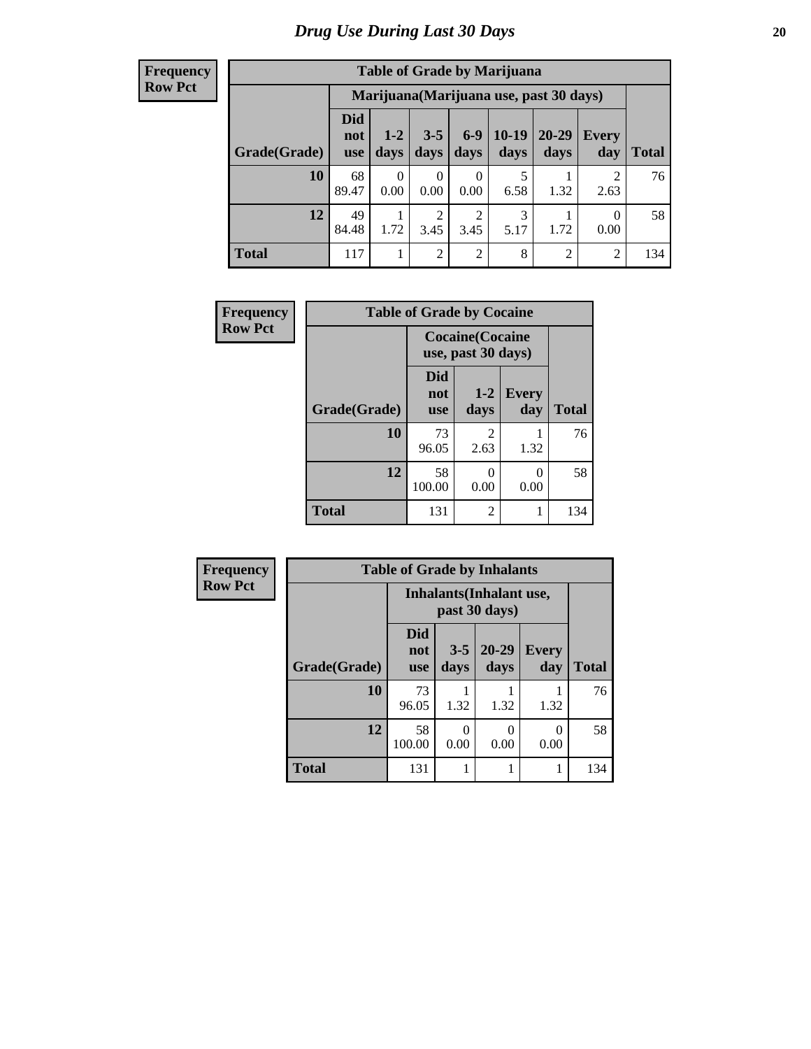# Drug Use During Last 30 Days

**Frequency**
**Row Pct**

| Table of Grade by Marijuana | | | | | | | | |
|---|---|---|---|---|---|---|---|---|
| | Marijuana(Marijuana use, past 30 days) | | | | | | | |
| Grade(Grade) | Did not use | 1-2 days | 3-5 days | 6-9 days | 10-19 days | 20-29 days | Every day | Total |
| 10 | 68 89.47 | 0 0.00 | 0 0.00 | 0 0.00 | 5 6.58 | 1 1.32 | 2 2.63 | 76 |
| 12 | 49 84.48 | 1 1.72 | 2 3.45 | 2 3.45 | 3 5.17 | 1 1.72 | 0 0.00 | 58 |
| Total | 117 | 1 | 2 | 2 | 8 | 2 | 2 | 134 |

**Frequency**
**Row Pct**

| Table of Grade by Cocaine | | | | |
|---|---|---|---|---|
| | Cocaine(Cocaine use, past 30 days) | | | |
| Grade(Grade) | Did not use | 1-2 days | Every day | Total |
| 10 | 73 96.05 | 2 2.63 | 1 1.32 | 76 |
| 12 | 58 100.00 | 0 0.00 | 0 0.00 | 58 |
| Total | 131 | 2 | 1 | 134 |

**Frequency**
**Row Pct**

| Table of Grade by Inhalants | | | | | |
|---|---|---|---|---|---|
| | Inhalants(Inhalant use, past 30 days) | | | | |
| Grade(Grade) | Did not use | 3-5 days | 20-29 days | Every day | Total |
| 10 | 73 96.05 | 1 1.32 | 1 1.32 | 1 1.32 | 76 |
| 12 | 58 100.00 | 0 0.00 | 0 0.00 | 0 0.00 | 58 |
| Total | 131 | 1 | 1 | 1 | 134 |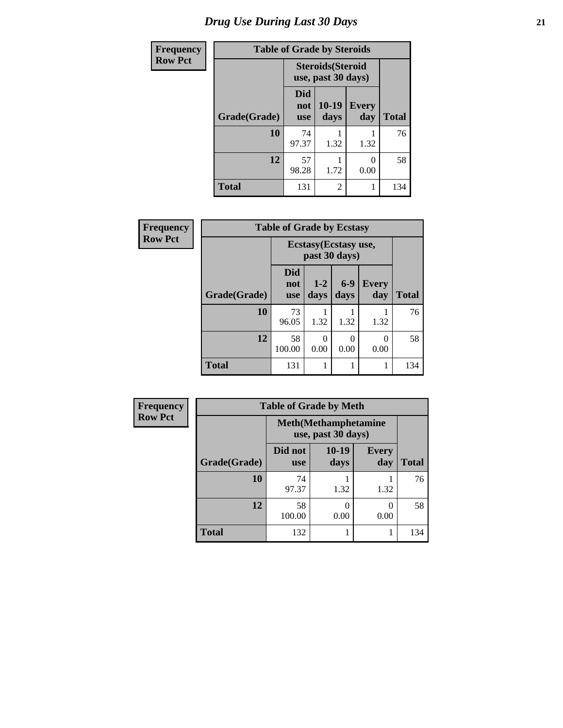# Drug Use During Last 30 Days

| Frequency |
|---|
| Row Pct |

| Table of Grade by Steroids | | | | |
|---|---|---|---|---|
| | Steroids(Steroid use, past 30 days) | | | |
| Grade(Grade) | Did not use | 10-19 days | Every day | Total |
| 10 | 74<br>97.37 | 1<br>1.32 | 1<br>1.32 | 76 |
| 12 | 57<br>98.28 | 1<br>1.72 | 0<br>0.00 | 58 |
| Total | 131 | 2 | 1 | 134 |

| Frequency |
|---|
| Row Pct |

| Table of Grade by Ecstasy | | | | | |
|---|---|---|---|---|---|
| | Ecstasy(Ecstasy use, past 30 days) | | | | |
| Grade(Grade) | Did not use | 1-2 days | 6-9 days | Every day | Total |
| 10 | 73<br>96.05 | 1<br>1.32 | 1<br>1.32 | 1<br>1.32 | 76 |
| 12 | 58<br>100.00 | 0<br>0.00 | 0<br>0.00 | 0<br>0.00 | 58 |
| Total | 131 | 1 | 1 | 1 | 134 |

| Frequency |
|---|
| Row Pct |

| Table of Grade by Meth | | | | |
|---|---|---|---|---|
| | Meth(Methamphetamine use, past 30 days) | | | |
| Grade(Grade) | Did not use | 10-19 days | Every day | Total |
| 10 | 74<br>97.37 | 1<br>1.32 | 1<br>1.32 | 76 |
| 12 | 58<br>100.00 | 0<br>0.00 | 0<br>0.00 | 58 |
| Total | 132 | 1 | 1 | 134 |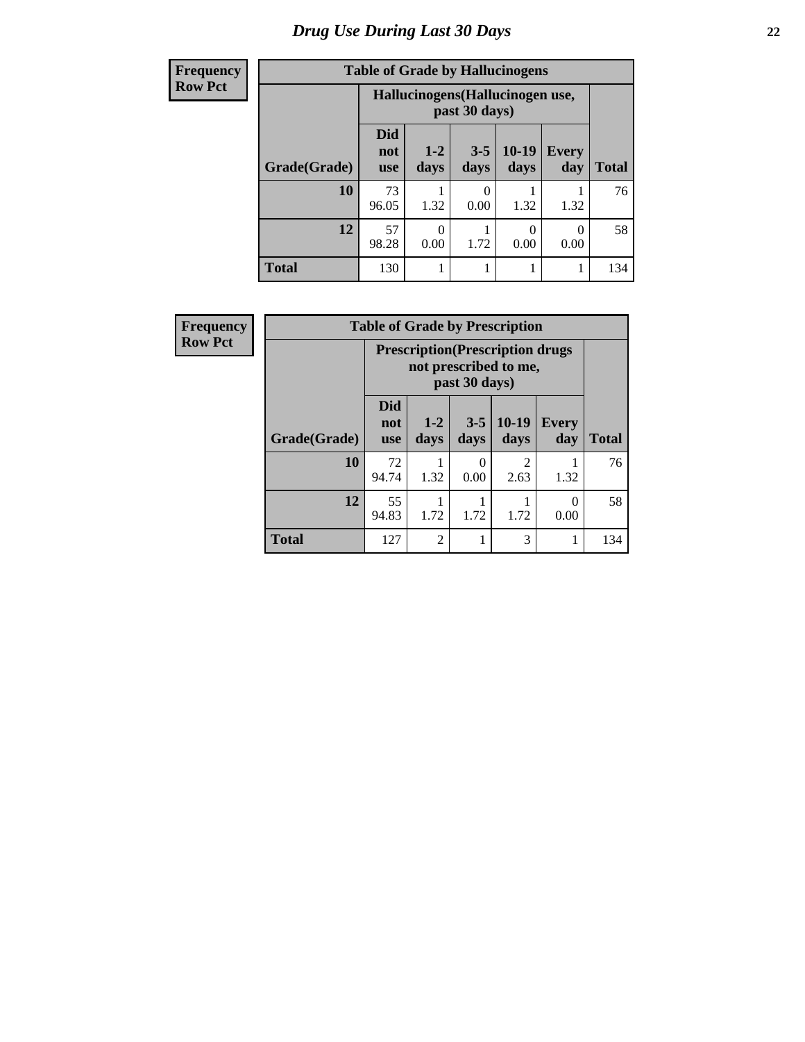# Drug Use During Last 30 Days

**Frequency**
**Row Pct**

**Table of Grade by Hallucinogens**

| Grade(Grade) | Hallucinogens(Hallucinogen use, past 30 days) Did not use | 1-2 days | 3-5 days | 10-19 days | Every day | Total |
|---|---|---|---|---|---|---|
| **10** | 73<br>96.05 | 1<br>1.32 | 0<br>0.00 | 1<br>1.32 | 1<br>1.32 | 76 |
| **12** | 57<br>98.28 | 0<br>0.00 | 1<br>1.72 | 0<br>0.00 | 0<br>0.00 | 58 |
| **Total** | 130 | 1 | 1 | 1 | 1 | 134 |

**Frequency**
**Row Pct**

**Table of Grade by Prescription**

| Grade(Grade) | Prescription(Prescription drugs not prescribed to me, past 30 days) Did not use | 1-2 days | 3-5 days | 10-19 days | Every day | Total |
|---|---|---|---|---|---|---|
| **10** | 72<br>94.74 | 1<br>1.32 | 0<br>0.00 | 2<br>2.63 | 1<br>1.32 | 76 |
| **12** | 55<br>94.83 | 1<br>1.72 | 1<br>1.72 | 1<br>1.72 | 0<br>0.00 | 58 |
| **Total** | 127 | 2 | 1 | 3 | 1 | 134 |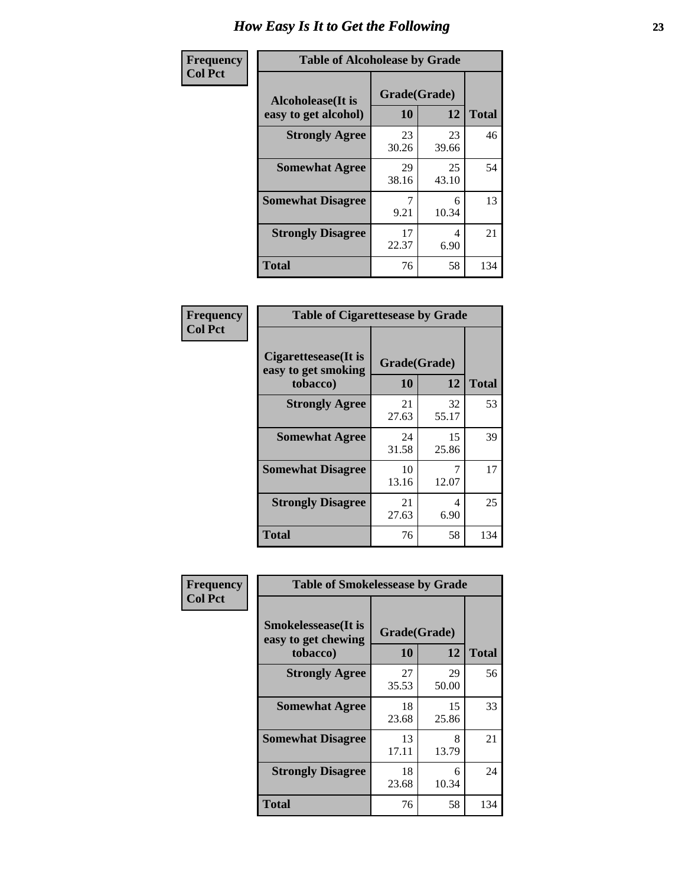# How Easy Is It to Get the Following

**Frequency**
**Col Pct**

**Table of Alcoholease by Grade**

| Alcoholease(It is easy to get alcohol) | Grade(Grade) | | Total |
|---|---|---|---|
| | 10 | 12 | |
| Strongly Agree | 23<br>30.26 | 23<br>39.66 | 46 |
| Somewhat Agree | 29<br>38.16 | 25<br>43.10 | 54 |
| Somewhat Disagree | 7<br>9.21 | 6<br>10.34 | 13 |
| Strongly Disagree | 17<br>22.37 | 4<br>6.90 | 21 |
| Total | 76 | 58 | 134 |

**Frequency**
**Col Pct**

**Table of Cigarettesease by Grade**

| Cigarettesease(It is easy to get smoking tobacco) | Grade(Grade) | | Total |
|---|---|---|---|
| | 10 | 12 | |
| Strongly Agree | 21<br>27.63 | 32<br>55.17 | 53 |
| Somewhat Agree | 24<br>31.58 | 15<br>25.86 | 39 |
| Somewhat Disagree | 10<br>13.16 | 7<br>12.07 | 17 |
| Strongly Disagree | 21<br>27.63 | 4<br>6.90 | 25 |
| Total | 76 | 58 | 134 |

**Frequency**
**Col Pct**

**Table of Smokelessease by Grade**

| Smokelessease(It is easy to get chewing tobacco) | Grade(Grade) | | Total |
|---|---|---|---|
| | 10 | 12 | |
| Strongly Agree | 27<br>35.53 | 29<br>50.00 | 56 |
| Somewhat Agree | 18<br>23.68 | 15<br>25.86 | 33 |
| Somewhat Disagree | 13<br>17.11 | 8<br>13.79 | 21 |
| Strongly Disagree | 18<br>23.68 | 6<br>10.34 | 24 |
| Total | 76 | 58 | 134 |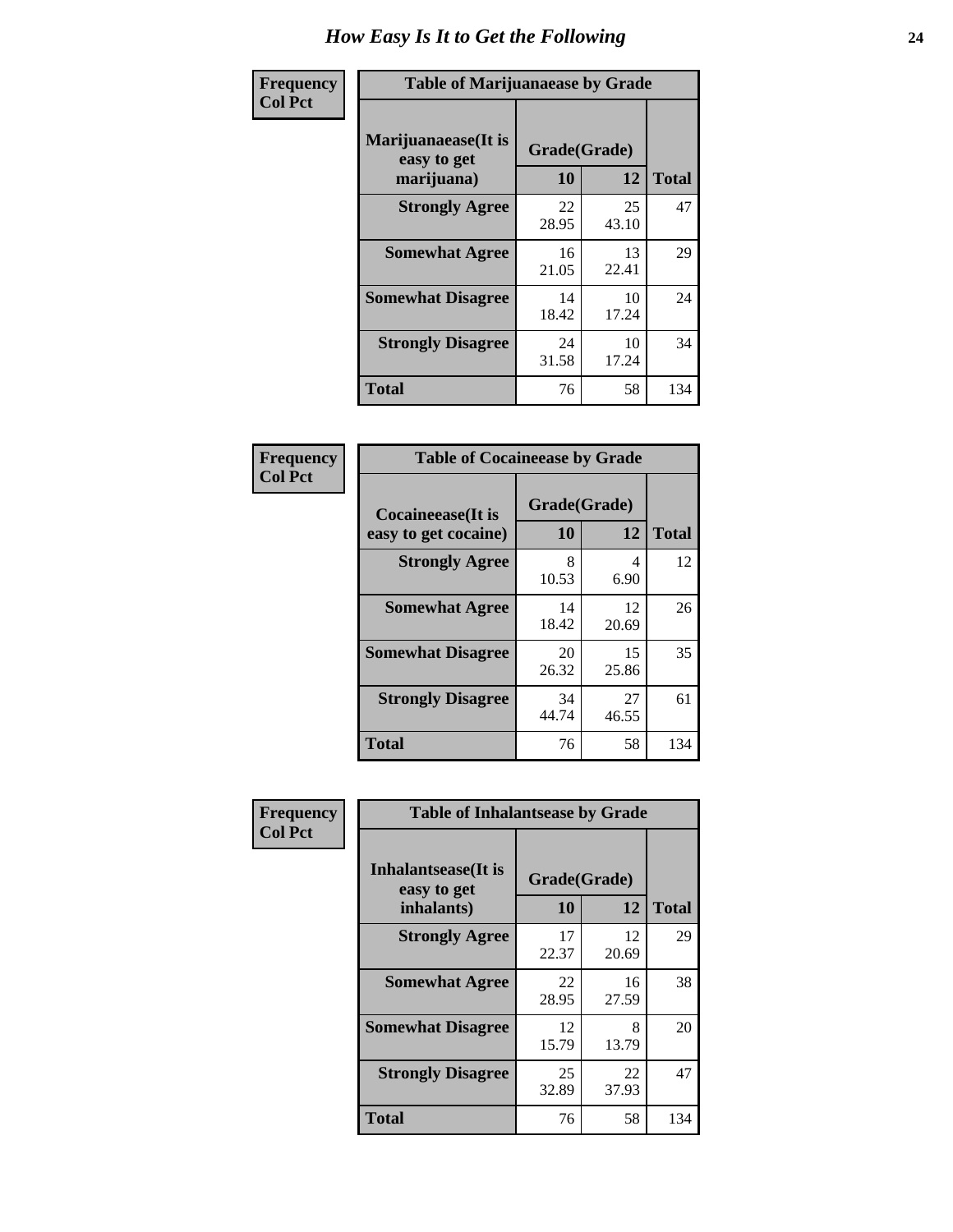# How Easy Is It to Get the Following

**Frequency**
**Col Pct**

| Table of Marijuanaease by Grade | | | |
|---|---|---|---|
| **Marijuanaease(It is easy to get marijuana)** | **Grade(Grade)** | | **Total** |
| | **10** | **12** | |
| **Strongly Agree** | 22<br>28.95 | 25<br>43.10 | 47 |
| **Somewhat Agree** | 16<br>21.05 | 13<br>22.41 | 29 |
| **Somewhat Disagree** | 14<br>18.42 | 10<br>17.24 | 24 |
| **Strongly Disagree** | 24<br>31.58 | 10<br>17.24 | 34 |
| **Total** | 76 | 58 | 134 |

**Frequency**
**Col Pct**

| Table of Cocaineease by Grade | | | |
|---|---|---|---|
| **Cocaineease(It is easy to get cocaine)** | **Grade(Grade)** | | **Total** |
| | **10** | **12** | |
| **Strongly Agree** | 8<br>10.53 | 4<br>6.90 | 12 |
| **Somewhat Agree** | 14<br>18.42 | 12<br>20.69 | 26 |
| **Somewhat Disagree** | 20<br>26.32 | 15<br>25.86 | 35 |
| **Strongly Disagree** | 34<br>44.74 | 27<br>46.55 | 61 |
| **Total** | 76 | 58 | 134 |

**Frequency**
**Col Pct**

| Table of Inhalantsease by Grade | | | |
|---|---|---|---|
| **Inhalantsease(It is easy to get inhalants)** | **Grade(Grade)** | | **Total** |
| | **10** | **12** | |
| **Strongly Agree** | 17<br>22.37 | 12<br>20.69 | 29 |
| **Somewhat Agree** | 22<br>28.95 | 16<br>27.59 | 38 |
| **Somewhat Disagree** | 12<br>15.79 | 8<br>13.79 | 20 |
| **Strongly Disagree** | 25<br>32.89 | 22<br>37.93 | 47 |
| **Total** | 76 | 58 | 134 |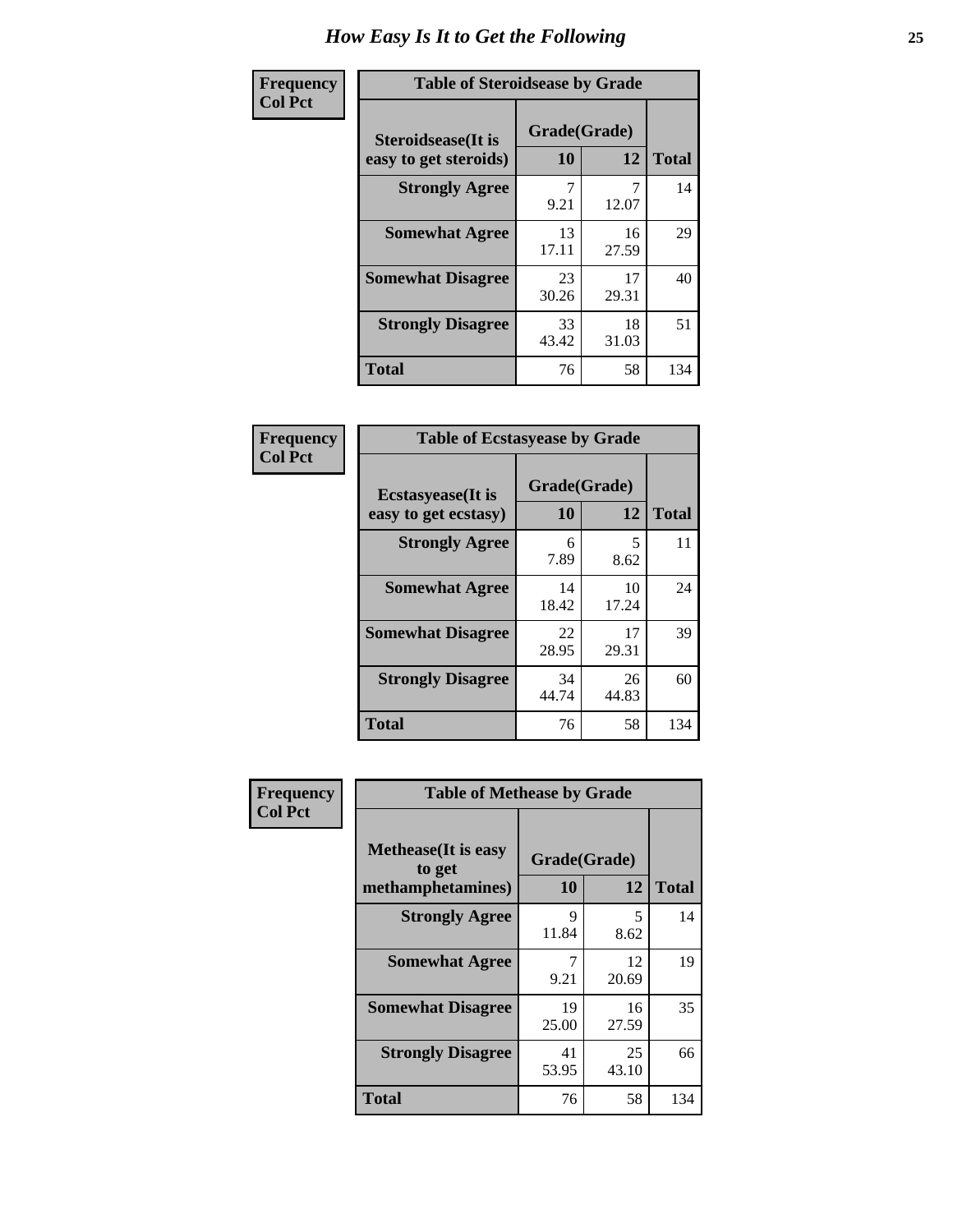# How Easy Is It to Get the Following

**Frequency**
**Col Pct**

**Table of Steroidsease by Grade**

| Steroidsease(It is easy to get steroids) | Grade(Grade) 10 | 12 | Total |
|---|---|---|---|
| **Strongly Agree** | 7<br>9.21 | 7<br>12.07 | 14 |
| **Somewhat Agree** | 13<br>17.11 | 16<br>27.59 | 29 |
| **Somewhat Disagree** | 23<br>30.26 | 17<br>29.31 | 40 |
| **Strongly Disagree** | 33<br>43.42 | 18<br>31.03 | 51 |
| **Total** | 76 | 58 | 134 |

**Frequency**
**Col Pct**

**Table of Ecstasyease by Grade**

| Ecstasyease(It is easy to get ecstasy) | Grade(Grade) 10 | 12 | Total |
|---|---|---|---|
| **Strongly Agree** | 6<br>7.89 | 5<br>8.62 | 11 |
| **Somewhat Agree** | 14<br>18.42 | 10<br>17.24 | 24 |
| **Somewhat Disagree** | 22<br>28.95 | 17<br>29.31 | 39 |
| **Strongly Disagree** | 34<br>44.74 | 26<br>44.83 | 60 |
| **Total** | 76 | 58 | 134 |

**Frequency**
**Col Pct**

**Table of Methease by Grade**

| Methease(It is easy to get methamphetamines) | Grade(Grade) 10 | 12 | Total |
|---|---|---|---|
| **Strongly Agree** | 9<br>11.84 | 5<br>8.62 | 14 |
| **Somewhat Agree** | 7<br>9.21 | 12<br>20.69 | 19 |
| **Somewhat Disagree** | 19<br>25.00 | 16<br>27.59 | 35 |
| **Strongly Disagree** | 41<br>53.95 | 25<br>43.10 | 66 |
| **Total** | 76 | 58 | 134 |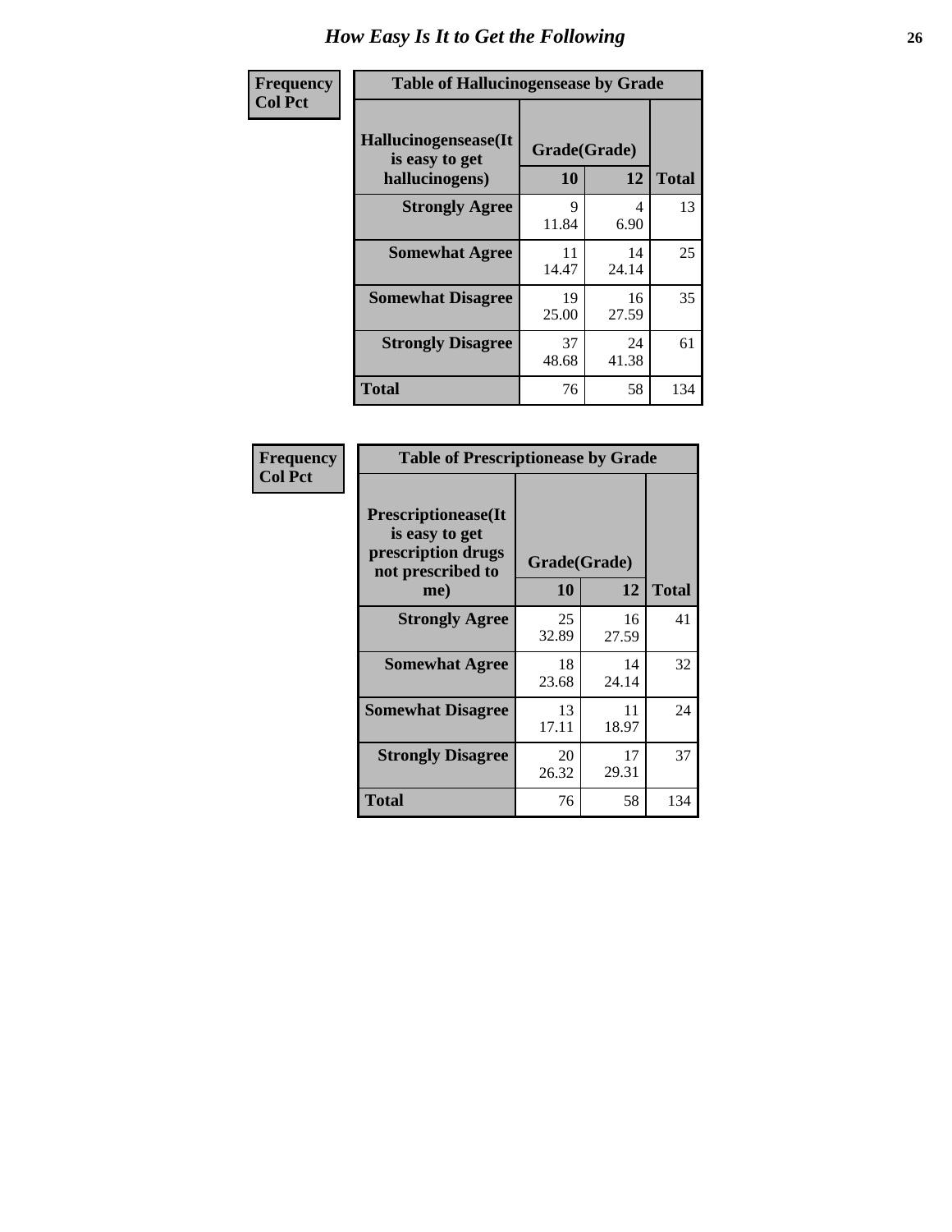# How Easy Is It to Get the Following

**Frequency**
**Col Pct**

| Table of Hallucinogensease by Grade | | | |
|---|---|---|---|
| **Hallucinogensease(It is easy to get hallucinogens)** | **Grade(Grade)** | | **Total** |
| | **10** | **12** | |
| **Strongly Agree** | 9<br>11.84 | 4<br>6.90 | 13 |
| **Somewhat Agree** | 11<br>14.47 | 14<br>24.14 | 25 |
| **Somewhat Disagree** | 19<br>25.00 | 16<br>27.59 | 35 |
| **Strongly Disagree** | 37<br>48.68 | 24<br>41.38 | 61 |
| **Total** | 76 | 58 | 134 |

**Frequency**
**Col Pct**

| Table of Prescriptionease by Grade | | | |
|---|---|---|---|
| **Prescriptionease(It is easy to get prescription drugs not prescribed to me)** | **Grade(Grade)** | | **Total** |
| | **10** | **12** | |
| **Strongly Agree** | 25<br>32.89 | 16<br>27.59 | 41 |
| **Somewhat Agree** | 18<br>23.68 | 14<br>24.14 | 32 |
| **Somewhat Disagree** | 13<br>17.11 | 11<br>18.97 | 24 |
| **Strongly Disagree** | 20<br>26.32 | 17<br>29.31 | 37 |
| **Total** | 76 | 58 | 134 |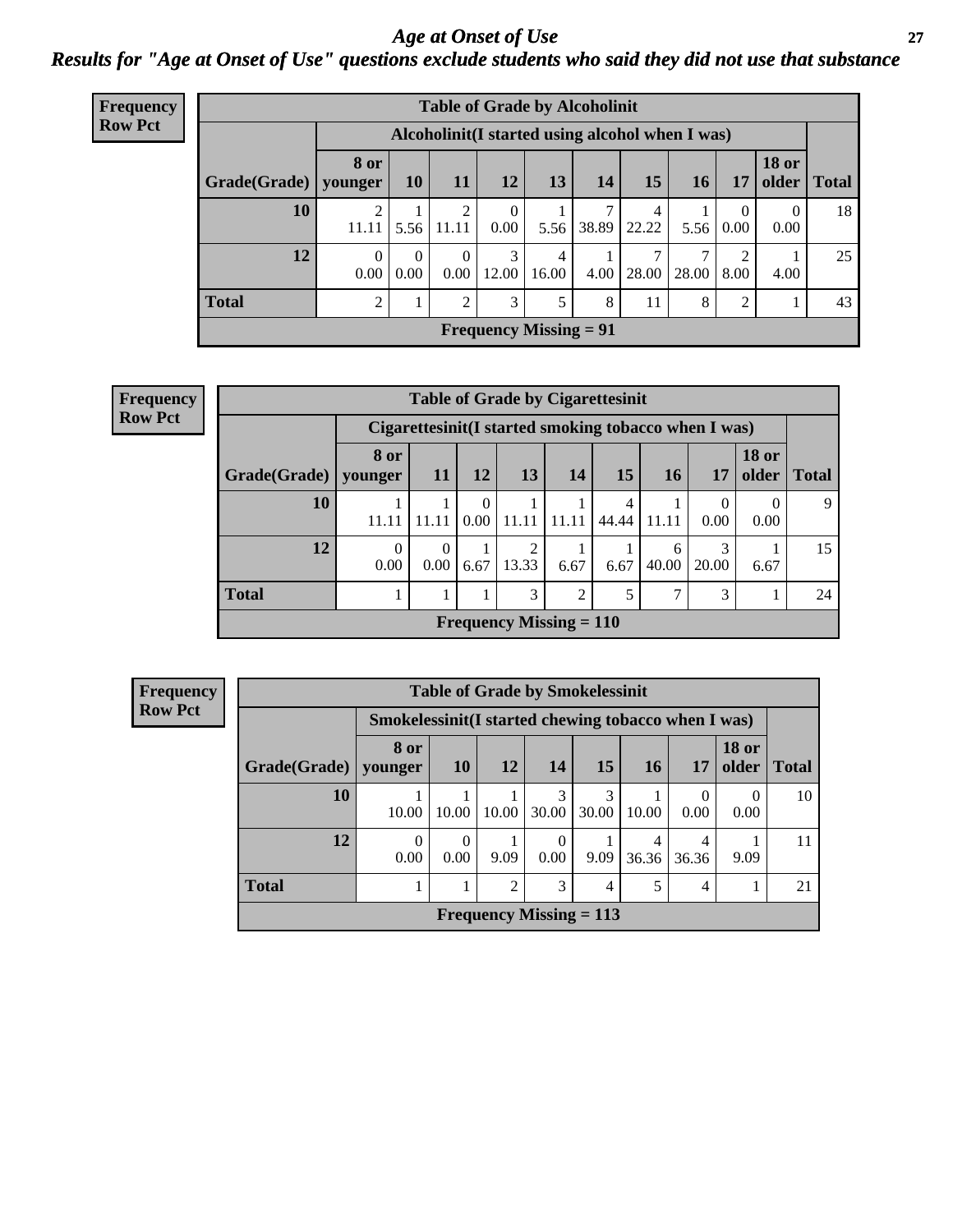# *Age at Onset of Use*

## *Results for "Age at Onset of Use" questions exclude students who said they did not use that substance*

**Frequency**
**Row Pct**

| Table of Grade by Alcoholinit | | | | | | | | | | | |
|---|---|---|---|---|---|---|---|---|---|---|---|
| | Alcoholinit(I started using alcohol when I was) | | | | | | | | | | |
| Grade(Grade) | 8 or younger | 10 | 11 | 12 | 13 | 14 | 15 | 16 | 17 | 18 or older | Total |
| 10 | 2<br>11.11 | 1<br>5.56 | 2<br>11.11 | 0<br>0.00 | 1<br>5.56 | 7<br>38.89 | 4<br>22.22 | 1<br>5.56 | 0<br>0.00 | 0<br>0.00 | 18 |
| 12 | 0<br>0.00 | 0<br>0.00 | 0<br>0.00 | 3<br>12.00 | 4<br>16.00 | 1<br>4.00 | 7<br>28.00 | 7<br>28.00 | 2<br>8.00 | 1<br>4.00 | 25 |
| Total | 2 | 1 | 2 | 3 | 5 | 8 | 11 | 8 | 2 | 1 | 43 |
| Frequency Missing = 91 | | | | | | | | | | | |

**Frequency**
**Row Pct**

| Table of Grade by Cigarettesinit | | | | | | | | | | |
|---|---|---|---|---|---|---|---|---|---|---|
| | Cigarettesinit(I started smoking tobacco when I was) | | | | | | | | | |
| Grade(Grade) | 8 or younger | 11 | 12 | 13 | 14 | 15 | 16 | 17 | 18 or older | Total |
| 10 | 1<br>11.11 | 1<br>11.11 | 0<br>0.00 | 1<br>11.11 | 1<br>11.11 | 4<br>44.44 | 1<br>11.11 | 0<br>0.00 | 0<br>0.00 | 9 |
| 12 | 0<br>0.00 | 0<br>0.00 | 1<br>6.67 | 2<br>13.33 | 1<br>6.67 | 1<br>6.67 | 6<br>40.00 | 3<br>20.00 | 1<br>6.67 | 15 |
| Total | 1 | 1 | 1 | 3 | 2 | 5 | 7 | 3 | 1 | 24 |
| Frequency Missing = 110 | | | | | | | | | | |

**Frequency**
**Row Pct**

| Table of Grade by Smokelessinit | | | | | | | | | |
|---|---|---|---|---|---|---|---|---|---|
| | Smokelessinit(I started chewing tobacco when I was) | | | | | | | | |
| Grade(Grade) | 8 or younger | 10 | 12 | 14 | 15 | 16 | 17 | 18 or older | Total |
| 10 | 1<br>10.00 | 1<br>10.00 | 1<br>10.00 | 3<br>30.00 | 3<br>30.00 | 1<br>10.00 | 0<br>0.00 | 0<br>0.00 | 10 |
| 12 | 0<br>0.00 | 0<br>0.00 | 1<br>9.09 | 0<br>0.00 | 1<br>9.09 | 4<br>36.36 | 4<br>36.36 | 1<br>9.09 | 11 |
| Total | 1 | 1 | 2 | 3 | 4 | 5 | 4 | 1 | 21 |
| Frequency Missing = 113 | | | | | | | | | |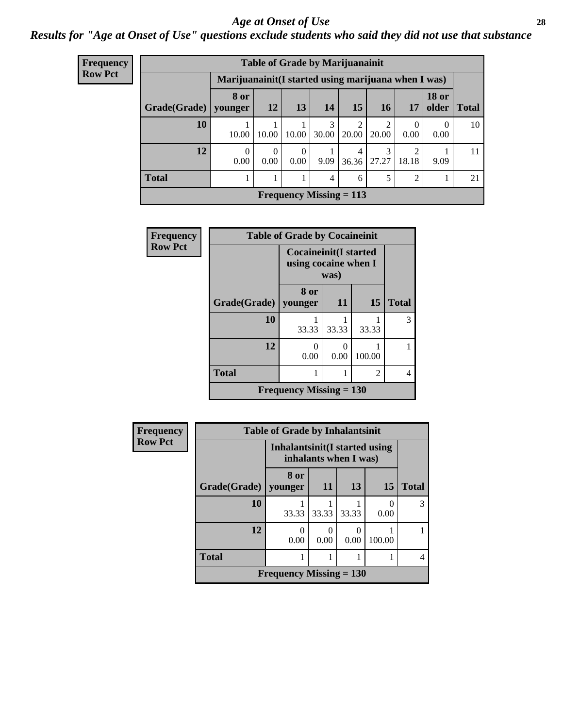# *Age at Onset of Use*

***Results for "Age at Onset of Use" questions exclude students who said they did not use that substance***

**Frequency**
**Row Pct**

**Table of Grade by Marijuanainit**

| | Marijuanainit(I started using marijuana when I was) | | | | | | | | |
|---|---|---|---|---|---|---|---|---|---|
| **Grade(Grade)** | **8 or younger** | **12** | **13** | **14** | **15** | **16** | **17** | **18 or older** | **Total** |
| **10** | 1<br>10.00 | 1<br>10.00 | 1<br>10.00 | 3<br>30.00 | 2<br>20.00 | 2<br>20.00 | 0<br>0.00 | 0<br>0.00 | 10 |
| **12** | 0<br>0.00 | 0<br>0.00 | 0<br>0.00 | 1<br>9.09 | 4<br>36.36 | 3<br>27.27 | 2<br>18.18 | 1<br>9.09 | 11 |
| **Total** | 1 | 1 | 1 | 4 | 6 | 5 | 2 | 1 | 21 |

**Frequency Missing = 113**

**Frequency**
**Row Pct**

**Table of Grade by Cocaineinit**

| | Cocaineinit(I started using cocaine when I was) | | | |
|---|---|---|---|---|
| **Grade(Grade)** | **8 or younger** | **11** | **15** | **Total** |
| **10** | 1<br>33.33 | 1<br>33.33 | 1<br>33.33 | 3 |
| **12** | 0<br>0.00 | 0<br>0.00 | 1<br>100.00 | 1 |
| **Total** | 1 | 1 | 2 | 4 |

**Frequency Missing = 130**

**Frequency**
**Row Pct**

**Table of Grade by Inhalantsinit**

| | Inhalantsinit(I started using inhalants when I was) | | | | |
|---|---|---|---|---|---|
| **Grade(Grade)** | **8 or younger** | **11** | **13** | **15** | **Total** |
| **10** | 1<br>33.33 | 1<br>33.33 | 1<br>33.33 | 0<br>0.00 | 3 |
| **12** | 0<br>0.00 | 0<br>0.00 | 0<br>0.00 | 1<br>100.00 | 1 |
| **Total** | 1 | 1 | 1 | 1 | 4 |

**Frequency Missing = 130**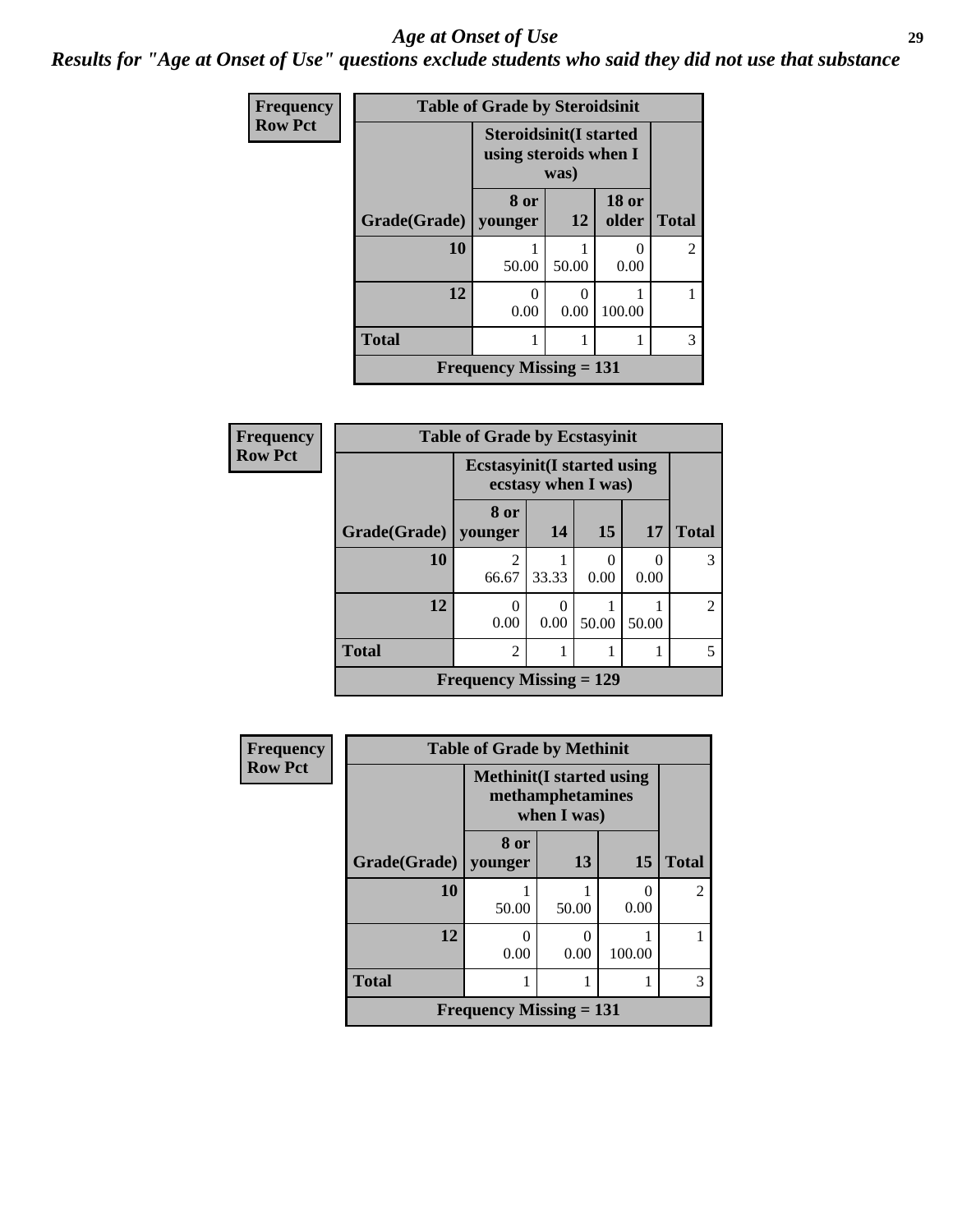# *Age at Onset of Use*

***Results for "Age at Onset of Use" questions exclude students who said they did not use that substance***

**Frequency**
**Row Pct**

**Table of Grade by Steroidsinit**

| | Steroidsinit(I started using steroids when I was) | | | |
|---|---|---|---|---|
| Grade(Grade) | 8 or younger | 12 | 18 or older | Total |
| 10 | 1<br>50.00 | 1<br>50.00 | 0<br>0.00 | 2 |
| 12 | 0<br>0.00 | 0<br>0.00 | 1<br>100.00 | 1 |
| Total | 1 | 1 | 1 | 3 |

**Frequency Missing = 131**

**Frequency**
**Row Pct**

**Table of Grade by Ecstasyinit**

| | Ecstasyinit(I started using ecstasy when I was) | | | | |
|---|---|---|---|---|---|
| Grade(Grade) | 8 or younger | 14 | 15 | 17 | Total |
| 10 | 2<br>66.67 | 1<br>33.33 | 0<br>0.00 | 0<br>0.00 | 3 |
| 12 | 0<br>0.00 | 0<br>0.00 | 1<br>50.00 | 1<br>50.00 | 2 |
| Total | 2 | 1 | 1 | 1 | 5 |

**Frequency Missing = 129**

**Frequency**
**Row Pct**

**Table of Grade by Methinit**

| | Methinit(I started using methamphetamines when I was) | | | |
|---|---|---|---|---|
| Grade(Grade) | 8 or younger | 13 | 15 | Total |
| 10 | 1<br>50.00 | 1<br>50.00 | 0<br>0.00 | 2 |
| 12 | 0<br>0.00 | 0<br>0.00 | 1<br>100.00 | 1 |
| Total | 1 | 1 | 1 | 3 |

**Frequency Missing = 131**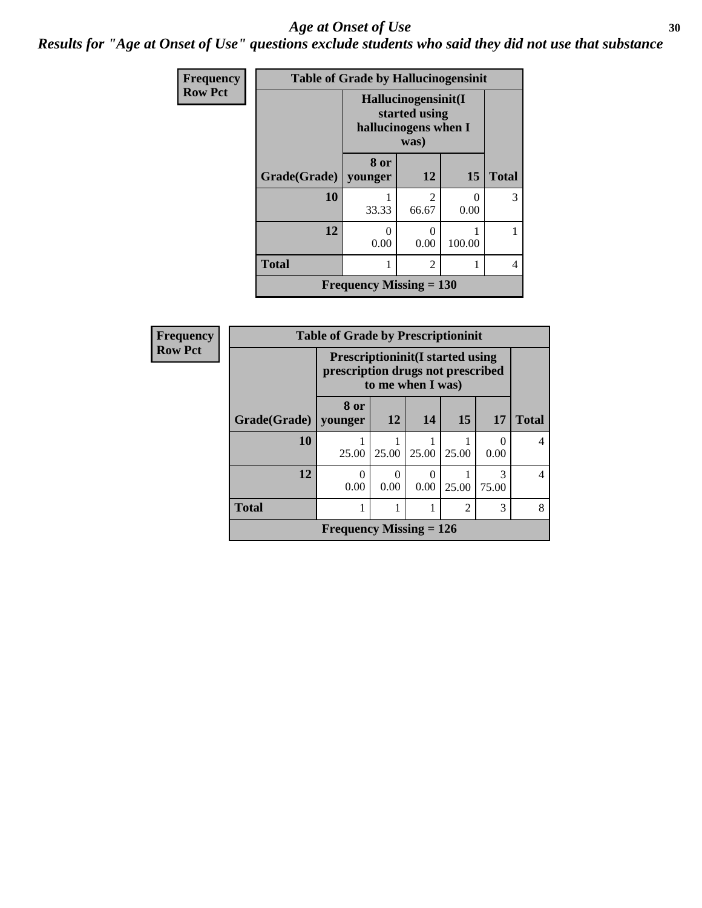## *Age at Onset of Use*

### *Results for "Age at Onset of Use" questions exclude students who said they did not use that substance*

**Frequency**
**Row Pct**

| Table of Grade by Hallucinogensinit | | | | |
|---|---|---|---|---|
| | **Hallucinogensinit(I started using hallucinogens when I was)** | | | |
| **Grade(Grade)** | **8 or younger** | **12** | **15** | **Total** |
| **10** | 1<br>33.33 | 2<br>66.67 | 0<br>0.00 | 3 |
| **12** | 0<br>0.00 | 0<br>0.00 | 1<br>100.00 | 1 |
| **Total** | 1 | 2 | 1 | 4 |
| **Frequency Missing = 130** | | | | |

**Frequency**
**Row Pct**

| Table of Grade by Prescriptioninit | | | | | | |
|---|---|---|---|---|---|---|
| | **Prescriptioninit(I started using prescription drugs not prescribed to me when I was)** | | | | | |
| **Grade(Grade)** | **8 or younger** | **12** | **14** | **15** | **17** | **Total** |
| **10** | 1<br>25.00 | 1<br>25.00 | 1<br>25.00 | 1<br>25.00 | 0<br>0.00 | 4 |
| **12** | 0<br>0.00 | 0<br>0.00 | 0<br>0.00 | 1<br>25.00 | 3<br>75.00 | 4 |
| **Total** | 1 | 1 | 1 | 2 | 3 | 8 |
| **Frequency Missing = 126** | | | | | | |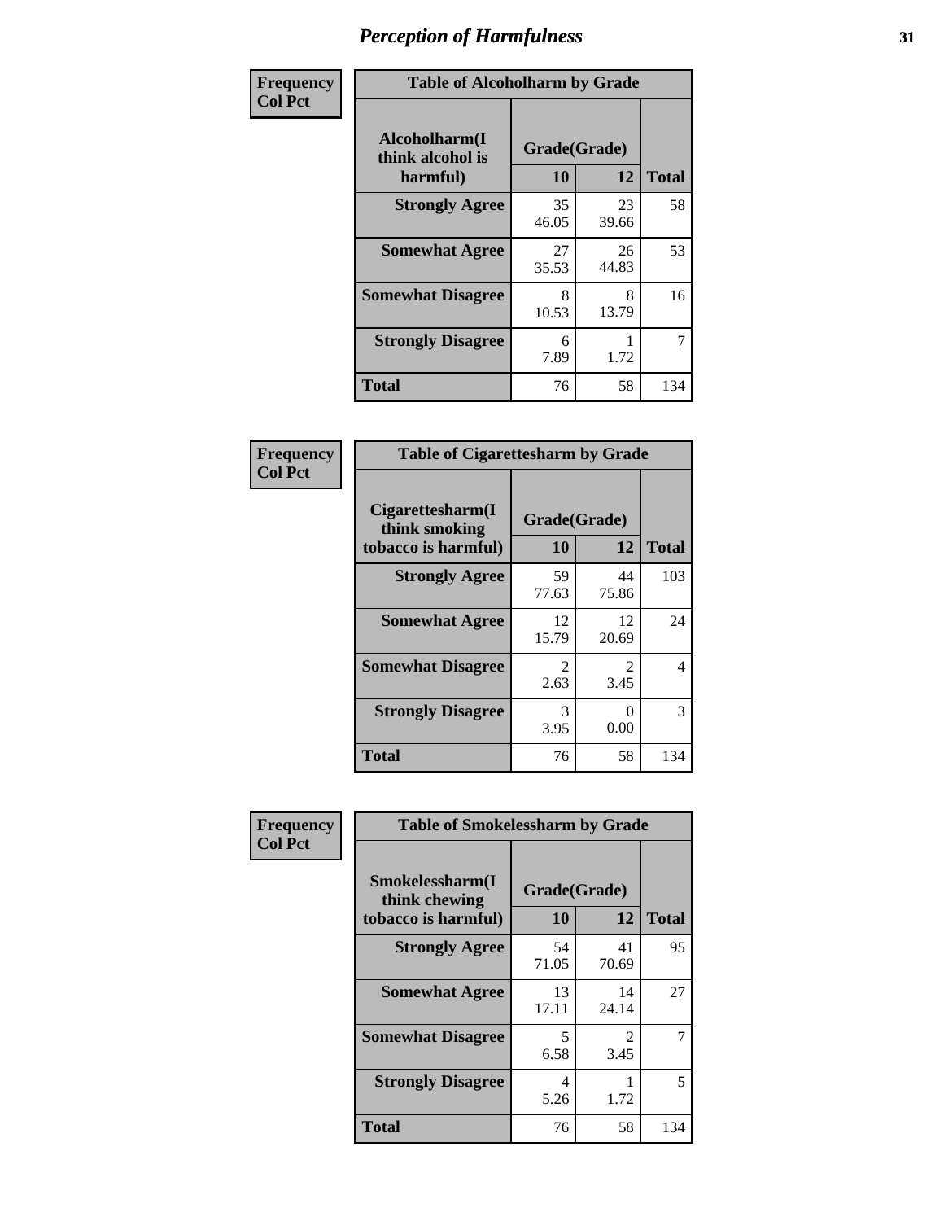# Perception of Harmfulness

**Frequency**
**Col Pct**

| Table of Alcoholharm by Grade | | | |
|---|---|---|---|
| **Alcoholharm(I think alcohol is harmful)** | **Grade(Grade)** | | **Total** |
| | **10** | **12** | |
| **Strongly Agree** | 35<br>46.05 | 23<br>39.66 | 58 |
| **Somewhat Agree** | 27<br>35.53 | 26<br>44.83 | 53 |
| **Somewhat Disagree** | 8<br>10.53 | 8<br>13.79 | 16 |
| **Strongly Disagree** | 6<br>7.89 | 1<br>1.72 | 7 |
| **Total** | 76 | 58 | 134 |

**Frequency**
**Col Pct**

| Table of Cigarettesharm by Grade | | | |
|---|---|---|---|
| **Cigarettesharm(I think smoking tobacco is harmful)** | **Grade(Grade)** | | **Total** |
| | **10** | **12** | |
| **Strongly Agree** | 59<br>77.63 | 44<br>75.86 | 103 |
| **Somewhat Agree** | 12<br>15.79 | 12<br>20.69 | 24 |
| **Somewhat Disagree** | 2<br>2.63 | 2<br>3.45 | 4 |
| **Strongly Disagree** | 3<br>3.95 | 0<br>0.00 | 3 |
| **Total** | 76 | 58 | 134 |

**Frequency**
**Col Pct**

| Table of Smokelessharm by Grade | | | |
|---|---|---|---|
| **Smokelessharm(I think chewing tobacco is harmful)** | **Grade(Grade)** | | **Total** |
| | **10** | **12** | |
| **Strongly Agree** | 54<br>71.05 | 41<br>70.69 | 95 |
| **Somewhat Agree** | 13<br>17.11 | 14<br>24.14 | 27 |
| **Somewhat Disagree** | 5<br>6.58 | 2<br>3.45 | 7 |
| **Strongly Disagree** | 4<br>5.26 | 1<br>1.72 | 5 |
| **Total** | 76 | 58 | 134 |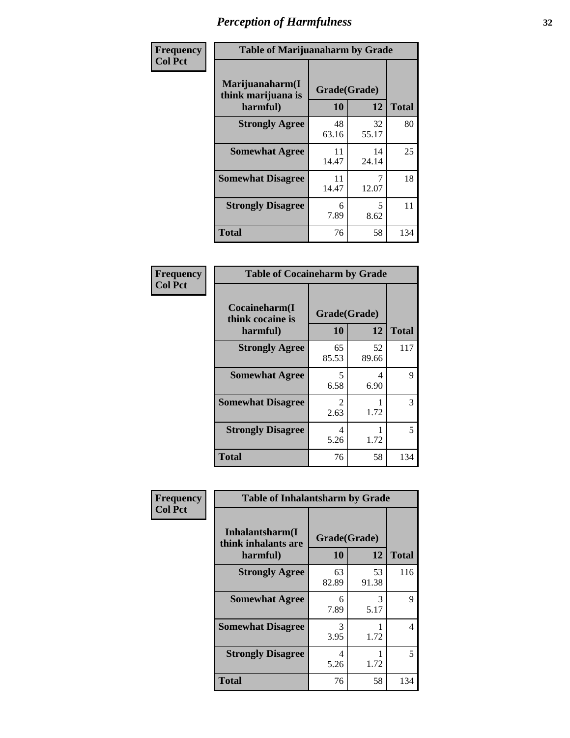# Perception of Harmfulness

| Frequency<br>Col Pct | Table of Marijuanaharm by Grade | | |
|---|---|---|---|
| Marijuanaharm(I think marijuana is harmful) | Grade(Grade) | | |
| | 10 | 12 | Total |
| Strongly Agree | 48<br>63.16 | 32<br>55.17 | 80 |
| Somewhat Agree | 11<br>14.47 | 14<br>24.14 | 25 |
| Somewhat Disagree | 11<br>14.47 | 7<br>12.07 | 18 |
| Strongly Disagree | 6<br>7.89 | 5<br>8.62 | 11 |
| Total | 76 | 58 | 134 |

| Frequency<br>Col Pct | Table of Cocaineharm by Grade | | |
|---|---|---|---|
| Cocaineharm(I think cocaine is harmful) | Grade(Grade) | | |
| | 10 | 12 | Total |
| Strongly Agree | 65<br>85.53 | 52<br>89.66 | 117 |
| Somewhat Agree | 5<br>6.58 | 4<br>6.90 | 9 |
| Somewhat Disagree | 2<br>2.63 | 1<br>1.72 | 3 |
| Strongly Disagree | 4<br>5.26 | 1<br>1.72 | 5 |
| Total | 76 | 58 | 134 |

| Frequency<br>Col Pct | Table of Inhalantsharm by Grade | | |
|---|---|---|---|
| Inhalantsharm(I think inhalants are harmful) | Grade(Grade) | | |
| | 10 | 12 | Total |
| Strongly Agree | 63<br>82.89 | 53<br>91.38 | 116 |
| Somewhat Agree | 6<br>7.89 | 3<br>5.17 | 9 |
| Somewhat Disagree | 3<br>3.95 | 1<br>1.72 | 4 |
| Strongly Disagree | 4<br>5.26 | 1<br>1.72 | 5 |
| Total | 76 | 58 | 134 |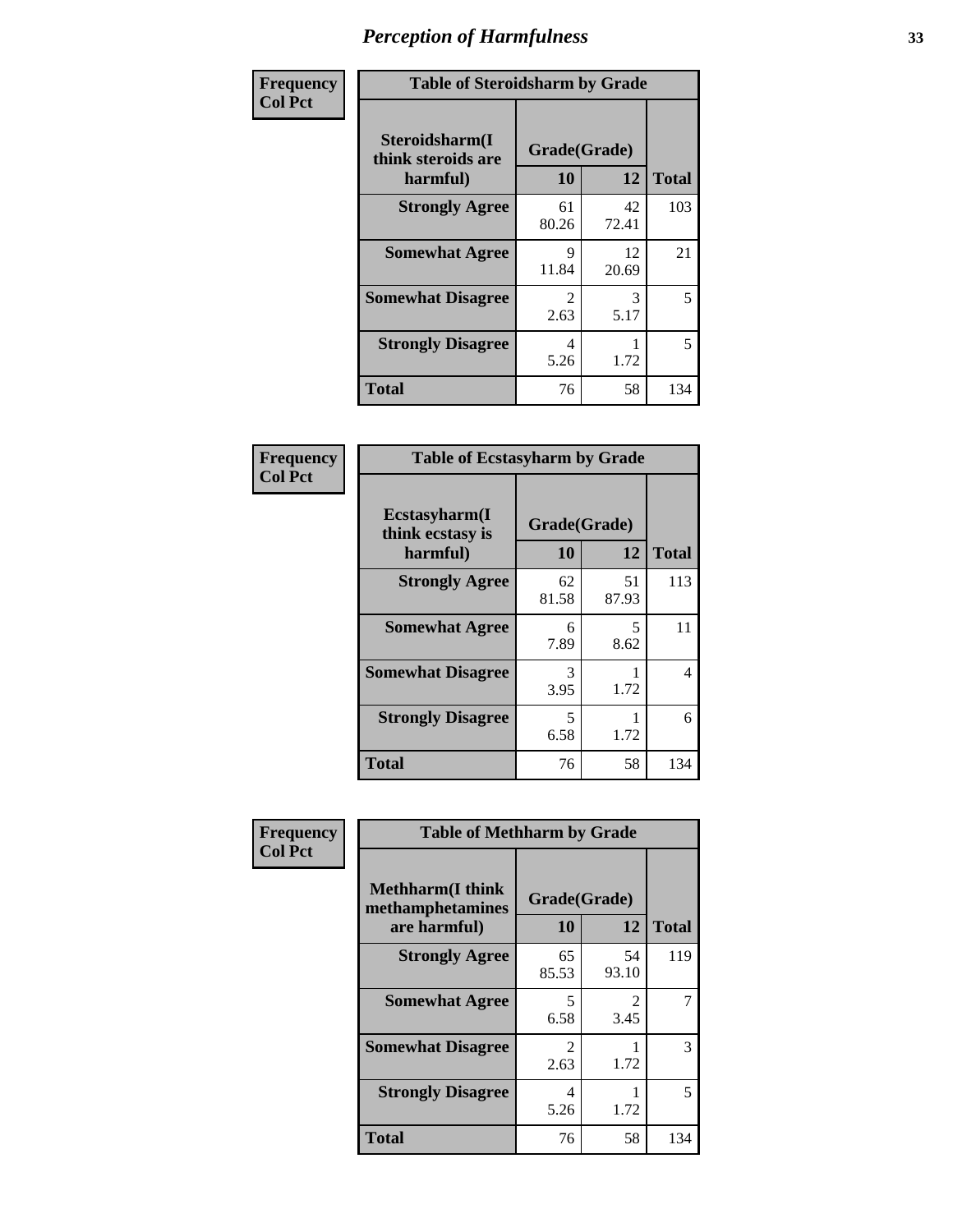# Perception of Harmfulness

**Frequency**
**Col Pct**

| Table of Steroidsharm by Grade | | | |
|---|---|---|---|
| Steroidsharm(I think steroids are harmful) | Grade(Grade) | | |
| | 10 | 12 | Total |
| **Strongly Agree** | 61<br>80.26 | 42<br>72.41 | 103 |
| **Somewhat Agree** | 9<br>11.84 | 12<br>20.69 | 21 |
| **Somewhat Disagree** | 2<br>2.63 | 3<br>5.17 | 5 |
| **Strongly Disagree** | 4<br>5.26 | 1<br>1.72 | 5 |
| **Total** | 76 | 58 | 134 |

**Frequency**
**Col Pct**

| Table of Ecstasyharm by Grade | | | |
|---|---|---|---|
| Ecstasyharm(I think ecstasy is harmful) | Grade(Grade) | | |
| | 10 | 12 | Total |
| **Strongly Agree** | 62<br>81.58 | 51<br>87.93 | 113 |
| **Somewhat Agree** | 6<br>7.89 | 5<br>8.62 | 11 |
| **Somewhat Disagree** | 3<br>3.95 | 1<br>1.72 | 4 |
| **Strongly Disagree** | 5<br>6.58 | 1<br>1.72 | 6 |
| **Total** | 76 | 58 | 134 |

**Frequency**
**Col Pct**

| Table of Methharm by Grade | | | |
|---|---|---|---|
| Methharm(I think methamphetamines are harmful) | Grade(Grade) | | |
| | 10 | 12 | Total |
| **Strongly Agree** | 65<br>85.53 | 54<br>93.10 | 119 |
| **Somewhat Agree** | 5<br>6.58 | 2<br>3.45 | 7 |
| **Somewhat Disagree** | 2<br>2.63 | 1<br>1.72 | 3 |
| **Strongly Disagree** | 4<br>5.26 | 1<br>1.72 | 5 |
| **Total** | 76 | 58 | 134 |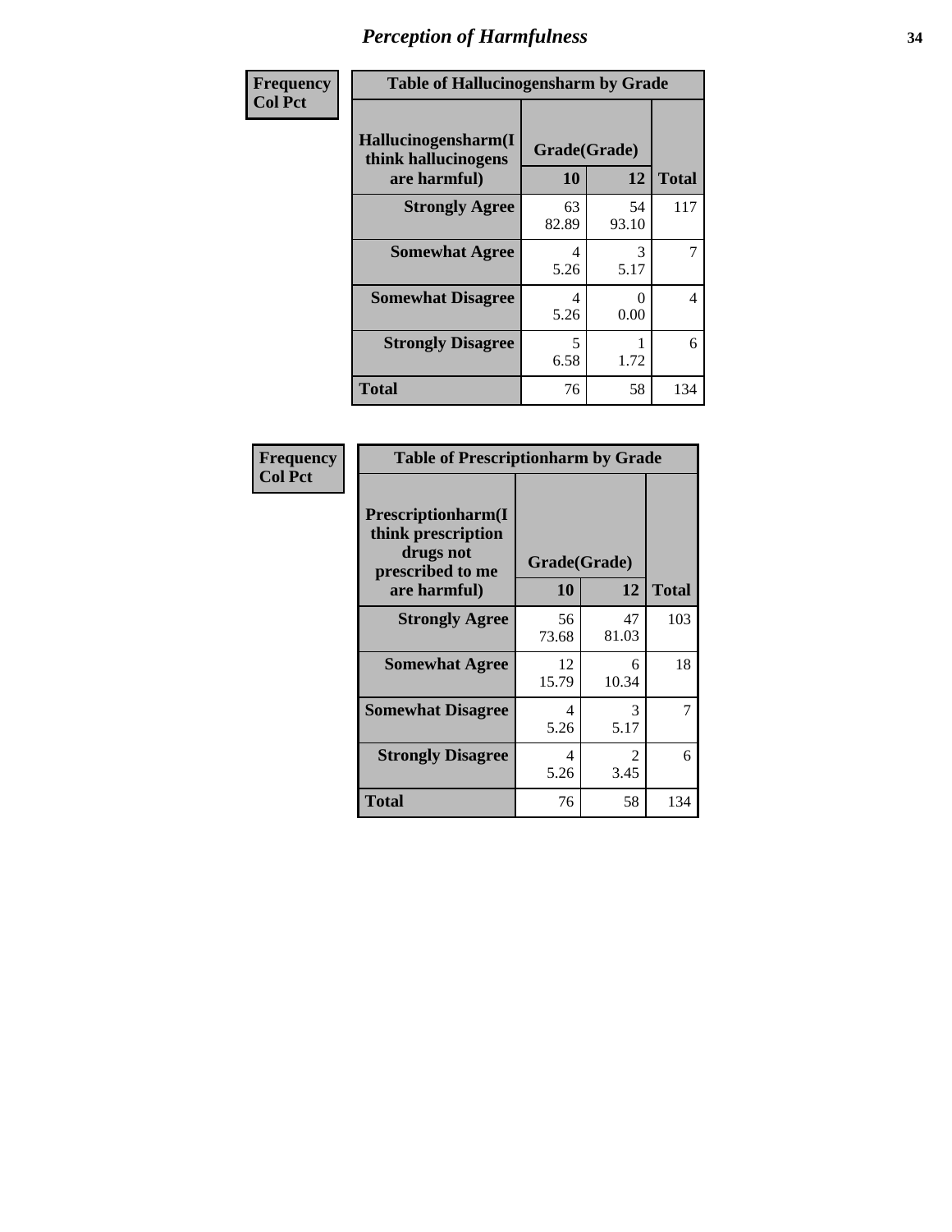# Perception of Harmfulness

| Frequency Col Pct | Table of Hallucinogensharm by Grade | | |
|---|---|---|---|
| **Hallucinogensharm(I think hallucinogens are harmful)** | **Grade(Grade)** | | |
| | **10** | **12** | **Total** |
| **Strongly Agree** | 63<br>82.89 | 54<br>93.10 | 117 |
| **Somewhat Agree** | 4<br>5.26 | 3<br>5.17 | 7 |
| **Somewhat Disagree** | 4<br>5.26 | 0<br>0.00 | 4 |
| **Strongly Disagree** | 5<br>6.58 | 1<br>1.72 | 6 |
| **Total** | 76 | 58 | 134 |

| Frequency Col Pct | Table of Prescriptionharm by Grade | | |
|---|---|---|---|
| **Prescriptionharm(I think prescription drugs not prescribed to me are harmful)** | **Grade(Grade)** | | |
| | **10** | **12** | **Total** |
| **Strongly Agree** | 56<br>73.68 | 47<br>81.03 | 103 |
| **Somewhat Agree** | 12<br>15.79 | 6<br>10.34 | 18 |
| **Somewhat Disagree** | 4<br>5.26 | 3<br>5.17 | 7 |
| **Strongly Disagree** | 4<br>5.26 | 2<br>3.45 | 6 |
| **Total** | 76 | 58 | 134 |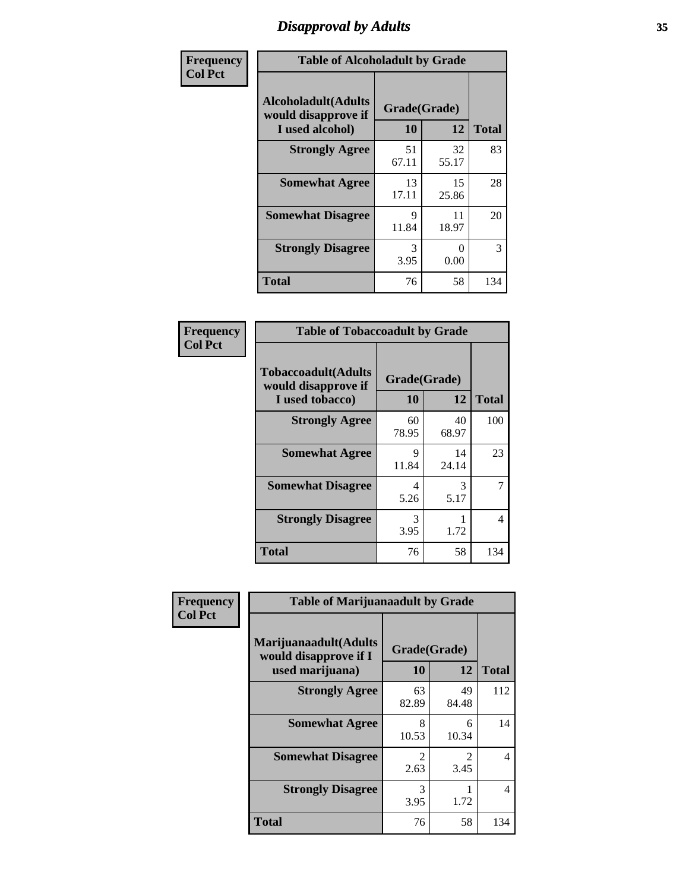# Disapproval by Adults

| Frequency<br>Col Pct | Table of Alcoholadult by Grade | | |
|---|---|---|---|
| **Alcoholadult(Adults would disapprove if I used alcohol)** | **Grade(Grade)** | | **Total** |
| | **10** | **12** | |
| **Strongly Agree** | 51<br>67.11 | 32<br>55.17 | 83 |
| **Somewhat Agree** | 13<br>17.11 | 15<br>25.86 | 28 |
| **Somewhat Disagree** | 9<br>11.84 | 11<br>18.97 | 20 |
| **Strongly Disagree** | 3<br>3.95 | 0<br>0.00 | 3 |
| **Total** | 76 | 58 | 134 |

| Frequency<br>Col Pct | Table of Tobaccoadult by Grade | | |
|---|---|---|---|
| **Tobaccoadult(Adults would disapprove if I used tobacco)** | **Grade(Grade)** | | **Total** |
| | **10** | **12** | |
| **Strongly Agree** | 60<br>78.95 | 40<br>68.97 | 100 |
| **Somewhat Agree** | 9<br>11.84 | 14<br>24.14 | 23 |
| **Somewhat Disagree** | 4<br>5.26 | 3<br>5.17 | 7 |
| **Strongly Disagree** | 3<br>3.95 | 1<br>1.72 | 4 |
| **Total** | 76 | 58 | 134 |

| Frequency<br>Col Pct | Table of Marijuanaadult by Grade | | |
|---|---|---|---|
| **Marijuanaadult(Adults would disapprove if I used marijuana)** | **Grade(Grade)** | | **Total** |
| | **10** | **12** | |
| **Strongly Agree** | 63<br>82.89 | 49<br>84.48 | 112 |
| **Somewhat Agree** | 8<br>10.53 | 6<br>10.34 | 14 |
| **Somewhat Disagree** | 2<br>2.63 | 2<br>3.45 | 4 |
| **Strongly Disagree** | 3<br>3.95 | 1<br>1.72 | 4 |
| **Total** | 76 | 58 | 134 |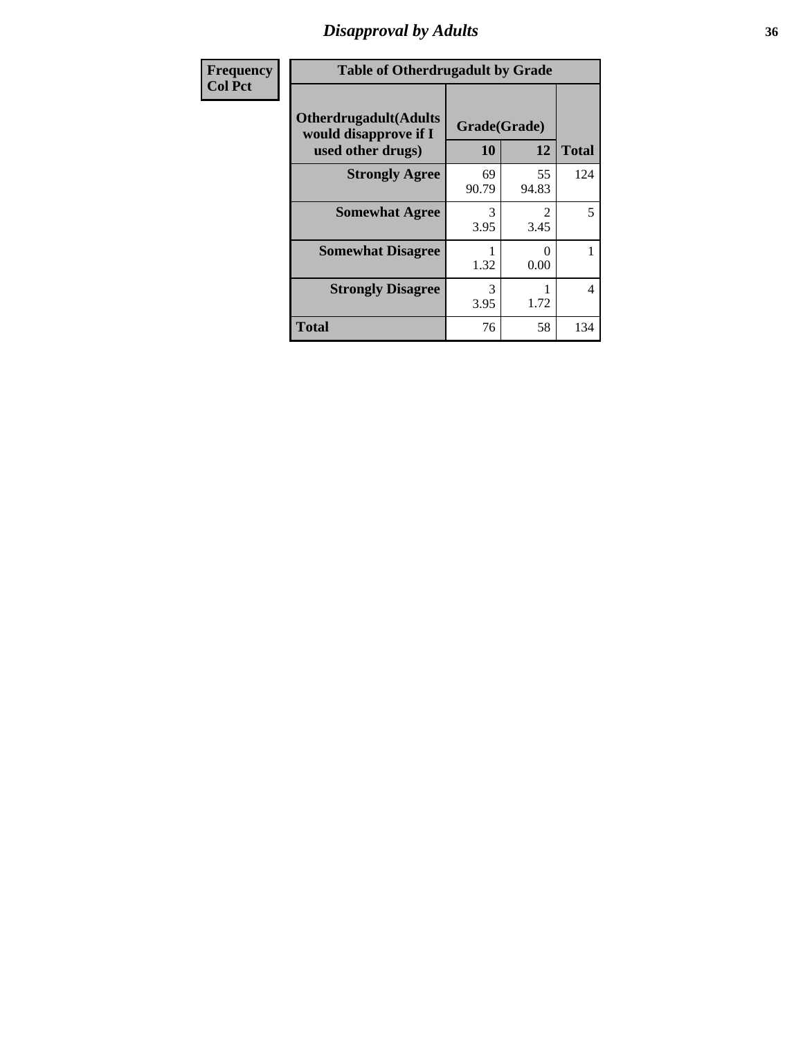## Disapproval by Adults

| Frequency<br>Col Pct | Table of Otherdrugadult by Grade | | | |
|---|---|---|---|---|
| | Otherdrugadult(Adults would disapprove if I used other drugs) | Grade(Grade) | | |
| | | 10 | 12 | Total |
| | **Strongly Agree** | 69<br>90.79 | 55<br>94.83 | 124 |
| | **Somewhat Agree** | 3<br>3.95 | 2<br>3.45 | 5 |
| | **Somewhat Disagree** | 1<br>1.32 | 0<br>0.00 | 1 |
| | **Strongly Disagree** | 3<br>3.95 | 1<br>1.72 | 4 |
| | **Total** | 76 | 58 | 134 |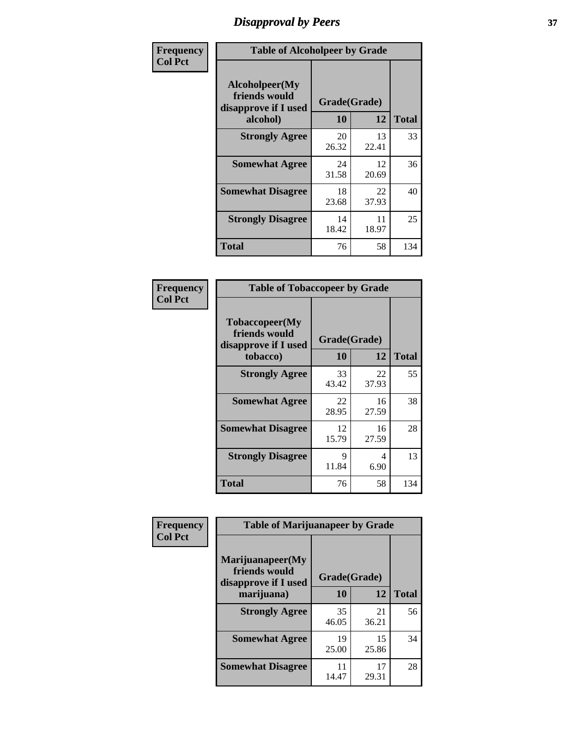# Disapproval by Peers

Frequency
Col Pct

| Table of Alcoholpeer by Grade | | | |
|---|---|---|---|
| Alcoholpeer(My friends would disapprove if I used alcohol) | Grade(Grade) | | |
| | 10 | 12 | Total |
| Strongly Agree | 20<br>26.32 | 13<br>22.41 | 33 |
| Somewhat Agree | 24<br>31.58 | 12<br>20.69 | 36 |
| Somewhat Disagree | 18<br>23.68 | 22<br>37.93 | 40 |
| Strongly Disagree | 14<br>18.42 | 11<br>18.97 | 25 |
| Total | 76 | 58 | 134 |

Frequency
Col Pct

| Table of Tobaccopeer by Grade | | | |
|---|---|---|---|
| Tobaccopeer(My friends would disapprove if I used tobacco) | Grade(Grade) | | |
| | 10 | 12 | Total |
| Strongly Agree | 33<br>43.42 | 22<br>37.93 | 55 |
| Somewhat Agree | 22<br>28.95 | 16<br>27.59 | 38 |
| Somewhat Disagree | 12<br>15.79 | 16<br>27.59 | 28 |
| Strongly Disagree | 9<br>11.84 | 4<br>6.90 | 13 |
| Total | 76 | 58 | 134 |

Frequency
Col Pct

| Table of Marijuanapeer by Grade | | | |
|---|---|---|---|
| Marijuanapeer(My friends would disapprove if I used marijuana) | Grade(Grade) | | |
| | 10 | 12 | Total |
| Strongly Agree | 35<br>46.05 | 21<br>36.21 | 56 |
| Somewhat Agree | 19<br>25.00 | 15<br>25.86 | 34 |
| Somewhat Disagree | 11<br>14.47 | 17<br>29.31 | 28 |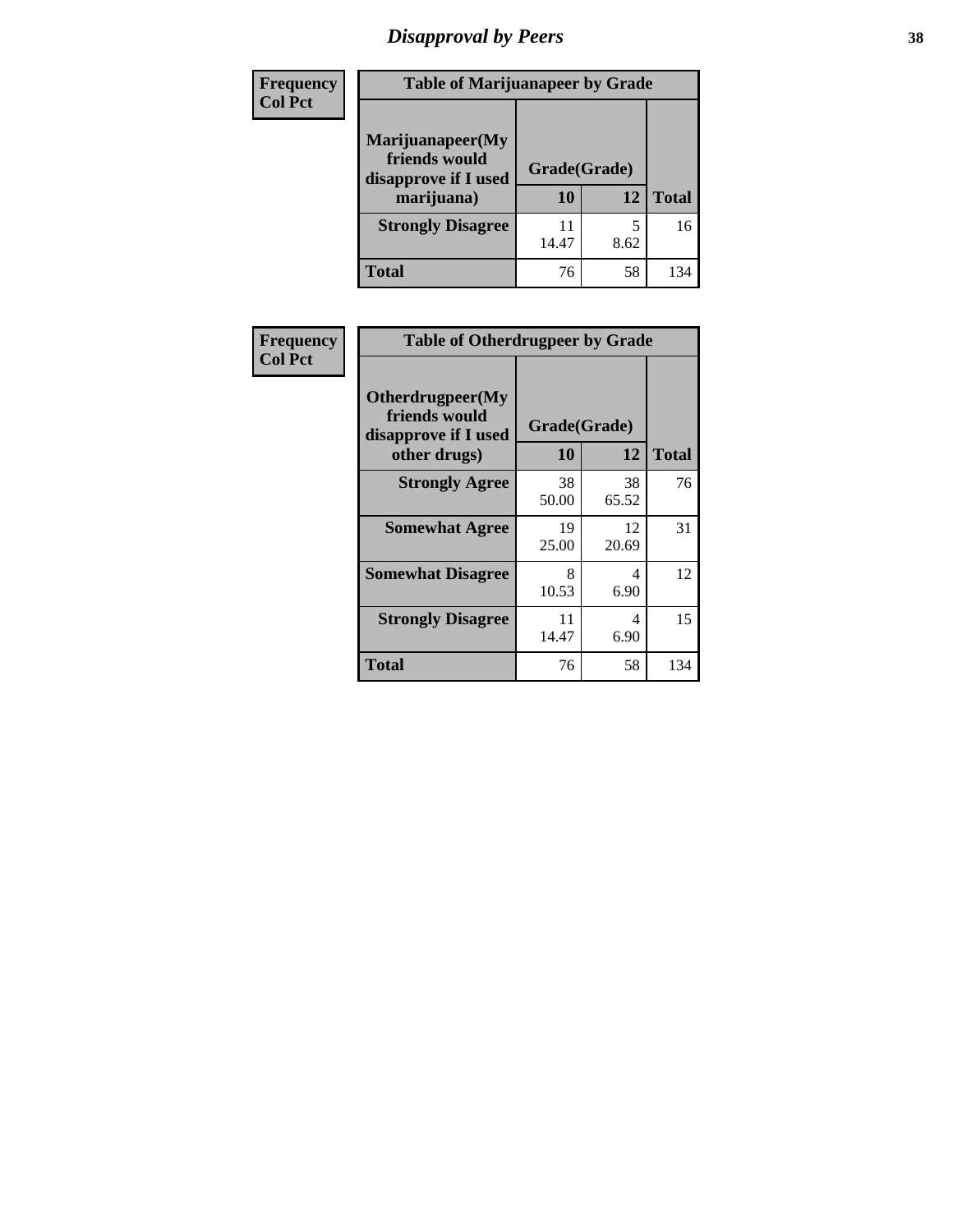## Disapproval by Peers

| Frequency<br>Col Pct | Table of Marijuanapeer by Grade | | |
|---|---|---|---|
| Marijuanapeer(My friends would disapprove if I used marijuana) | Grade(Grade) | | |
| | 10 | 12 | Total |
| Strongly Disagree | 11<br>14.47 | 5<br>8.62 | 16 |
| Total | 76 | 58 | 134 |

| Frequency<br>Col Pct | Table of Otherdrugpeer by Grade | | |
|---|---|---|---|
| Otherdrugpeer(My friends would disapprove if I used other drugs) | Grade(Grade) | | |
| | 10 | 12 | Total |
| Strongly Agree | 38<br>50.00 | 38<br>65.52 | 76 |
| Somewhat Agree | 19<br>25.00 | 12<br>20.69 | 31 |
| Somewhat Disagree | 8<br>10.53 | 4<br>6.90 | 12 |
| Strongly Disagree | 11<br>14.47 | 4<br>6.90 | 15 |
| Total | 76 | 58 | 134 |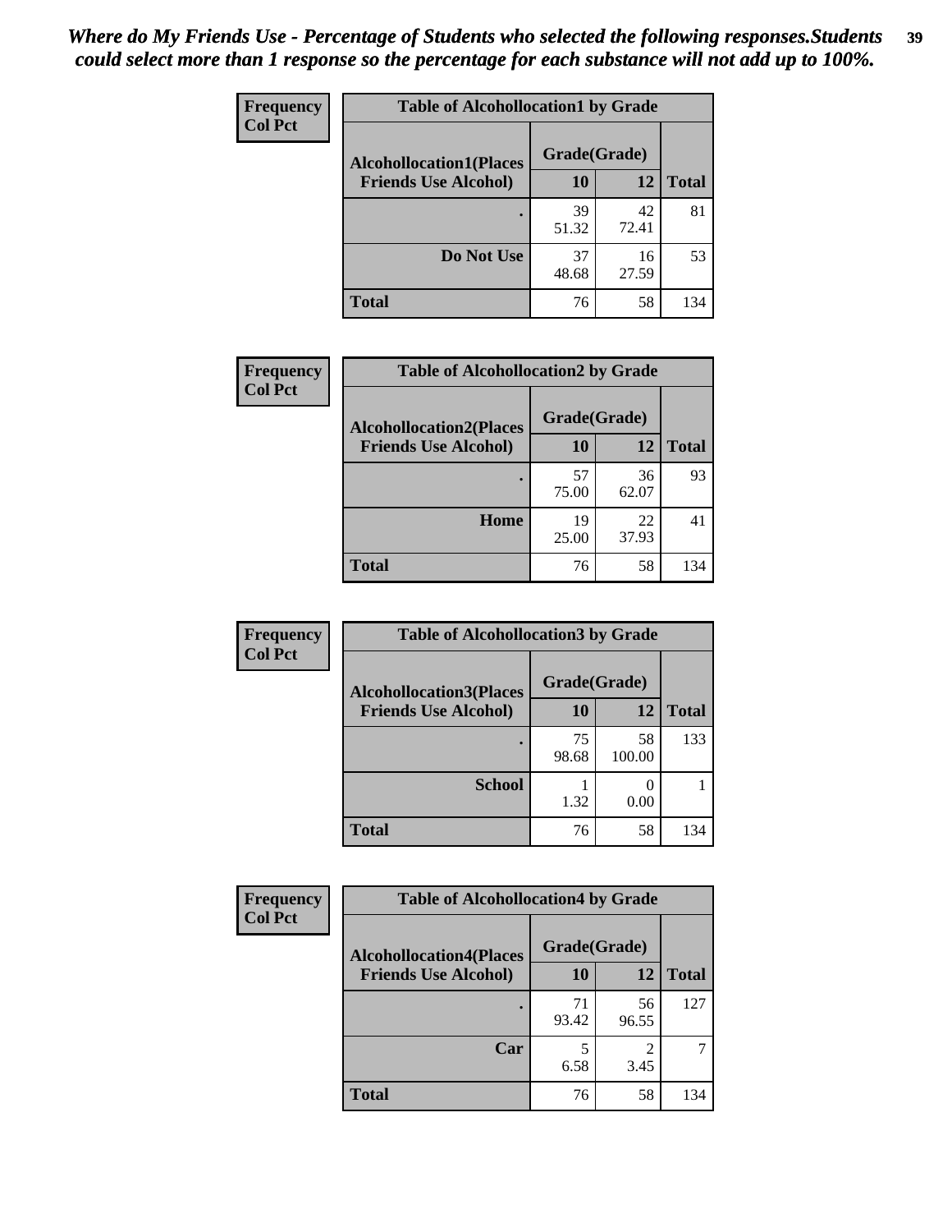*Where do My Friends Use - Percentage of Students who selected the following responses.Students could select more than 1 response so the percentage for each substance will not add up to 100%.*

**Frequency**
**Col Pct**

**Table of Alcohollocation1 by Grade**

| Alcohollocation1(Places Friends Use Alcohol) | Grade(Grade) 10 | 12 | Total |
|---|---|---|---|
| . | 39<br>51.32 | 42<br>72.41 | 81 |
| Do Not Use | 37<br>48.68 | 16<br>27.59 | 53 |
| Total | 76 | 58 | 134 |

**Frequency**
**Col Pct**

**Table of Alcohollocation2 by Grade**

| Alcohollocation2(Places Friends Use Alcohol) | Grade(Grade) 10 | 12 | Total |
|---|---|---|---|
| . | 57<br>75.00 | 36<br>62.07 | 93 |
| Home | 19<br>25.00 | 22<br>37.93 | 41 |
| Total | 76 | 58 | 134 |

**Frequency**
**Col Pct**

**Table of Alcohollocation3 by Grade**

| Alcohollocation3(Places Friends Use Alcohol) | Grade(Grade) 10 | 12 | Total |
|---|---|---|---|
| . | 75<br>98.68 | 58<br>100.00 | 133 |
| School | 1<br>1.32 | 0<br>0.00 | 1 |
| Total | 76 | 58 | 134 |

**Frequency**
**Col Pct**

**Table of Alcohollocation4 by Grade**

| Alcohollocation4(Places Friends Use Alcohol) | Grade(Grade) 10 | 12 | Total |
|---|---|---|---|
| . | 71<br>93.42 | 56<br>96.55 | 127 |
| Car | 5<br>6.58 | 2<br>3.45 | 7 |
| Total | 76 | 58 | 134 |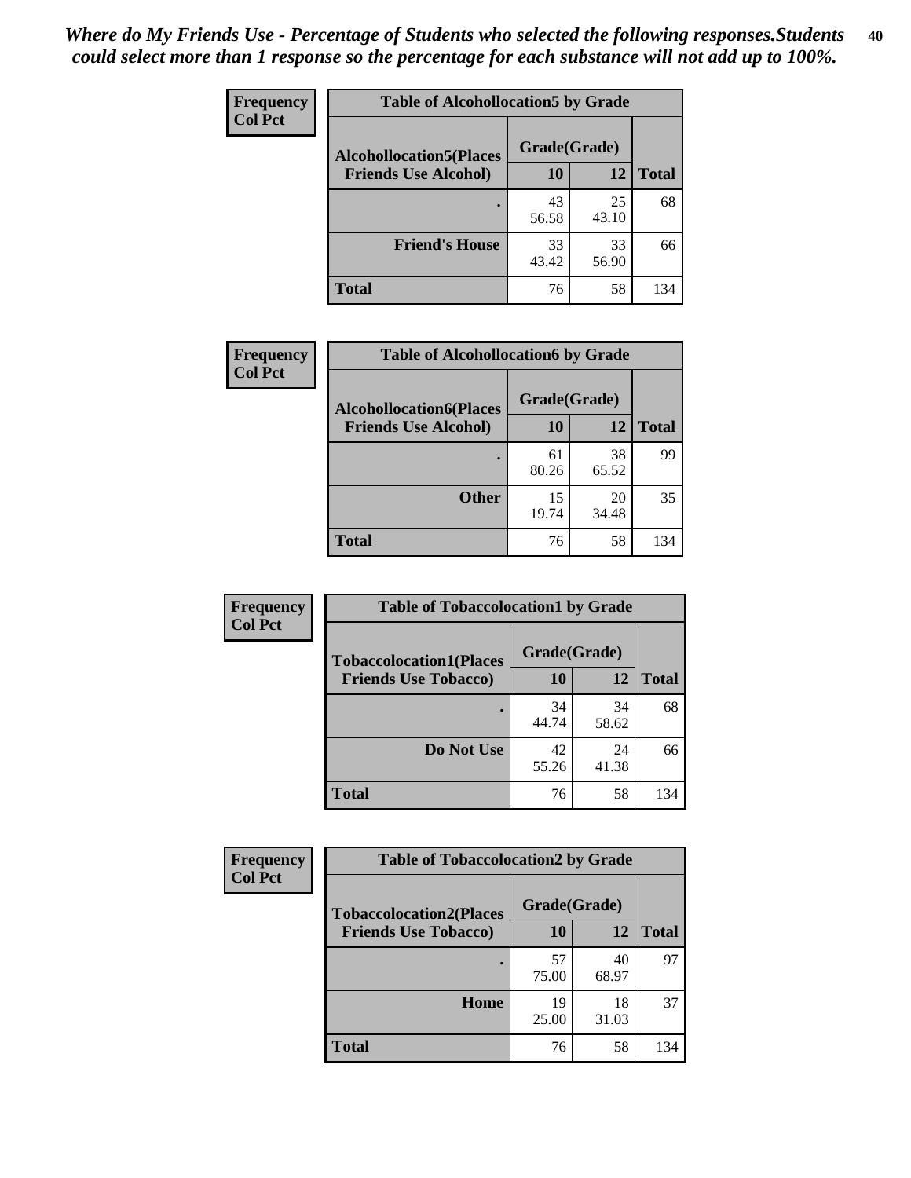*Where do My Friends Use - Percentage of Students who selected the following responses.Students could select more than 1 response so the percentage for each substance will not add up to 100%.*

**Frequency**
**Col Pct**

| Table of Alcohollocation5 by Grade | | | |
|---|---|---|---|
| **Alcohollocation5(Places Friends Use Alcohol)** | **Grade(Grade)** | | **Total** |
| | **10** | **12** | |
| . | 43<br>56.58 | 25<br>43.10 | 68 |
| **Friend's House** | 33<br>43.42 | 33<br>56.90 | 66 |
| **Total** | 76 | 58 | 134 |

**Frequency**
**Col Pct**

| Table of Alcohollocation6 by Grade | | | |
|---|---|---|---|
| **Alcohollocation6(Places Friends Use Alcohol)** | **Grade(Grade)** | | **Total** |
| | **10** | **12** | |
| . | 61<br>80.26 | 38<br>65.52 | 99 |
| **Other** | 15<br>19.74 | 20<br>34.48 | 35 |
| **Total** | 76 | 58 | 134 |

**Frequency**
**Col Pct**

| Table of Tobaccolocation1 by Grade | | | |
|---|---|---|---|
| **Tobaccolocation1(Places Friends Use Tobacco)** | **Grade(Grade)** | | **Total** |
| | **10** | **12** | |
| . | 34<br>44.74 | 34<br>58.62 | 68 |
| **Do Not Use** | 42<br>55.26 | 24<br>41.38 | 66 |
| **Total** | 76 | 58 | 134 |

**Frequency**
**Col Pct**

| Table of Tobaccolocation2 by Grade | | | |
|---|---|---|---|
| **Tobaccolocation2(Places Friends Use Tobacco)** | **Grade(Grade)** | | **Total** |
| | **10** | **12** | |
| . | 57<br>75.00 | 40<br>68.97 | 97 |
| **Home** | 19<br>25.00 | 18<br>31.03 | 37 |
| **Total** | 76 | 58 | 134 |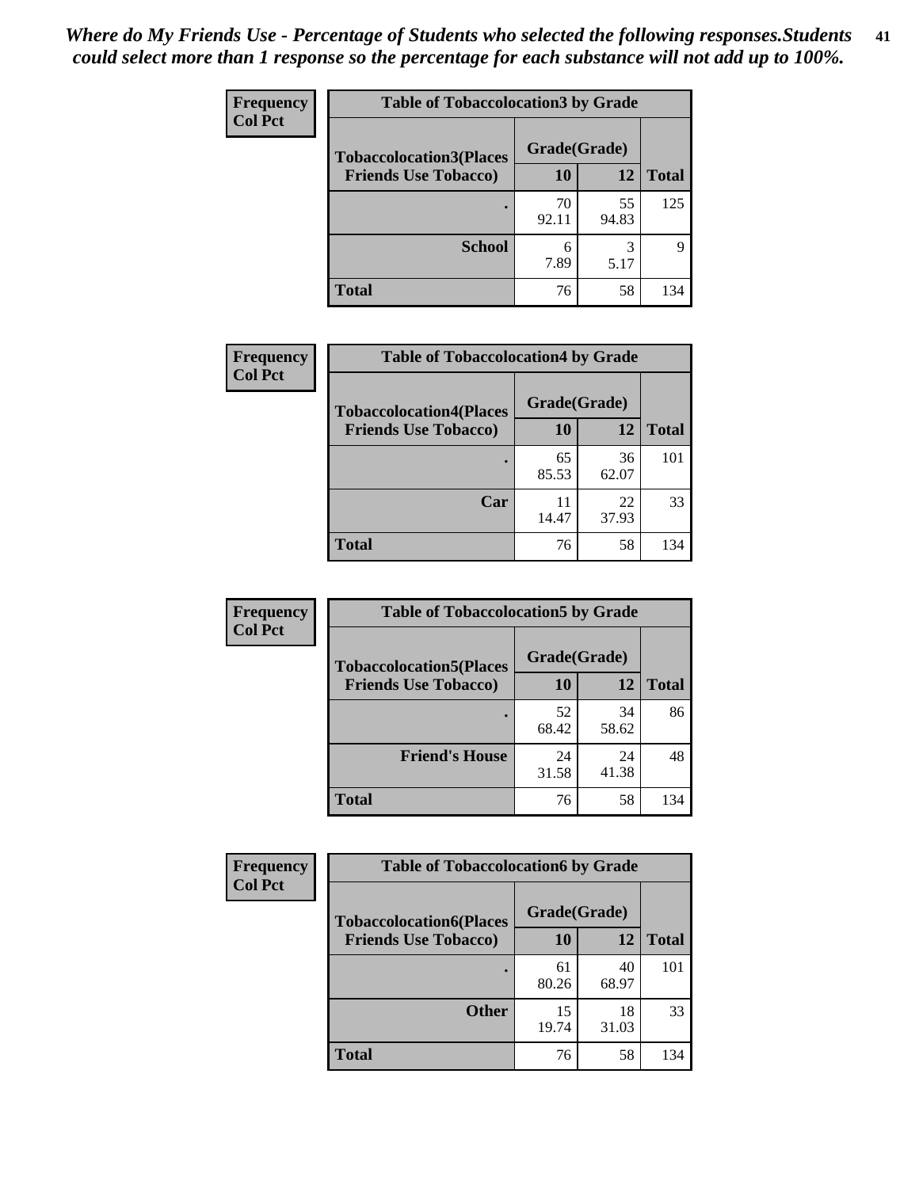*Where do My Friends Use - Percentage of Students who selected the following responses.Students could select more than 1 response so the percentage for each substance will not add up to 100%.*

**Frequency / Col Pct**

| Table of Tobaccolocation3 by Grade | | | |
|---|---|---|---|
| Tobaccolocation3(Places Friends Use Tobacco) | Grade(Grade) | | Total |
| | 10 | 12 | |
| . | 70<br>92.11 | 55<br>94.83 | 125 |
| School | 6<br>7.89 | 3<br>5.17 | 9 |
| Total | 76 | 58 | 134 |

**Frequency / Col Pct**

| Table of Tobaccolocation4 by Grade | | | |
|---|---|---|---|
| Tobaccolocation4(Places Friends Use Tobacco) | Grade(Grade) | | Total |
| | 10 | 12 | |
| . | 65<br>85.53 | 36<br>62.07 | 101 |
| Car | 11<br>14.47 | 22<br>37.93 | 33 |
| Total | 76 | 58 | 134 |

**Frequency / Col Pct**

| Table of Tobaccolocation5 by Grade | | | |
|---|---|---|---|
| Tobaccolocation5(Places Friends Use Tobacco) | Grade(Grade) | | Total |
| | 10 | 12 | |
| . | 52<br>68.42 | 34<br>58.62 | 86 |
| Friend's House | 24<br>31.58 | 24<br>41.38 | 48 |
| Total | 76 | 58 | 134 |

**Frequency / Col Pct**

| Table of Tobaccolocation6 by Grade | | | |
|---|---|---|---|
| Tobaccolocation6(Places Friends Use Tobacco) | Grade(Grade) | | Total |
| | 10 | 12 | |
| . | 61<br>80.26 | 40<br>68.97 | 101 |
| Other | 15<br>19.74 | 18<br>31.03 | 33 |
| Total | 76 | 58 | 134 |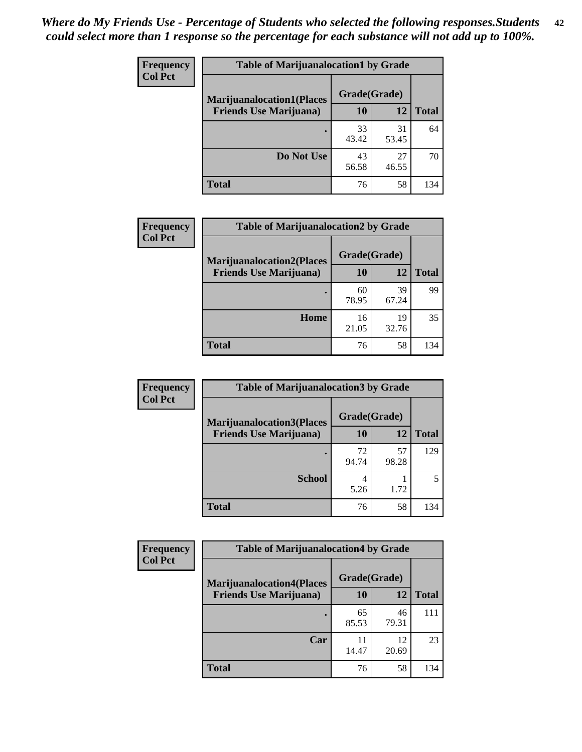*Where do My Friends Use - Percentage of Students who selected the following responses.Students could select more than 1 response so the percentage for each substance will not add up to 100%.*

**Frequency**
**Col Pct**

| Table of Marijuanalocation1 by Grade | | | |
|---|---|---|---|
| **Marijuanalocation1(Places Friends Use Marijuana)** | **Grade(Grade)** | | **Total** |
| | **10** | **12** | |
| **.** | 33<br>43.42 | 31<br>53.45 | 64 |
| **Do Not Use** | 43<br>56.58 | 27<br>46.55 | 70 |
| **Total** | 76 | 58 | 134 |

**Frequency**
**Col Pct**

| Table of Marijuanalocation2 by Grade | | | |
|---|---|---|---|
| **Marijuanalocation2(Places Friends Use Marijuana)** | **Grade(Grade)** | | **Total** |
| | **10** | **12** | |
| **.** | 60<br>78.95 | 39<br>67.24 | 99 |
| **Home** | 16<br>21.05 | 19<br>32.76 | 35 |
| **Total** | 76 | 58 | 134 |

**Frequency**
**Col Pct**

| Table of Marijuanalocation3 by Grade | | | |
|---|---|---|---|
| **Marijuanalocation3(Places Friends Use Marijuana)** | **Grade(Grade)** | | **Total** |
| | **10** | **12** | |
| **.** | 72<br>94.74 | 57<br>98.28 | 129 |
| **School** | 4<br>5.26 | 1<br>1.72 | 5 |
| **Total** | 76 | 58 | 134 |

**Frequency**
**Col Pct**

| Table of Marijuanalocation4 by Grade | | | |
|---|---|---|---|
| **Marijuanalocation4(Places Friends Use Marijuana)** | **Grade(Grade)** | | **Total** |
| | **10** | **12** | |
| **.** | 65<br>85.53 | 46<br>79.31 | 111 |
| **Car** | 11<br>14.47 | 12<br>20.69 | 23 |
| **Total** | 76 | 58 | 134 |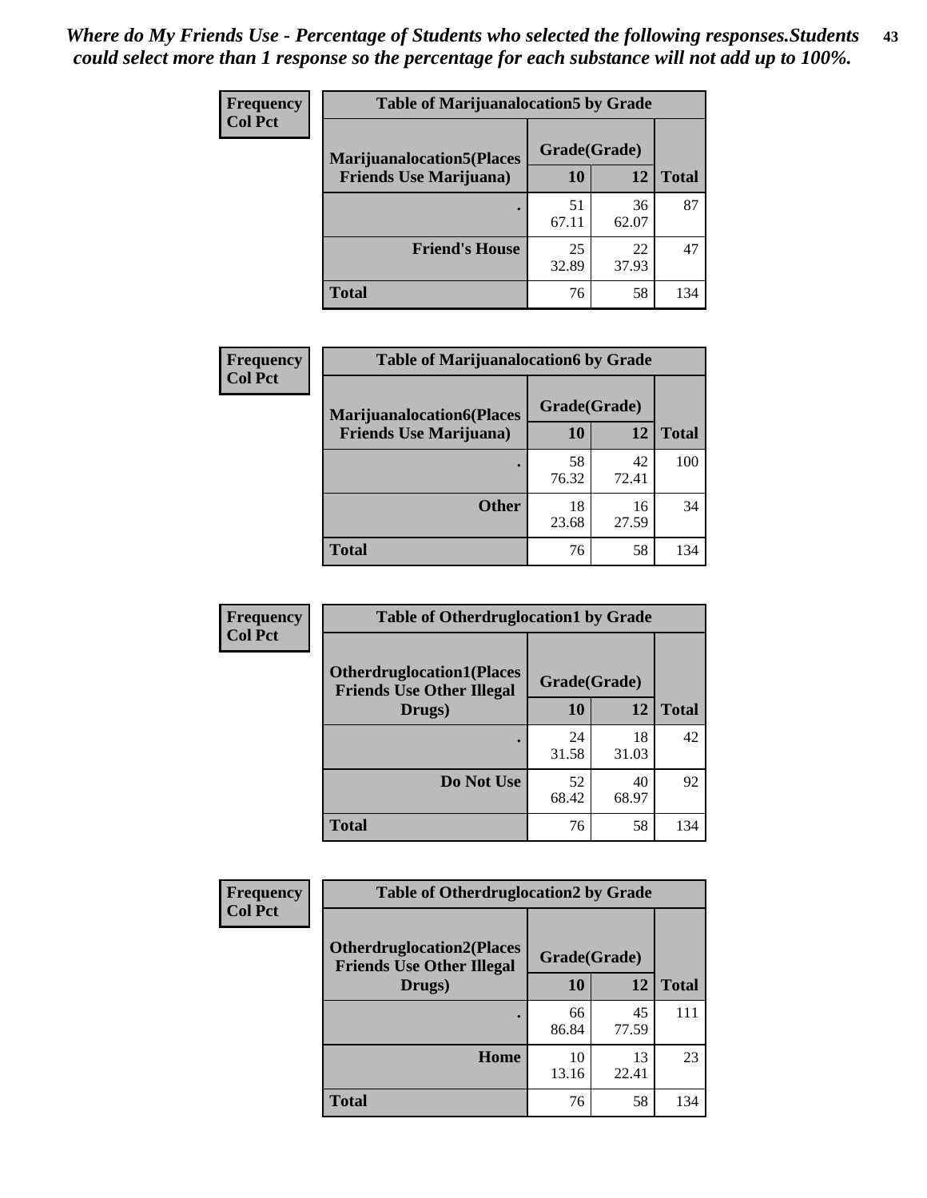*Where do My Friends Use - Percentage of Students who selected the following responses.Students could select more than 1 response so the percentage for each substance will not add up to 100%.*

**Frequency**
**Col Pct**

| Table of Marijuanalocation5 by Grade | | | |
|---|---|---|---|
| **Marijuanalocation5(Places Friends Use Marijuana)** | **Grade(Grade)** | | **Total** |
| | **10** | **12** | |
| **.** | 51<br>67.11 | 36<br>62.07 | 87 |
| **Friend's House** | 25<br>32.89 | 22<br>37.93 | 47 |
| **Total** | 76 | 58 | 134 |

**Frequency**
**Col Pct**

| Table of Marijuanalocation6 by Grade | | | |
|---|---|---|---|
| **Marijuanalocation6(Places Friends Use Marijuana)** | **Grade(Grade)** | | **Total** |
| | **10** | **12** | |
| **.** | 58<br>76.32 | 42<br>72.41 | 100 |
| **Other** | 18<br>23.68 | 16<br>27.59 | 34 |
| **Total** | 76 | 58 | 134 |

**Frequency**
**Col Pct**

| Table of Otherdruglocation1 by Grade | | | |
|---|---|---|---|
| **Otherdruglocation1(Places Friends Use Other Illegal Drugs)** | **Grade(Grade)** | | **Total** |
| | **10** | **12** | |
| **.** | 24<br>31.58 | 18<br>31.03 | 42 |
| **Do Not Use** | 52<br>68.42 | 40<br>68.97 | 92 |
| **Total** | 76 | 58 | 134 |

**Frequency**
**Col Pct**

| Table of Otherdruglocation2 by Grade | | | |
|---|---|---|---|
| **Otherdruglocation2(Places Friends Use Other Illegal Drugs)** | **Grade(Grade)** | | **Total** |
| | **10** | **12** | |
| **.** | 66<br>86.84 | 45<br>77.59 | 111 |
| **Home** | 10<br>13.16 | 13<br>22.41 | 23 |
| **Total** | 76 | 58 | 134 |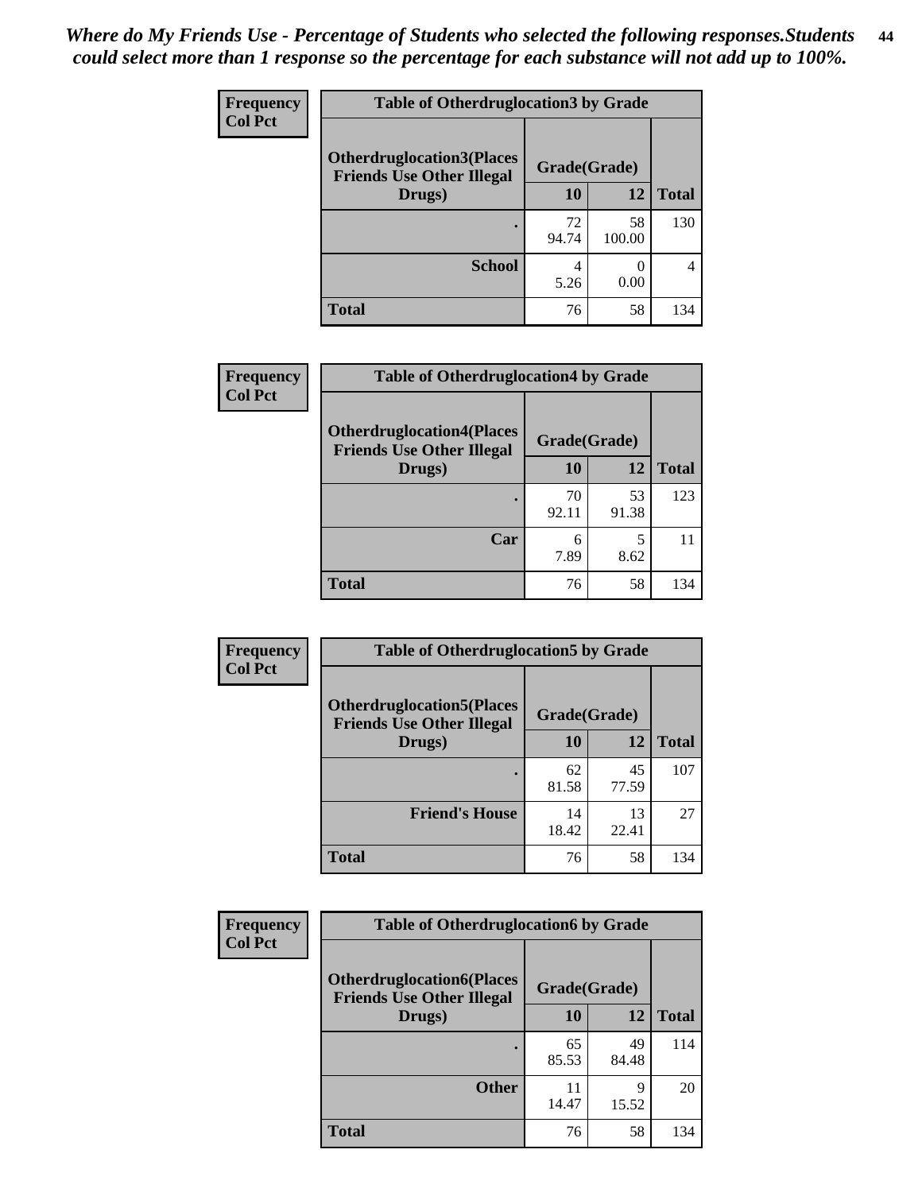*Where do My Friends Use - Percentage of Students who selected the following responses.Students could select more than 1 response so the percentage for each substance will not add up to 100%.*

| Frequency Col Pct | Table of Otherdruglocation3 by Grade | | |
|---|---|---|---|
| Otherdruglocation3(Places Friends Use Other Illegal Drugs) | Grade(Grade) | | |
| | 10 | 12 | Total |
| . | 72<br>94.74 | 58<br>100.00 | 130 |
| School | 4<br>5.26 | 0<br>0.00 | 4 |
| Total | 76 | 58 | 134 |

| Frequency Col Pct | Table of Otherdruglocation4 by Grade | | |
|---|---|---|---|
| Otherdruglocation4(Places Friends Use Other Illegal Drugs) | Grade(Grade) | | |
| | 10 | 12 | Total |
| . | 70<br>92.11 | 53<br>91.38 | 123 |
| Car | 6<br>7.89 | 5<br>8.62 | 11 |
| Total | 76 | 58 | 134 |

| Frequency Col Pct | Table of Otherdruglocation5 by Grade | | |
|---|---|---|---|
| Otherdruglocation5(Places Friends Use Other Illegal Drugs) | Grade(Grade) | | |
| | 10 | 12 | Total |
| . | 62<br>81.58 | 45<br>77.59 | 107 |
| Friend's House | 14<br>18.42 | 13<br>22.41 | 27 |
| Total | 76 | 58 | 134 |

| Frequency Col Pct | Table of Otherdruglocation6 by Grade | | |
|---|---|---|---|
| Otherdruglocation6(Places Friends Use Other Illegal Drugs) | Grade(Grade) | | |
| | 10 | 12 | Total |
| . | 65<br>85.53 | 49<br>84.48 | 114 |
| Other | 11<br>14.47 | 9<br>15.52 | 20 |
| Total | 76 | 58 | 134 |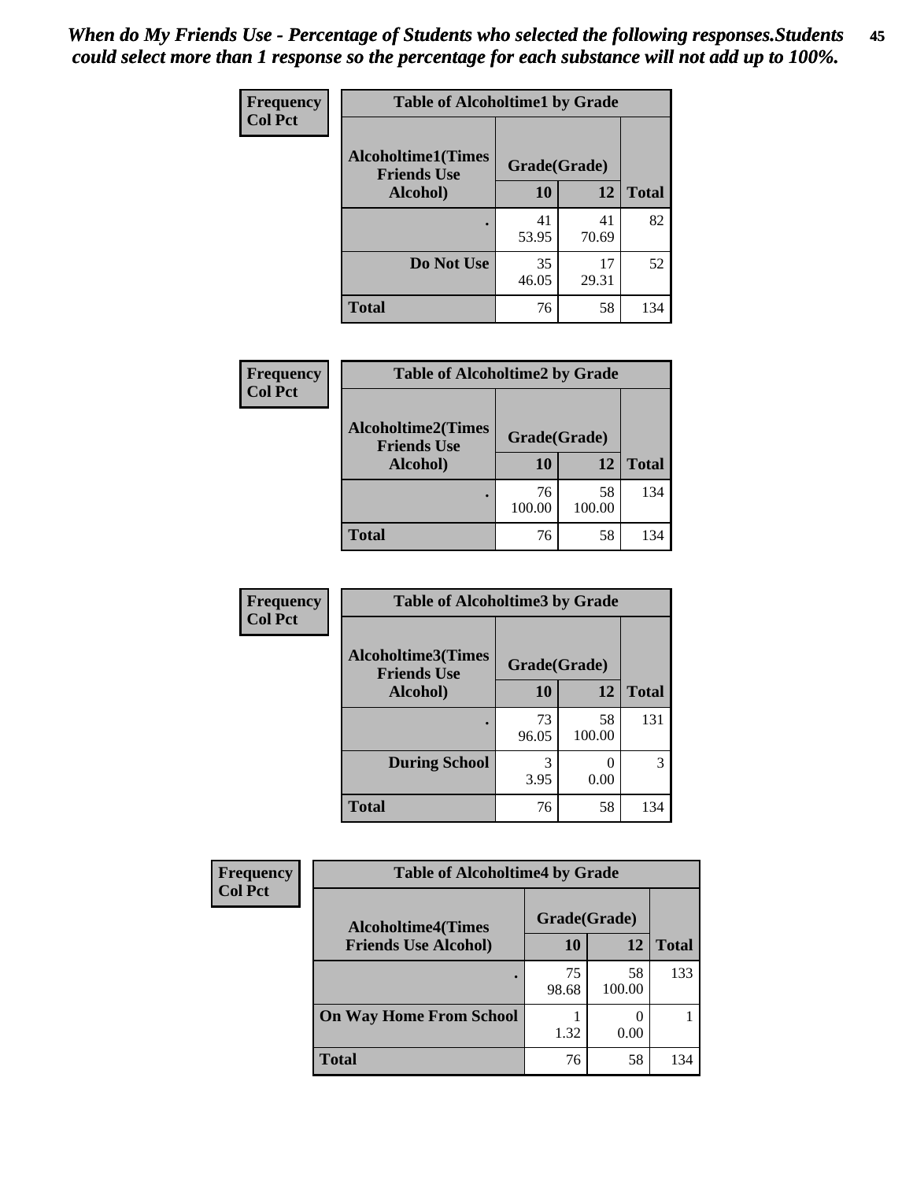*When do My Friends Use - Percentage of Students who selected the following responses.Students could select more than 1 response so the percentage for each substance will not add up to 100%.*

**Frequency**
**Col Pct**

**Table of Alcoholtime1 by Grade**

| Alcoholtime1(Times Friends Use Alcohol) | Grade(Grade) | | Total |
|---|---|---|---|
| | 10 | 12 | |
| . | 41<br>53.95 | 41<br>70.69 | 82 |
| Do Not Use | 35<br>46.05 | 17<br>29.31 | 52 |
| Total | 76 | 58 | 134 |

**Frequency**
**Col Pct**

**Table of Alcoholtime2 by Grade**

| Alcoholtime2(Times Friends Use Alcohol) | Grade(Grade) | | Total |
|---|---|---|---|
| | 10 | 12 | |
| . | 76<br>100.00 | 58<br>100.00 | 134 |
| Total | 76 | 58 | 134 |

**Frequency**
**Col Pct**

**Table of Alcoholtime3 by Grade**

| Alcoholtime3(Times Friends Use Alcohol) | Grade(Grade) | | Total |
|---|---|---|---|
| | 10 | 12 | |
| . | 73<br>96.05 | 58<br>100.00 | 131 |
| During School | 3<br>3.95 | 0<br>0.00 | 3 |
| Total | 76 | 58 | 134 |

**Frequency**
**Col Pct**

**Table of Alcoholtime4 by Grade**

| Alcoholtime4(Times Friends Use Alcohol) | Grade(Grade) | | Total |
|---|---|---|---|
| | 10 | 12 | |
| . | 75<br>98.68 | 58<br>100.00 | 133 |
| On Way Home From School | 1<br>1.32 | 0<br>0.00 | 1 |
| Total | 76 | 58 | 134 |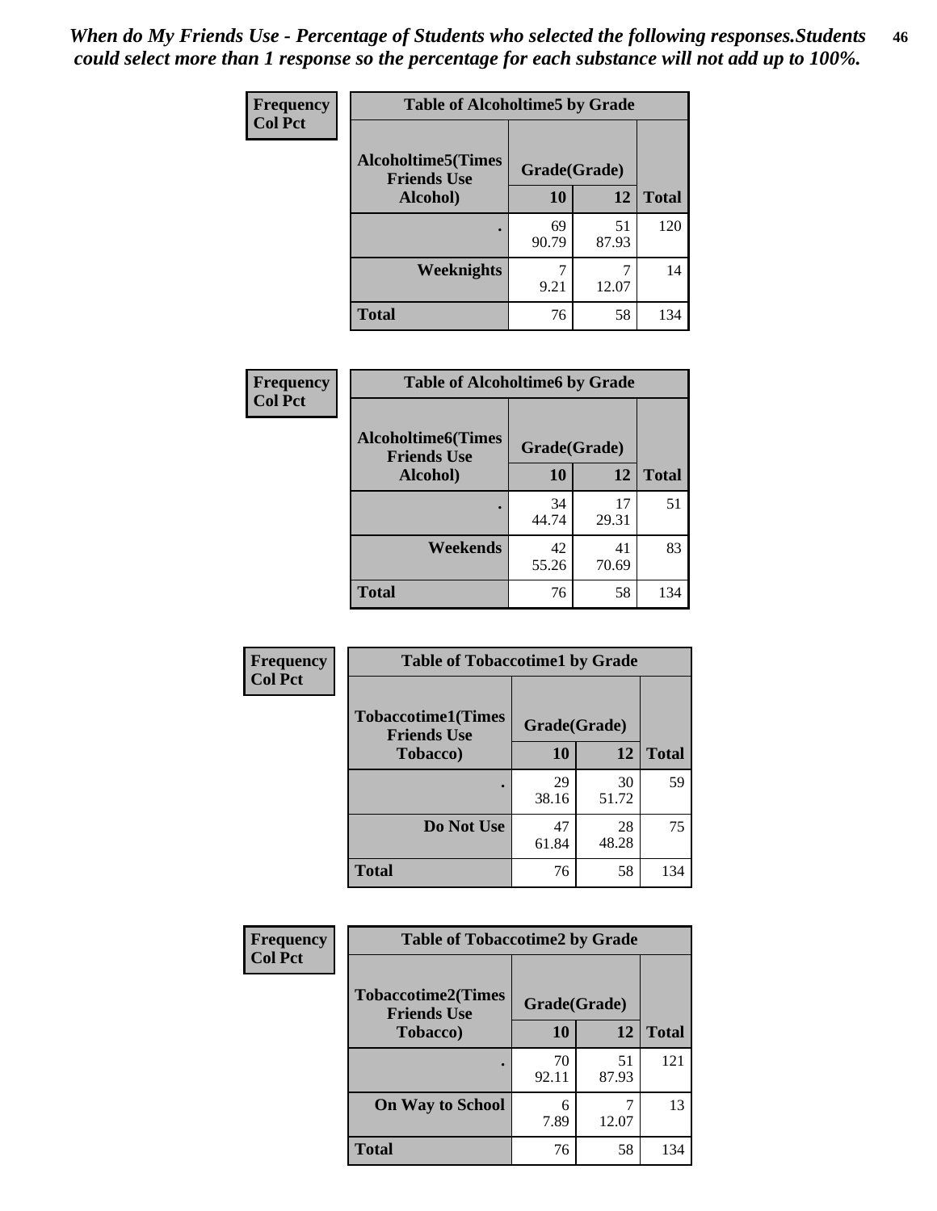*When do My Friends Use - Percentage of Students who selected the following responses.Students could select more than 1 response so the percentage for each substance will not add up to 100%.*

**Frequency**
**Col Pct**

| Table of Alcoholtime5 by Grade | | | |
|---|---|---|---|
| **Alcoholtime5(Times Friends Use Alcohol)** | **Grade(Grade)** | | **Total** |
| | **10** | **12** | |
| **.** | 69<br>90.79 | 51<br>87.93 | 120 |
| **Weeknights** | 7<br>9.21 | 7<br>12.07 | 14 |
| **Total** | 76 | 58 | 134 |

**Frequency**
**Col Pct**

| Table of Alcoholtime6 by Grade | | | |
|---|---|---|---|
| **Alcoholtime6(Times Friends Use Alcohol)** | **Grade(Grade)** | | **Total** |
| | **10** | **12** | |
| **.** | 34<br>44.74 | 17<br>29.31 | 51 |
| **Weekends** | 42<br>55.26 | 41<br>70.69 | 83 |
| **Total** | 76 | 58 | 134 |

**Frequency**
**Col Pct**

| Table of Tobaccotime1 by Grade | | | |
|---|---|---|---|
| **Tobaccotime1(Times Friends Use Tobacco)** | **Grade(Grade)** | | **Total** |
| | **10** | **12** | |
| **.** | 29<br>38.16 | 30<br>51.72 | 59 |
| **Do Not Use** | 47<br>61.84 | 28<br>48.28 | 75 |
| **Total** | 76 | 58 | 134 |

**Frequency**
**Col Pct**

| Table of Tobaccotime2 by Grade | | | |
|---|---|---|---|
| **Tobaccotime2(Times Friends Use Tobacco)** | **Grade(Grade)** | | **Total** |
| | **10** | **12** | |
| **.** | 70<br>92.11 | 51<br>87.93 | 121 |
| **On Way to School** | 6<br>7.89 | 7<br>12.07 | 13 |
| **Total** | 76 | 58 | 134 |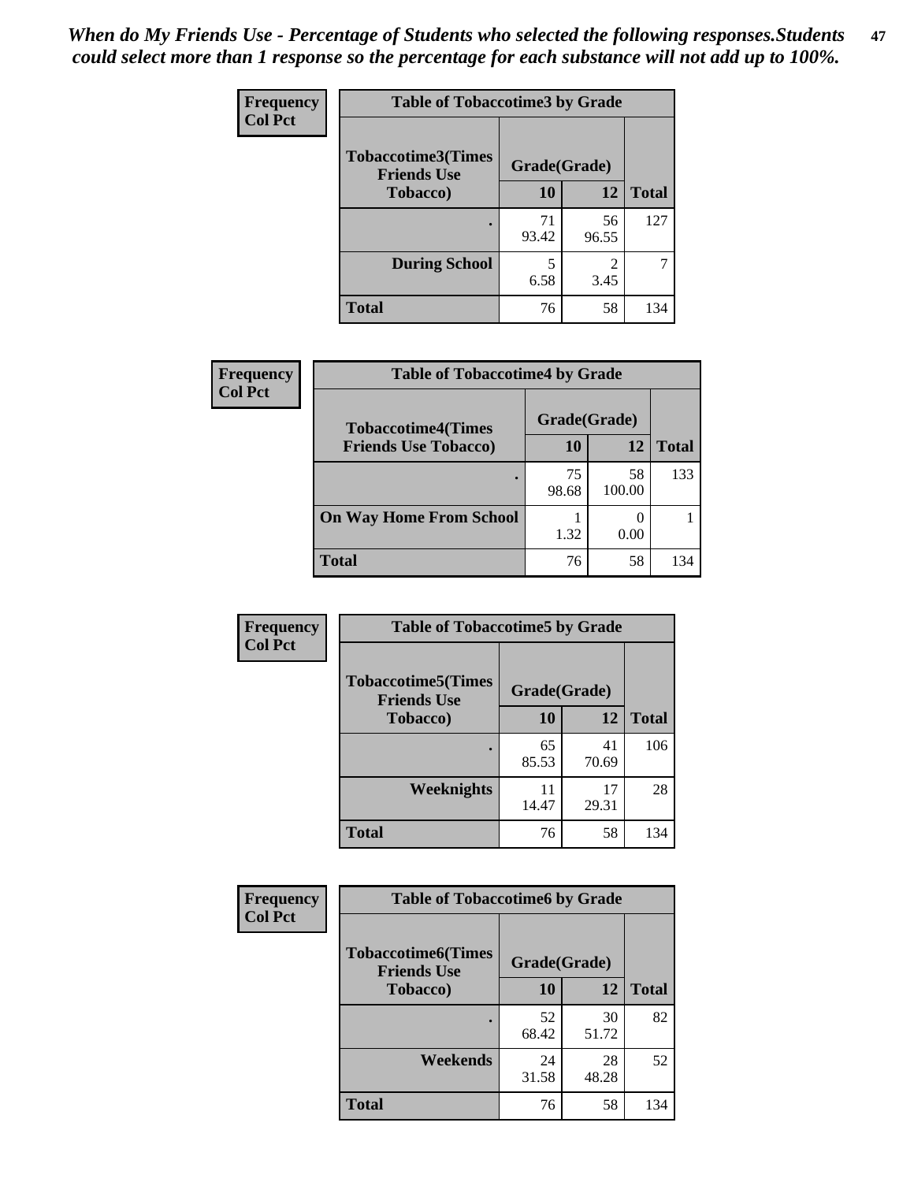*When do My Friends Use - Percentage of Students who selected the following responses.Students could select more than 1 response so the percentage for each substance will not add up to 100%.*

**Frequency**
**Col Pct**

| Table of Tobaccotime3 by Grade | | | |
|---|---|---|---|
| **Tobaccotime3(Times Friends Use Tobacco)** | **Grade(Grade)** | | **Total** |
| | **10** | **12** | |
| . | 71<br>93.42 | 56<br>96.55 | 127 |
| **During School** | 5<br>6.58 | 2<br>3.45 | 7 |
| **Total** | 76 | 58 | 134 |

**Frequency**
**Col Pct**

| Table of Tobaccotime4 by Grade | | | |
|---|---|---|---|
| **Tobaccotime4(Times Friends Use Tobacco)** | **Grade(Grade)** | | **Total** |
| | **10** | **12** | |
| . | 75<br>98.68 | 58<br>100.00 | 133 |
| **On Way Home From School** | 1<br>1.32 | 0<br>0.00 | 1 |
| **Total** | 76 | 58 | 134 |

**Frequency**
**Col Pct**

| Table of Tobaccotime5 by Grade | | | |
|---|---|---|---|
| **Tobaccotime5(Times Friends Use Tobacco)** | **Grade(Grade)** | | **Total** |
| | **10** | **12** | |
| . | 65<br>85.53 | 41<br>70.69 | 106 |
| **Weeknights** | 11<br>14.47 | 17<br>29.31 | 28 |
| **Total** | 76 | 58 | 134 |

**Frequency**
**Col Pct**

| Table of Tobaccotime6 by Grade | | | |
|---|---|---|---|
| **Tobaccotime6(Times Friends Use Tobacco)** | **Grade(Grade)** | | **Total** |
| | **10** | **12** | |
| . | 52<br>68.42 | 30<br>51.72 | 82 |
| **Weekends** | 24<br>31.58 | 28<br>48.28 | 52 |
| **Total** | 76 | 58 | 134 |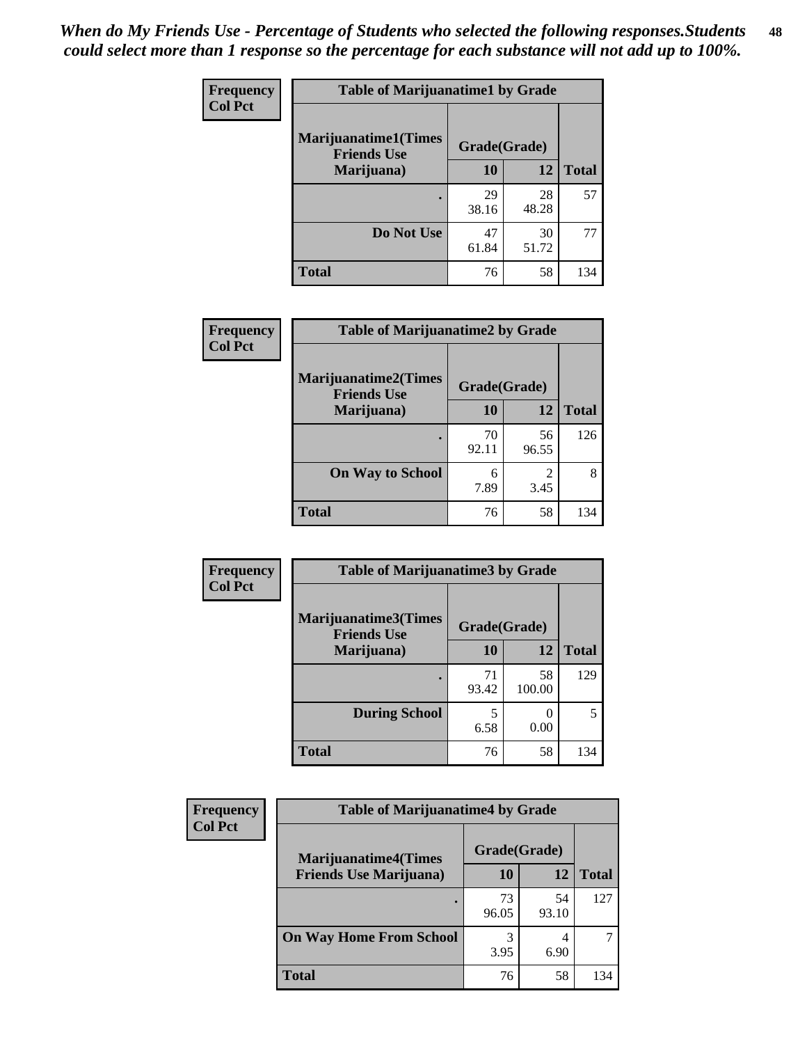*When do My Friends Use - Percentage of Students who selected the following responses.Students could select more than 1 response so the percentage for each substance will not add up to 100%.*

**Frequency**
**Col Pct**

| Table of Marijuanatime1 by Grade | | | |
|---|---|---|---|
| **Marijuanatime1(Times Friends Use Marijuana)** | **Grade(Grade)** | | |
| | **10** | **12** | **Total** |
| **.** | 29<br>38.16 | 28<br>48.28 | 57 |
| **Do Not Use** | 47<br>61.84 | 30<br>51.72 | 77 |
| **Total** | 76 | 58 | 134 |

**Frequency**
**Col Pct**

| Table of Marijuanatime2 by Grade | | | |
|---|---|---|---|
| **Marijuanatime2(Times Friends Use Marijuana)** | **Grade(Grade)** | | |
| | **10** | **12** | **Total** |
| **.** | 70<br>92.11 | 56<br>96.55 | 126 |
| **On Way to School** | 6<br>7.89 | 2<br>3.45 | 8 |
| **Total** | 76 | 58 | 134 |

**Frequency**
**Col Pct**

| Table of Marijuanatime3 by Grade | | | |
|---|---|---|---|
| **Marijuanatime3(Times Friends Use Marijuana)** | **Grade(Grade)** | | |
| | **10** | **12** | **Total** |
| **.** | 71<br>93.42 | 58<br>100.00 | 129 |
| **During School** | 5<br>6.58 | 0<br>0.00 | 5 |
| **Total** | 76 | 58 | 134 |

**Frequency**
**Col Pct**

| Table of Marijuanatime4 by Grade | | | |
|---|---|---|---|
| **Marijuanatime4(Times Friends Use Marijuana)** | **Grade(Grade)** | | |
| | **10** | **12** | **Total** |
| **.** | 73<br>96.05 | 54<br>93.10 | 127 |
| **On Way Home From School** | 3<br>3.95 | 4<br>6.90 | 7 |
| **Total** | 76 | 58 | 134 |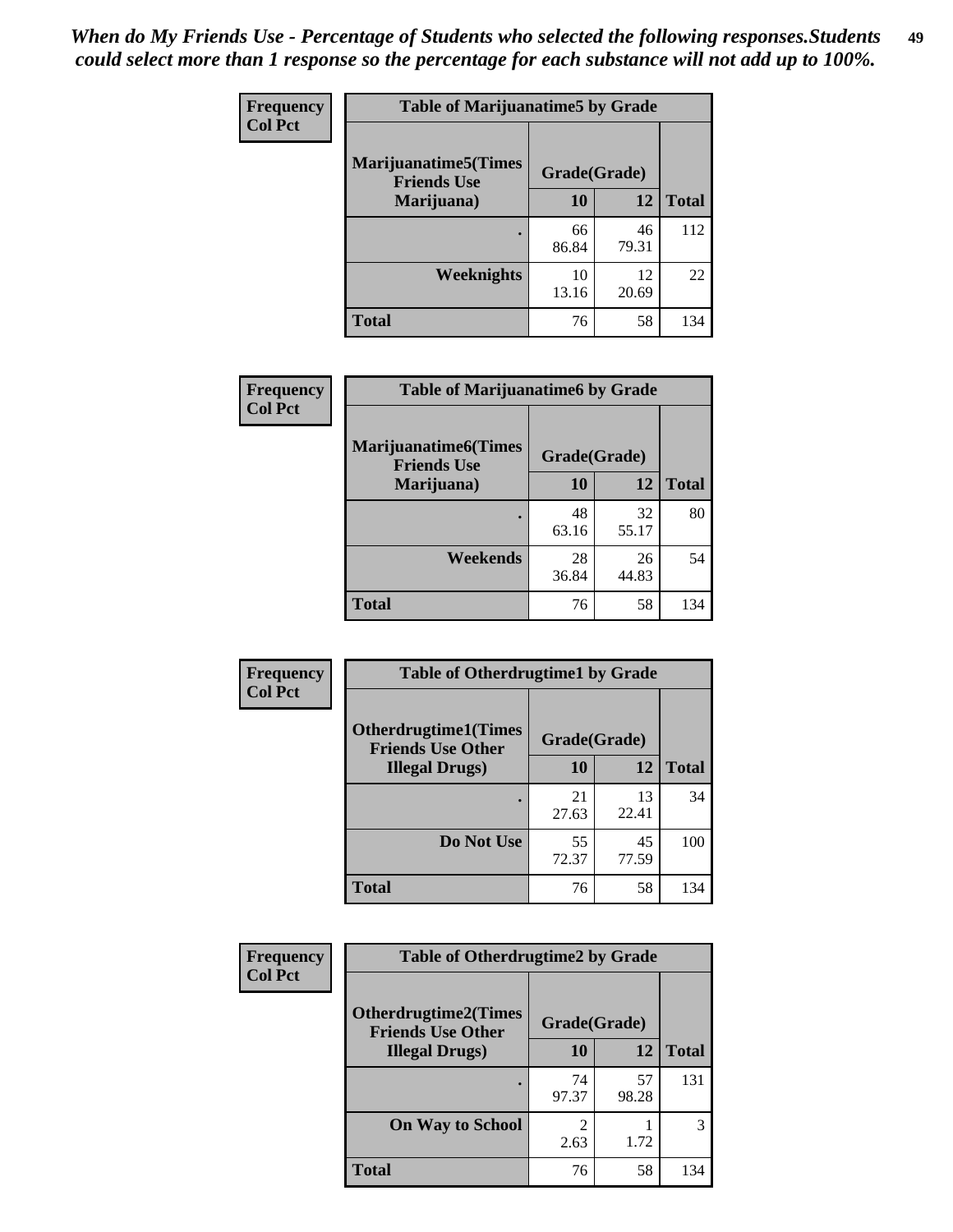*When do My Friends Use - Percentage of Students who selected the following responses.Students could select more than 1 response so the percentage for each substance will not add up to 100%.*

**Frequency**
**Col Pct**

| Table of Marijuanatime5 by Grade | | | |
|---|---|---|---|
| **Marijuanatime5(Times Friends Use Marijuana)** | **Grade(Grade)** | | **Total** |
| | **10** | **12** | |
| **.** | 66<br>86.84 | 46<br>79.31 | 112 |
| **Weeknights** | 10<br>13.16 | 12<br>20.69 | 22 |
| **Total** | 76 | 58 | 134 |

**Frequency**
**Col Pct**

| Table of Marijuanatime6 by Grade | | | |
|---|---|---|---|
| **Marijuanatime6(Times Friends Use Marijuana)** | **Grade(Grade)** | | **Total** |
| | **10** | **12** | |
| **.** | 48<br>63.16 | 32<br>55.17 | 80 |
| **Weekends** | 28<br>36.84 | 26<br>44.83 | 54 |
| **Total** | 76 | 58 | 134 |

**Frequency**
**Col Pct**

| Table of Otherdrugtime1 by Grade | | | |
|---|---|---|---|
| **Otherdrugtime1(Times Friends Use Other Illegal Drugs)** | **Grade(Grade)** | | **Total** |
| | **10** | **12** | |
| **.** | 21<br>27.63 | 13<br>22.41 | 34 |
| **Do Not Use** | 55<br>72.37 | 45<br>77.59 | 100 |
| **Total** | 76 | 58 | 134 |

**Frequency**
**Col Pct**

| Table of Otherdrugtime2 by Grade | | | |
|---|---|---|---|
| **Otherdrugtime2(Times Friends Use Other Illegal Drugs)** | **Grade(Grade)** | | **Total** |
| | **10** | **12** | |
| **.** | 74<br>97.37 | 57<br>98.28 | 131 |
| **On Way to School** | 2<br>2.63 | 1<br>1.72 | 3 |
| **Total** | 76 | 58 | 134 |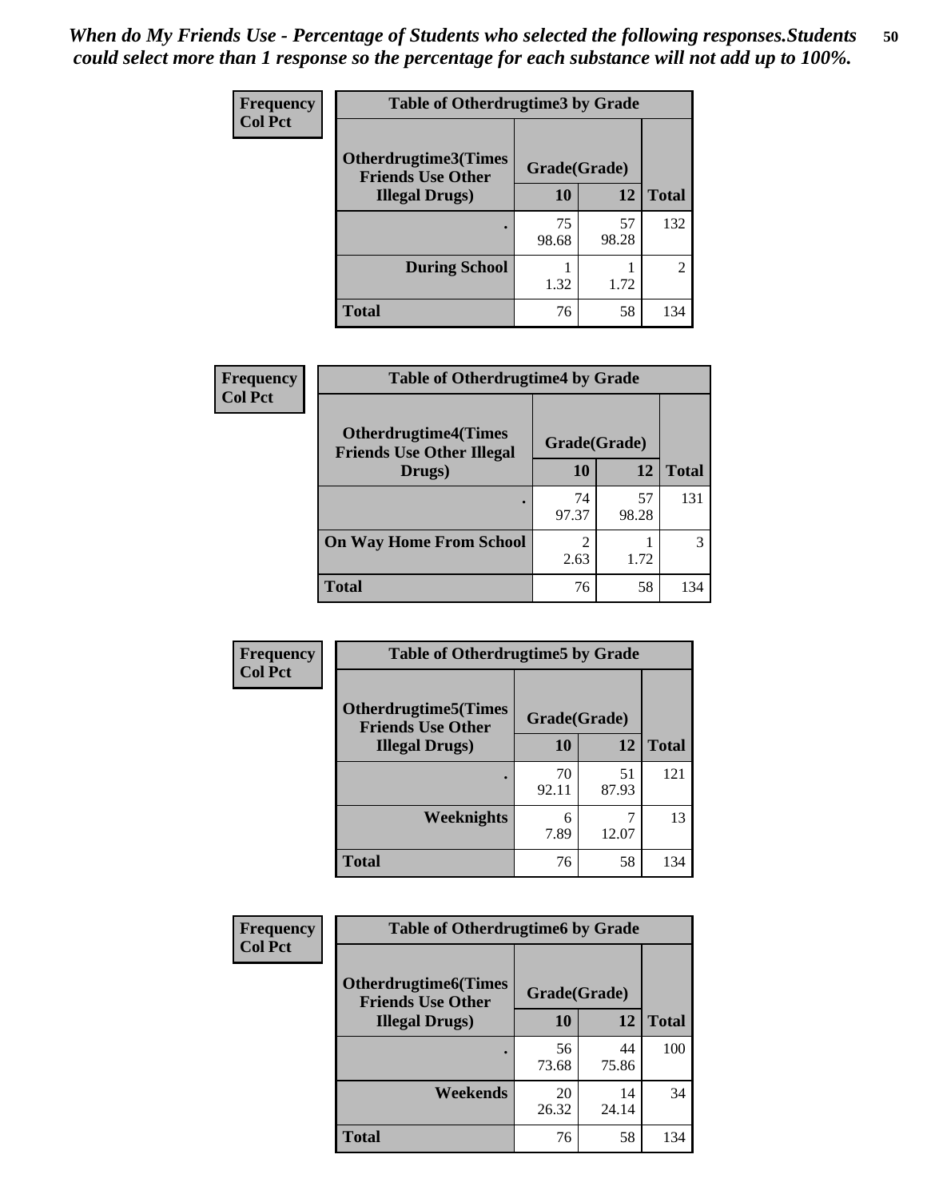*When do My Friends Use - Percentage of Students who selected the following responses.Students could select more than 1 response so the percentage for each substance will not add up to 100%.*

**Frequency**
**Col Pct**

| Table of Otherdrugtime3 by Grade | | | |
|---|---|---|---|
| **Otherdrugtime3(Times Friends Use Other Illegal Drugs)** | **Grade(Grade)** | | |
| | **10** | **12** | **Total** |
| **.** | 75<br>98.68 | 57<br>98.28 | 132 |
| **During School** | 1<br>1.32 | 1<br>1.72 | 2 |
| **Total** | 76 | 58 | 134 |

**Frequency**
**Col Pct**

| Table of Otherdrugtime4 by Grade | | | |
|---|---|---|---|
| **Otherdrugtime4(Times Friends Use Other Illegal Drugs)** | **Grade(Grade)** | | |
| | **10** | **12** | **Total** |
| **.** | 74<br>97.37 | 57<br>98.28 | 131 |
| **On Way Home From School** | 2<br>2.63 | 1<br>1.72 | 3 |
| **Total** | 76 | 58 | 134 |

**Frequency**
**Col Pct**

| Table of Otherdrugtime5 by Grade | | | |
|---|---|---|---|
| **Otherdrugtime5(Times Friends Use Other Illegal Drugs)** | **Grade(Grade)** | | |
| | **10** | **12** | **Total** |
| **.** | 70<br>92.11 | 51<br>87.93 | 121 |
| **Weeknights** | 6<br>7.89 | 7<br>12.07 | 13 |
| **Total** | 76 | 58 | 134 |

**Frequency**
**Col Pct**

| Table of Otherdrugtime6 by Grade | | | |
|---|---|---|---|
| **Otherdrugtime6(Times Friends Use Other Illegal Drugs)** | **Grade(Grade)** | | |
| | **10** | **12** | **Total** |
| **.** | 56<br>73.68 | 44<br>75.86 | 100 |
| **Weekends** | 20<br>26.32 | 14<br>24.14 | 34 |
| **Total** | 76 | 58 | 134 |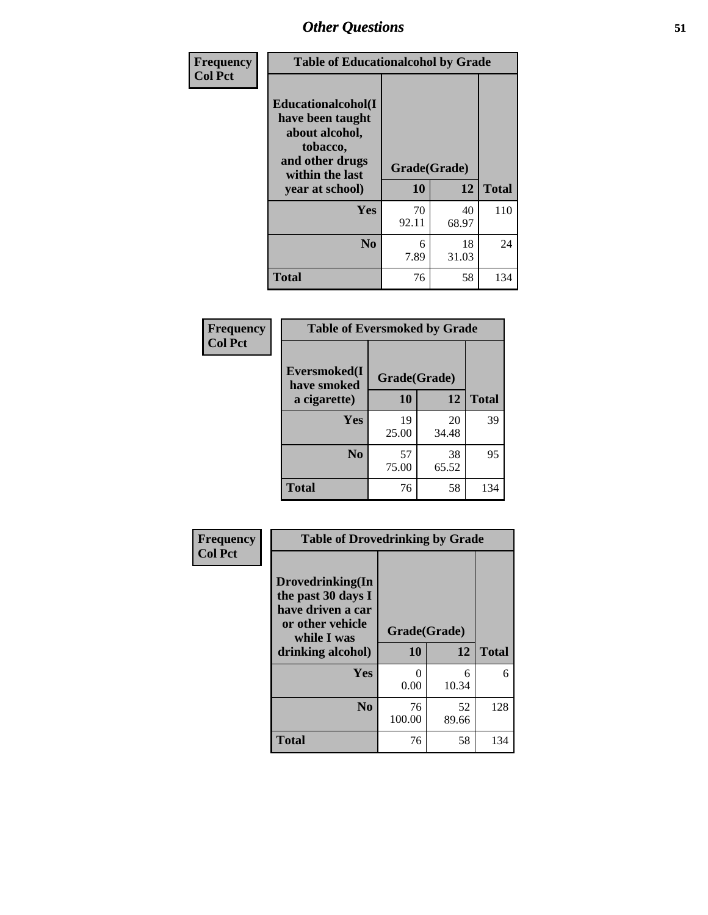## Other Questions

| Frequency Col Pct | Table of Educationalcohol by Grade | | |
|---|---|---|---|
| Educationalcohol(I have been taught about alcohol, tobacco, and other drugs within the last year at school) | Grade(Grade) | | |
| | 10 | 12 | Total |
| Yes | 70<br>92.11 | 40<br>68.97 | 110 |
| No | 6<br>7.89 | 18<br>31.03 | 24 |
| Total | 76 | 58 | 134 |

| Frequency Col Pct | Table of Eversmoked by Grade | | |
|---|---|---|---|
| Eversmoked(I have smoked a cigarette) | Grade(Grade) | | |
| | 10 | 12 | Total |
| Yes | 19<br>25.00 | 20<br>34.48 | 39 |
| No | 57<br>75.00 | 38<br>65.52 | 95 |
| Total | 76 | 58 | 134 |

| Frequency Col Pct | Table of Drovedrinking by Grade | | |
|---|---|---|---|
| Drovedrinking(In the past 30 days I have driven a car or other vehicle while I was drinking alcohol) | Grade(Grade) | | |
| | 10 | 12 | Total |
| Yes | 0<br>0.00 | 6<br>10.34 | 6 |
| No | 76<br>100.00 | 52<br>89.66 | 128 |
| Total | 76 | 58 | 134 |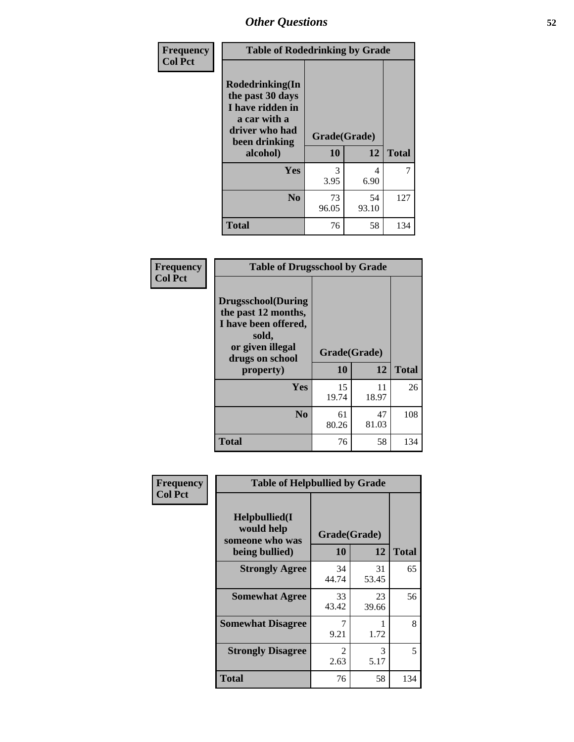# Other Questions

**Frequency**
**Col Pct**

| Table of Rodedrinking by Grade | | | |
|---|---|---|---|
| Rodedrinking(In the past 30 days I have ridden in a car with a driver who had been drinking alcohol) | Grade(Grade) | | |
| | 10 | 12 | Total |
| Yes | 3<br>3.95 | 4<br>6.90 | 7 |
| No | 73<br>96.05 | 54<br>93.10 | 127 |
| Total | 76 | 58 | 134 |

**Frequency**
**Col Pct**

| Table of Drugsschool by Grade | | | |
|---|---|---|---|
| Drugsschool(During the past 12 months, I have been offered, sold, or given illegal drugs on school property) | Grade(Grade) | | |
| | 10 | 12 | Total |
| Yes | 15<br>19.74 | 11<br>18.97 | 26 |
| No | 61<br>80.26 | 47<br>81.03 | 108 |
| Total | 76 | 58 | 134 |

**Frequency**
**Col Pct**

| Table of Helpbullied by Grade | | | |
|---|---|---|---|
| Helpbullied(I would help someone who was being bullied) | Grade(Grade) | | |
| | 10 | 12 | Total |
| Strongly Agree | 34<br>44.74 | 31<br>53.45 | 65 |
| Somewhat Agree | 33<br>43.42 | 23<br>39.66 | 56 |
| Somewhat Disagree | 7<br>9.21 | 1<br>1.72 | 8 |
| Strongly Disagree | 2<br>2.63 | 3<br>5.17 | 5 |
| Total | 76 | 58 | 134 |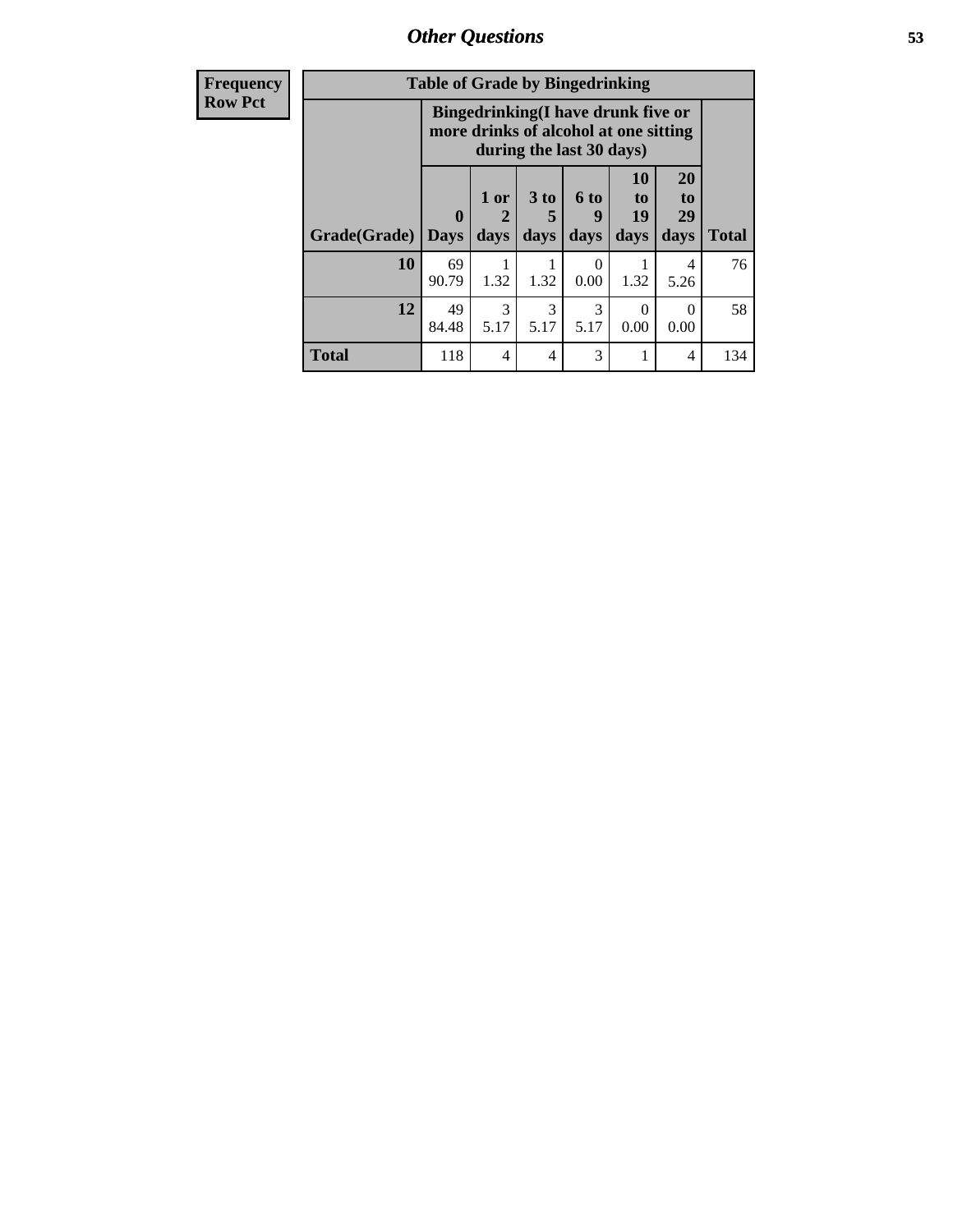## Other Questions

| Frequency Row Pct |
|---|

| Table of Grade by Bingedrinking | | | | | | | |
|---|---|---|---|---|---|---|---|
| | Bingedrinking(I have drunk five or more drinks of alcohol at one sitting during the last 30 days) | | | | | | |
| Grade(Grade) | 0 Days | 1 or 2 days | 3 to 5 days | 6 to 9 days | 10 to 19 days | 20 to 29 days | Total |
| **10** | 69<br>90.79 | 1<br>1.32 | 1<br>1.32 | 0<br>0.00 | 1<br>1.32 | 4<br>5.26 | 76 |
| **12** | 49<br>84.48 | 3<br>5.17 | 3<br>5.17 | 3<br>5.17 | 0<br>0.00 | 0<br>0.00 | 58 |
| **Total** | 118 | 4 | 4 | 3 | 1 | 4 | 134 |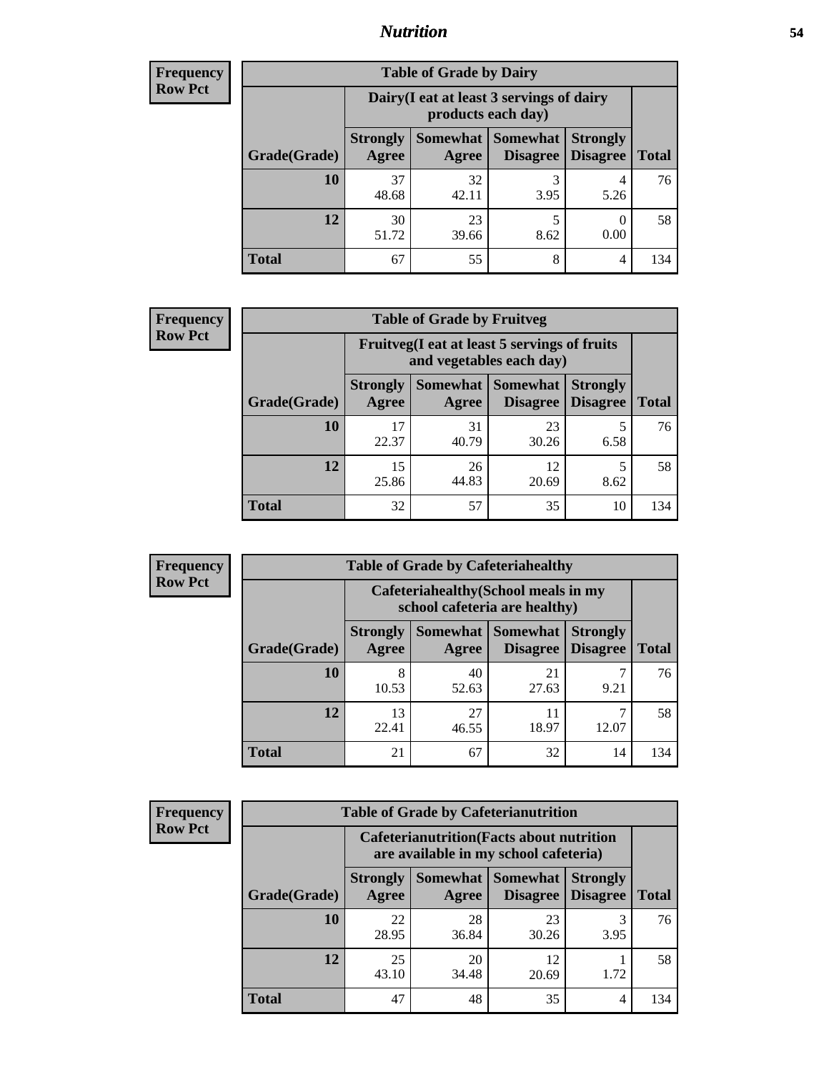| Frequency Row Pct | Table of Grade by Dairy | | | | |
|---|---|---|---|---|---|
| | Dairy(I eat at least 3 servings of dairy products each day) | | | | |
| Grade(Grade) | Strongly Agree | Somewhat Agree | Somewhat Disagree | Strongly Disagree | Total |
| 10 | 37<br>48.68 | 32<br>42.11 | 3<br>3.95 | 4<br>5.26 | 76 |
| 12 | 30<br>51.72 | 23<br>39.66 | 5<br>8.62 | 0<br>0.00 | 58 |
| Total | 67 | 55 | 8 | 4 | 134 |

| Frequency Row Pct | Table of Grade by Fruitveg | | | | |
|---|---|---|---|---|---|
| | Fruitveg(I eat at least 5 servings of fruits and vegetables each day) | | | | |
| Grade(Grade) | Strongly Agree | Somewhat Agree | Somewhat Disagree | Strongly Disagree | Total |
| 10 | 17<br>22.37 | 31<br>40.79 | 23<br>30.26 | 5<br>6.58 | 76 |
| 12 | 15<br>25.86 | 26<br>44.83 | 12<br>20.69 | 5<br>8.62 | 58 |
| Total | 32 | 57 | 35 | 10 | 134 |

| Frequency Row Pct | Table of Grade by Cafeteriahealthy | | | | |
|---|---|---|---|---|---|
| | Cafeteriahealthy(School meals in my school cafeteria are healthy) | | | | |
| Grade(Grade) | Strongly Agree | Somewhat Agree | Somewhat Disagree | Strongly Disagree | Total |
| 10 | 8<br>10.53 | 40<br>52.63 | 21<br>27.63 | 7<br>9.21 | 76 |
| 12 | 13<br>22.41 | 27<br>46.55 | 11<br>18.97 | 7<br>12.07 | 58 |
| Total | 21 | 67 | 32 | 14 | 134 |

| Frequency Row Pct | Table of Grade by Cafeterianutrition | | | | |
|---|---|---|---|---|---|
| | Cafeterianutrition(Facts about nutrition are available in my school cafeteria) | | | | |
| Grade(Grade) | Strongly Agree | Somewhat Agree | Somewhat Disagree | Strongly Disagree | Total |
| 10 | 22<br>28.95 | 28<br>36.84 | 23<br>30.26 | 3<br>3.95 | 76 |
| 12 | 25<br>43.10 | 20<br>34.48 | 12<br>20.69 | 1<br>1.72 | 58 |
| Total | 47 | 48 | 35 | 4 | 134 |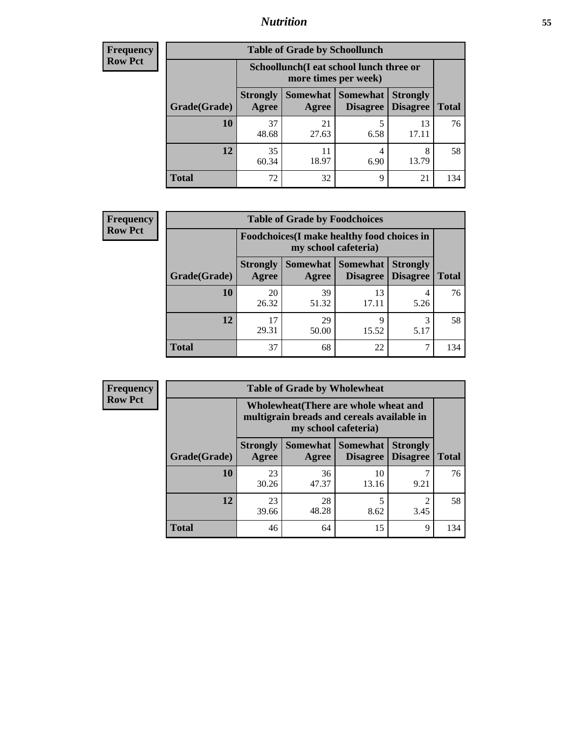| Frequency Row Pct |
|---|

| Table of Grade by Schoollunch | | | | | |
|---|---|---|---|---|---|
| | Schoollunch(I eat school lunch three or more times per week) | | | | |
| Grade(Grade) | Strongly Agree | Somewhat Agree | Somewhat Disagree | Strongly Disagree | Total |
| 10 | 37<br>48.68 | 21<br>27.63 | 5<br>6.58 | 13<br>17.11 | 76 |
| 12 | 35<br>60.34 | 11<br>18.97 | 4<br>6.90 | 8<br>13.79 | 58 |
| Total | 72 | 32 | 9 | 21 | 134 |

| Frequency Row Pct |
|---|

| Table of Grade by Foodchoices | | | | | |
|---|---|---|---|---|---|
| | Foodchoices(I make healthy food choices in my school cafeteria) | | | | |
| Grade(Grade) | Strongly Agree | Somewhat Agree | Somewhat Disagree | Strongly Disagree | Total |
| 10 | 20<br>26.32 | 39<br>51.32 | 13<br>17.11 | 4<br>5.26 | 76 |
| 12 | 17<br>29.31 | 29<br>50.00 | 9<br>15.52 | 3<br>5.17 | 58 |
| Total | 37 | 68 | 22 | 7 | 134 |

| Frequency Row Pct |
|---|

| Table of Grade by Wholewheat | | | | | |
|---|---|---|---|---|---|
| | Wholewheat(There are whole wheat and multigrain breads and cereals available in my school cafeteria) | | | | |
| Grade(Grade) | Strongly Agree | Somewhat Agree | Somewhat Disagree | Strongly Disagree | Total |
| 10 | 23<br>30.26 | 36<br>47.37 | 10<br>13.16 | 7<br>9.21 | 76 |
| 12 | 23<br>39.66 | 28<br>48.28 | 5<br>8.62 | 2<br>3.45 | 58 |
| Total | 46 | 64 | 15 | 9 | 134 |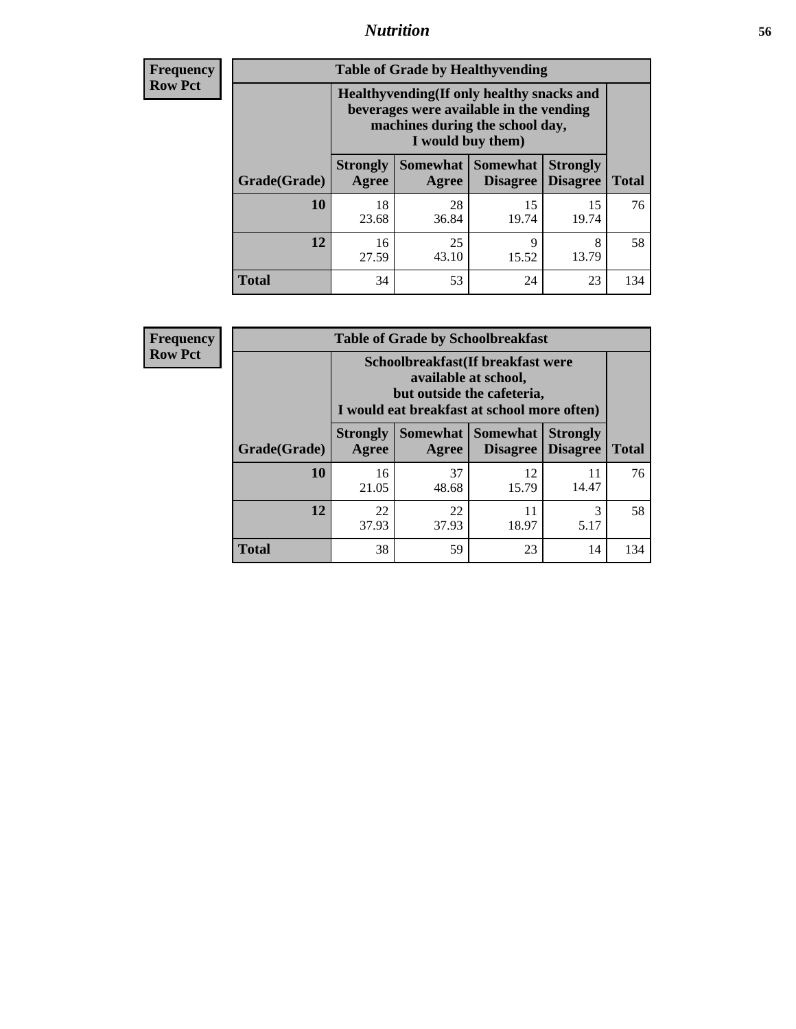## Nutrition

**Frequency**
**Row Pct**

**Table of Grade by Healthyvending**

| Grade(Grade) | Healthyvending(If only healthy snacks and beverages were available in the vending machines during the school day, I would buy them) Strongly Agree | Somewhat Agree | Somewhat Disagree | Strongly Disagree | Total |
|---|---|---|---|---|---|
| **10** | 18<br>23.68 | 28<br>36.84 | 15<br>19.74 | 15<br>19.74 | 76 |
| **12** | 16<br>27.59 | 25<br>43.10 | 9<br>15.52 | 8<br>13.79 | 58 |
| **Total** | 34 | 53 | 24 | 23 | 134 |

**Frequency**
**Row Pct**

**Table of Grade by Schoolbreakfast**

| Grade(Grade) | Schoolbreakfast(If breakfast were available at school, but outside the cafeteria, I would eat breakfast at school more often) Strongly Agree | Somewhat Agree | Somewhat Disagree | Strongly Disagree | Total |
|---|---|---|---|---|---|
| **10** | 16<br>21.05 | 37<br>48.68 | 12<br>15.79 | 11<br>14.47 | 76 |
| **12** | 22<br>37.93 | 22<br>37.93 | 11<br>18.97 | 3<br>5.17 | 58 |
| **Total** | 38 | 59 | 23 | 14 | 134 |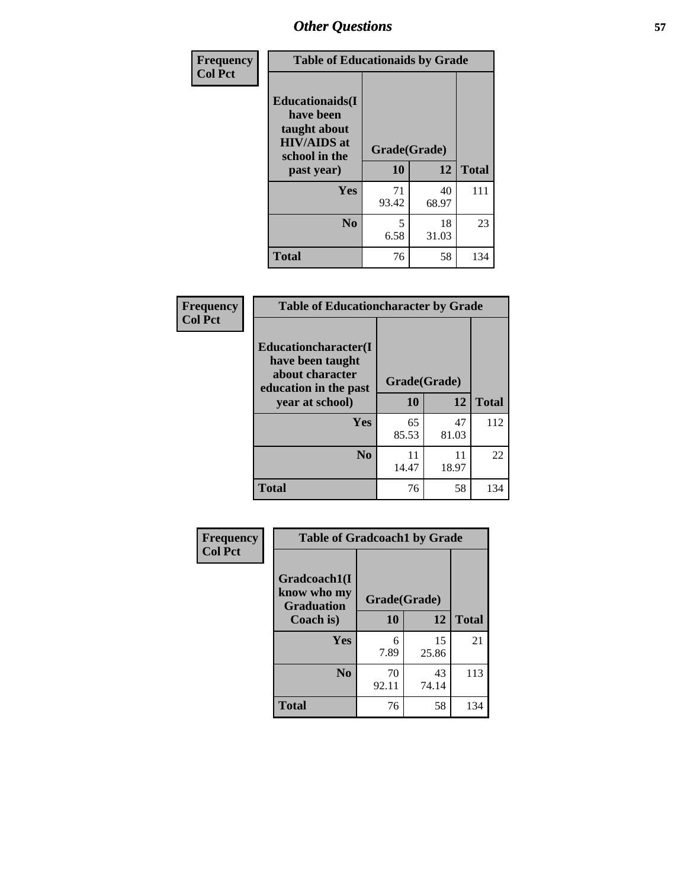# Other Questions

Frequency
Col Pct

**Table of Educationaids by Grade**

| Educationaids(I have been taught about HIV/AIDS at school in the past year) | Grade(Grade) | | Total |
|---|---|---|---|
| | 10 | 12 | |
| Yes | 71<br>93.42 | 40<br>68.97 | 111 |
| No | 5<br>6.58 | 18<br>31.03 | 23 |
| Total | 76 | 58 | 134 |

Frequency
Col Pct

**Table of Educationcharacter by Grade**

| Educationcharacter(I have been taught about character education in the past year at school) | Grade(Grade) | | Total |
|---|---|---|---|
| | 10 | 12 | |
| Yes | 65<br>85.53 | 47<br>81.03 | 112 |
| No | 11<br>14.47 | 11<br>18.97 | 22 |
| Total | 76 | 58 | 134 |

Frequency
Col Pct

**Table of Gradcoach1 by Grade**

| Gradcoach1(I know who my Graduation Coach is) | Grade(Grade) | | Total |
|---|---|---|---|
| | 10 | 12 | |
| Yes | 6<br>7.89 | 15<br>25.86 | 21 |
| No | 70<br>92.11 | 43<br>74.14 | 113 |
| Total | 76 | 58 | 134 |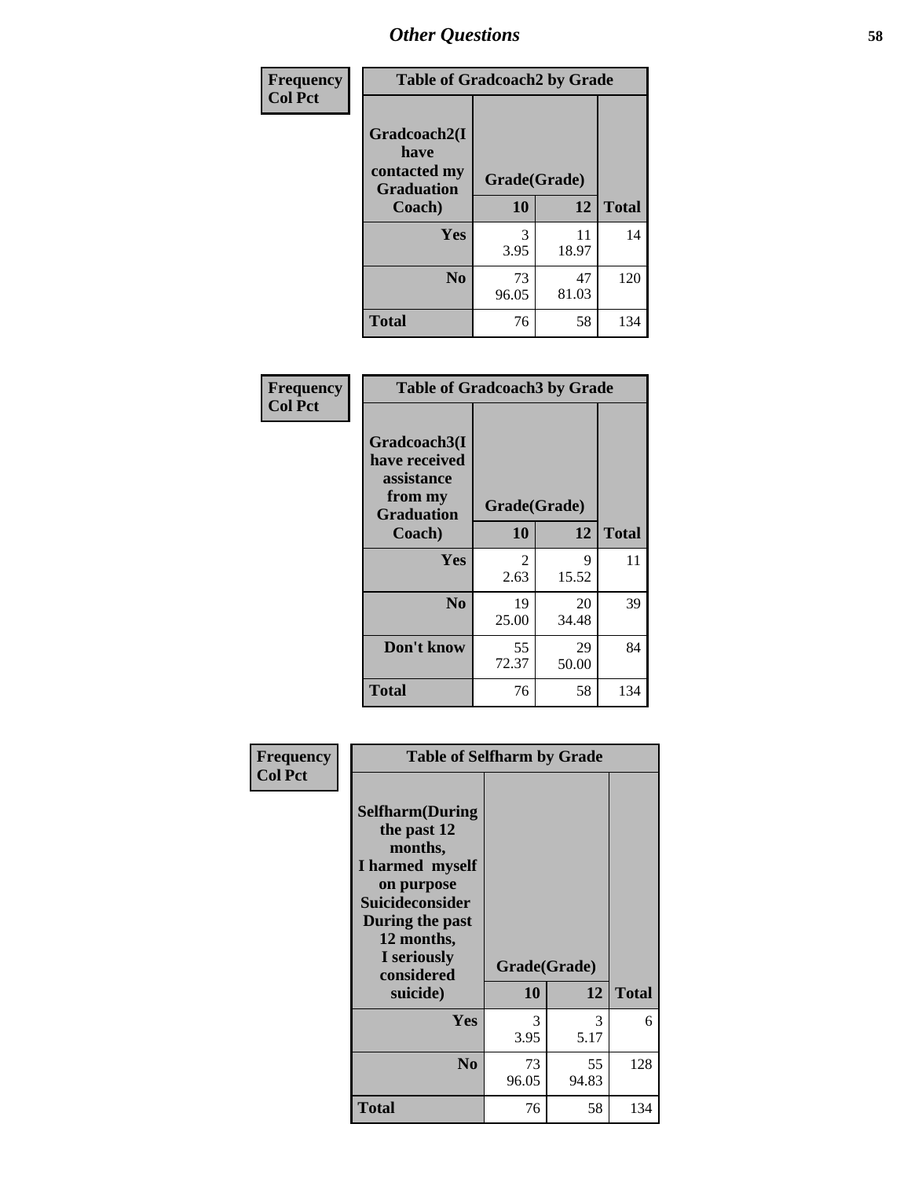# Other Questions

**Frequency**
**Col Pct**

| Table of Gradcoach2 by Grade | | | |
|---|---|---|---|
| Gradcoach2(I have contacted my Graduation Coach) | Grade(Grade) | | |
| | 10 | 12 | Total |
| Yes | 3<br>3.95 | 11<br>18.97 | 14 |
| No | 73<br>96.05 | 47<br>81.03 | 120 |
| Total | 76 | 58 | 134 |

**Frequency**
**Col Pct**

| Table of Gradcoach3 by Grade | | | |
|---|---|---|---|
| Gradcoach3(I have received assistance from my Graduation Coach) | Grade(Grade) | | |
| | 10 | 12 | Total |
| Yes | 2<br>2.63 | 9<br>15.52 | 11 |
| No | 19<br>25.00 | 20<br>34.48 | 39 |
| Don't know | 55<br>72.37 | 29<br>50.00 | 84 |
| Total | 76 | 58 | 134 |

**Frequency**
**Col Pct**

| Table of Selfharm by Grade | | | |
|---|---|---|---|
| Selfharm(During the past 12 months, I harmed myself on purpose Suicideconsider During the past 12 months, I seriously considered suicide) | Grade(Grade) | | |
| | 10 | 12 | Total |
| Yes | 3<br>3.95 | 3<br>5.17 | 6 |
| No | 73<br>96.05 | 55<br>94.83 | 128 |
| Total | 76 | 58 | 134 |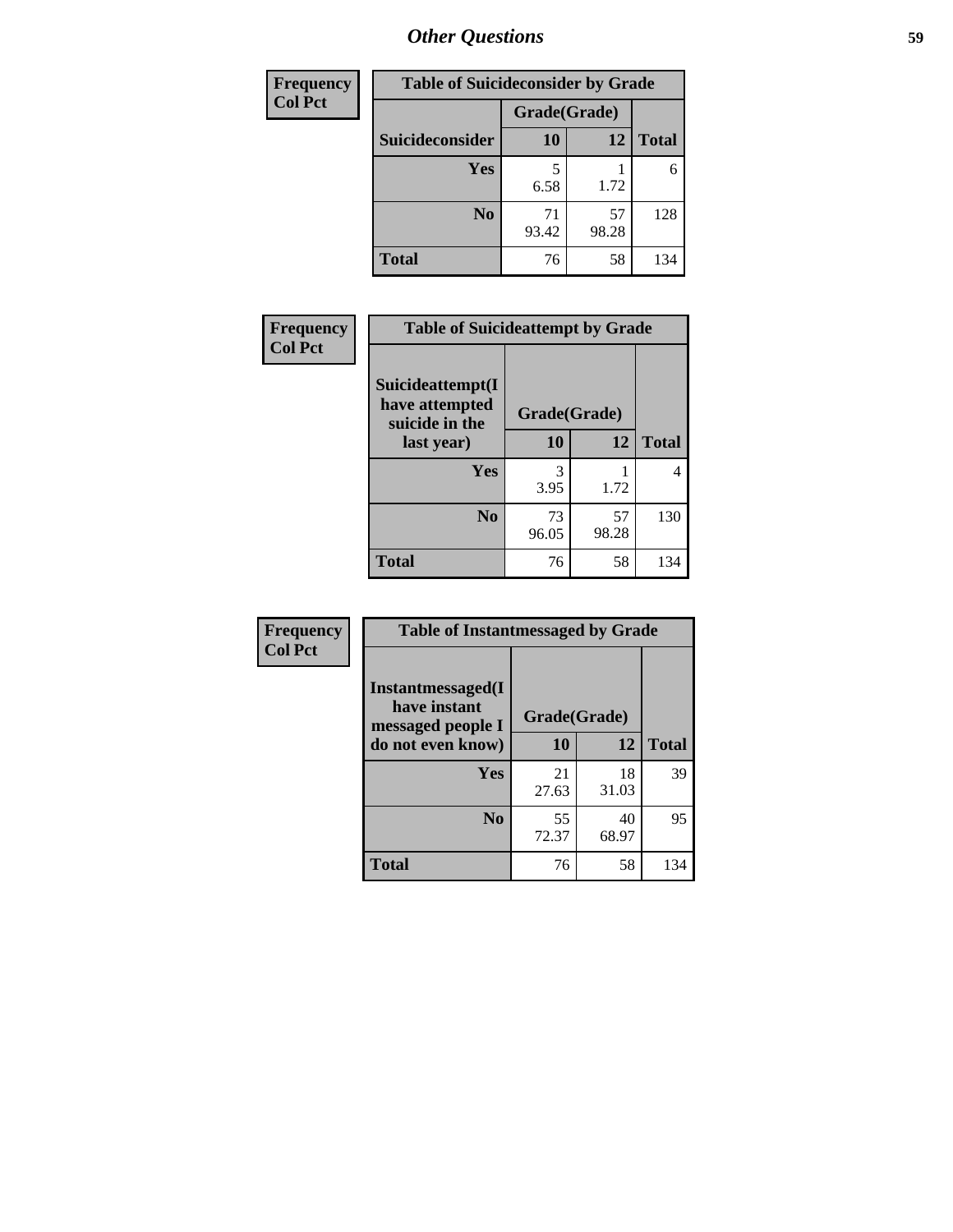# Other Questions

| Frequency<br>Col Pct |
|---|

**Table of Suicideconsider by Grade**

| Suicideconsider | Grade(Grade) 10 | 12 | Total |
|---|---|---|---|
| Yes | 5<br>6.58 | 1<br>1.72 | 6 |
| No | 71<br>93.42 | 57<br>98.28 | 128 |
| Total | 76 | 58 | 134 |

| Frequency<br>Col Pct |
|---|

**Table of Suicideattempt by Grade**

| Suicideattempt(I have attempted suicide in the last year) | Grade(Grade) 10 | 12 | Total |
|---|---|---|---|
| Yes | 3<br>3.95 | 1<br>1.72 | 4 |
| No | 73<br>96.05 | 57<br>98.28 | 130 |
| Total | 76 | 58 | 134 |

| Frequency<br>Col Pct |
|---|

**Table of Instantmessaged by Grade**

| Instantmessaged(I have instant messaged people I do not even know) | Grade(Grade) 10 | 12 | Total |
|---|---|---|---|
| Yes | 21<br>27.63 | 18<br>31.03 | 39 |
| No | 55<br>72.37 | 40<br>68.97 | 95 |
| Total | 76 | 58 | 134 |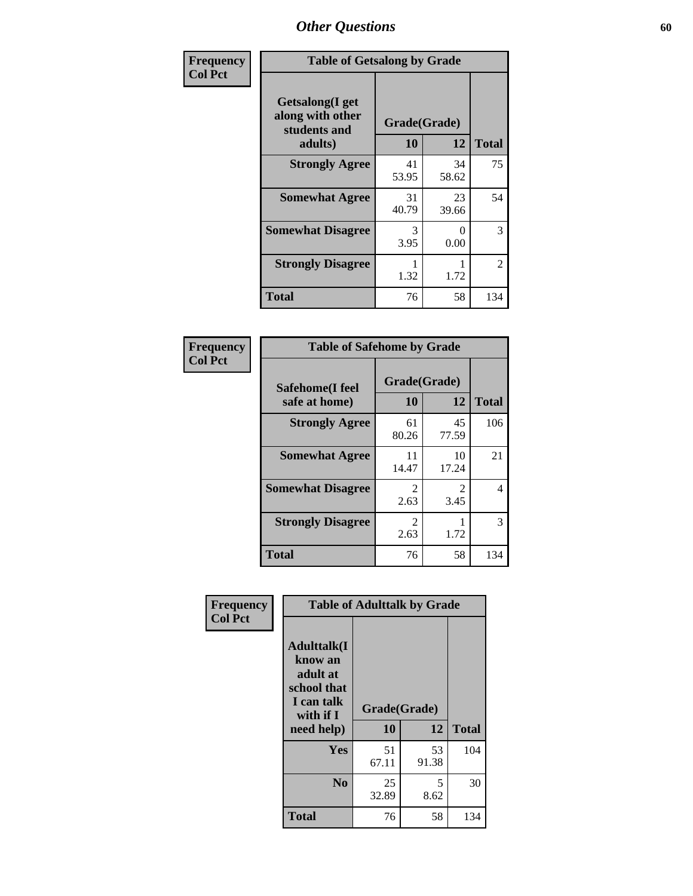# Other Questions

**Frequency**
**Col Pct**

| Table of Getsalong by Grade | | | |
|---|---|---|---|
| Getsalong(I get along with other students and adults) | Grade(Grade) | | |
| | 10 | 12 | Total |
| **Strongly Agree** | 41<br>53.95 | 34<br>58.62 | 75 |
| **Somewhat Agree** | 31<br>40.79 | 23<br>39.66 | 54 |
| **Somewhat Disagree** | 3<br>3.95 | 0<br>0.00 | 3 |
| **Strongly Disagree** | 1<br>1.32 | 1<br>1.72 | 2 |
| **Total** | 76 | 58 | 134 |

**Frequency**
**Col Pct**

| Table of Safehome by Grade | | | |
|---|---|---|---|
| Safehome(I feel safe at home) | Grade(Grade) | | |
| | 10 | 12 | Total |
| **Strongly Agree** | 61<br>80.26 | 45<br>77.59 | 106 |
| **Somewhat Agree** | 11<br>14.47 | 10<br>17.24 | 21 |
| **Somewhat Disagree** | 2<br>2.63 | 2<br>3.45 | 4 |
| **Strongly Disagree** | 2<br>2.63 | 1<br>1.72 | 3 |
| **Total** | 76 | 58 | 134 |

**Frequency**
**Col Pct**

| Table of Adulttalk by Grade | | | |
|---|---|---|---|
| Adulttalk(I know an adult at school that I can talk with if I need help) | Grade(Grade) | | |
| | 10 | 12 | Total |
| **Yes** | 51<br>67.11 | 53<br>91.38 | 104 |
| **No** | 25<br>32.89 | 5<br>8.62 | 30 |
| **Total** | 76 | 58 | 134 |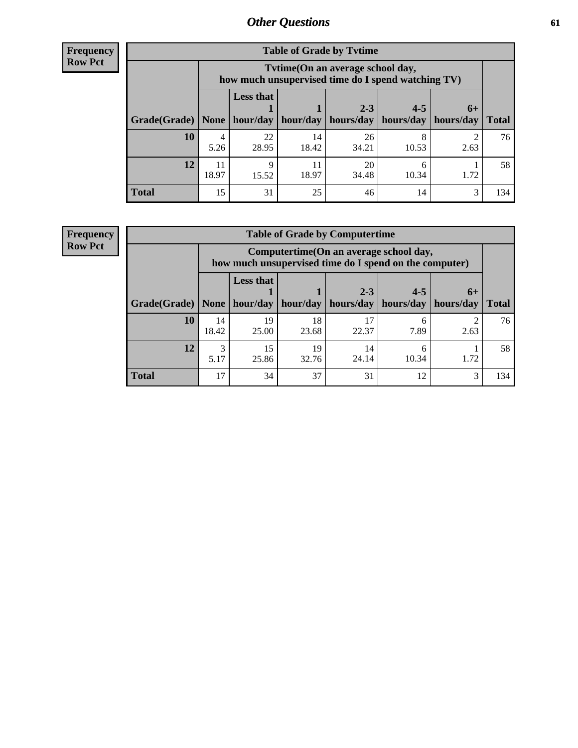# Other Questions

**Frequency**
**Row Pct**

**Table of Grade by Tvtime**

| Grade(Grade) | Tvtime(On an average school day, how much unsupervised time do I spend watching TV) | | | | | | Total |
|---|---|---|---|---|---|---|---|
| | None | Less that 1 hour/day | 1 hour/day | 2-3 hours/day | 4-5 hours/day | 6+ hours/day | |
| **10** | 4<br>5.26 | 22<br>28.95 | 14<br>18.42 | 26<br>34.21 | 8<br>10.53 | 2<br>2.63 | 76 |
| **12** | 11<br>18.97 | 9<br>15.52 | 11<br>18.97 | 20<br>34.48 | 6<br>10.34 | 1<br>1.72 | 58 |
| **Total** | 15 | 31 | 25 | 46 | 14 | 3 | 134 |

**Frequency**
**Row Pct**

**Table of Grade by Computertime**

| Grade(Grade) | Computertime(On an average school day, how much unsupervised time do I spend on the computer) | | | | | | Total |
|---|---|---|---|---|---|---|---|
| | None | Less that 1 hour/day | 1 hour/day | 2-3 hours/day | 4-5 hours/day | 6+ hours/day | |
| **10** | 14<br>18.42 | 19<br>25.00 | 18<br>23.68 | 17<br>22.37 | 6<br>7.89 | 2<br>2.63 | 76 |
| **12** | 3<br>5.17 | 15<br>25.86 | 19<br>32.76 | 14<br>24.14 | 6<br>10.34 | 1<br>1.72 | 58 |
| **Total** | 17 | 34 | 37 | 31 | 12 | 3 | 134 |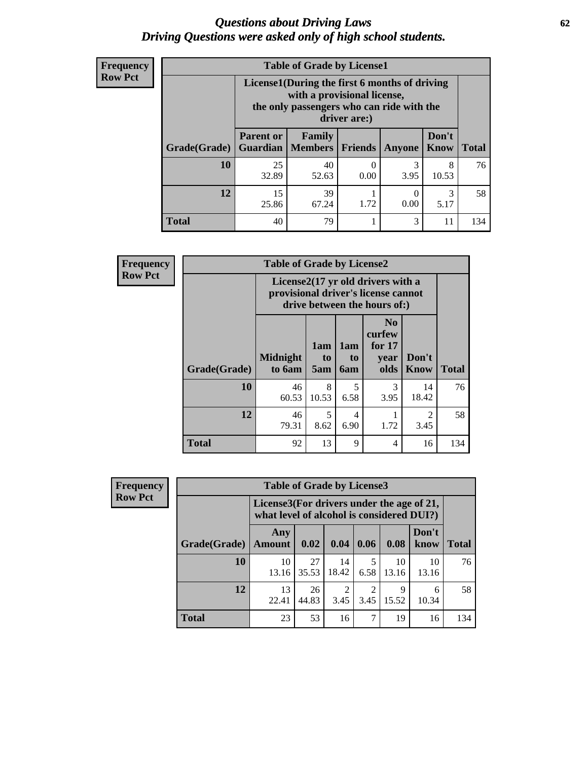# *Questions about Driving Laws*
# *Driving Questions were asked only of high school students.*

**Frequency**
**Row Pct**

**Table of Grade by License1**

| Grade(Grade) | License1(During the first 6 months of driving with a provisional license, the only passengers who can ride with the driver are:) | | | | | Total |
|---|---|---|---|---|---|---|
| | Parent or Guardian | Family Members | Friends | Anyone | Don't Know | |
| 10 | 25<br>32.89 | 40<br>52.63 | 0<br>0.00 | 3<br>3.95 | 8<br>10.53 | 76 |
| 12 | 15<br>25.86 | 39<br>67.24 | 1<br>1.72 | 0<br>0.00 | 3<br>5.17 | 58 |
| Total | 40 | 79 | 1 | 3 | 11 | 134 |

**Frequency**
**Row Pct**

**Table of Grade by License2**

| Grade(Grade) | License2(17 yr old drivers with a provisional driver's license cannot drive between the hours of:) | | | | | Total |
|---|---|---|---|---|---|---|
| | Midnight to 6am | 1am to 5am | 1am to 6am | No curfew for 17 year olds | Don't Know | |
| 10 | 46<br>60.53 | 8<br>10.53 | 5<br>6.58 | 3<br>3.95 | 14<br>18.42 | 76 |
| 12 | 46<br>79.31 | 5<br>8.62 | 4<br>6.90 | 1<br>1.72 | 2<br>3.45 | 58 |
| Total | 92 | 13 | 9 | 4 | 16 | 134 |

**Frequency**
**Row Pct**

**Table of Grade by License3**

| Grade(Grade) | License3(For drivers under the age of 21, what level of alcohol is considered DUI?) | | | | | | Total |
|---|---|---|---|---|---|---|---|
| | Any Amount | 0.02 | 0.04 | 0.06 | 0.08 | Don't know | |
| 10 | 10<br>13.16 | 27<br>35.53 | 14<br>18.42 | 5<br>6.58 | 10<br>13.16 | 10<br>13.16 | 76 |
| 12 | 13<br>22.41 | 26<br>44.83 | 2<br>3.45 | 2<br>3.45 | 9<br>15.52 | 6<br>10.34 | 58 |
| Total | 23 | 53 | 16 | 7 | 19 | 16 | 134 |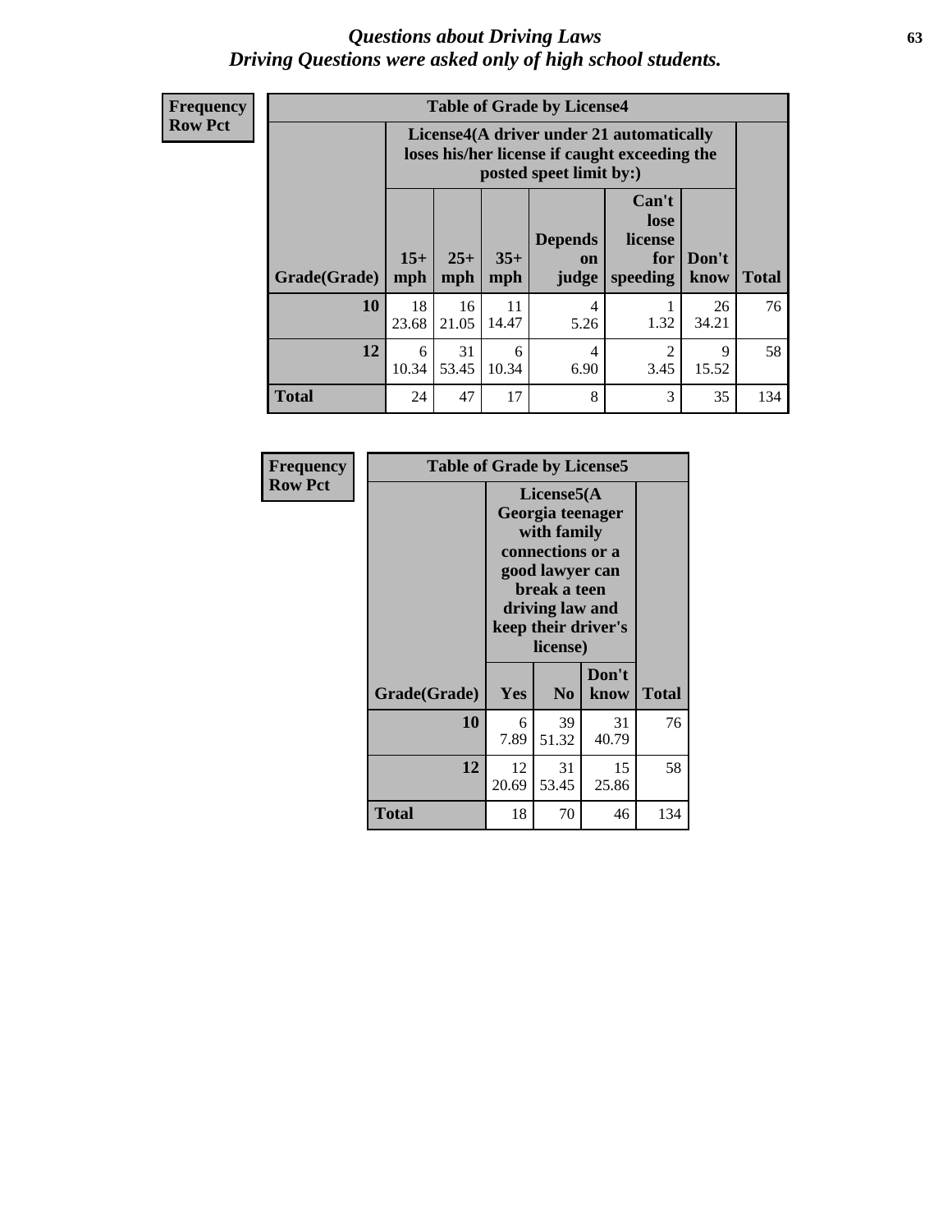# *Questions about Driving Laws*
## *Driving Questions were asked only of high school students.*

**Frequency**
**Row Pct**

| Table of Grade by License4 | | | | | | | |
|---|---|---|---|---|---|---|---|
| | License4(A driver under 21 automatically loses his/her license if caught exceeding the posted speet limit by:) | | | | | | |
| Grade(Grade) | 15+ mph | 25+ mph | 35+ mph | Depends on judge | Can't lose license for speeding | Don't know | Total |
| **10** | 18<br>23.68 | 16<br>21.05 | 11<br>14.47 | 4<br>5.26 | 1<br>1.32 | 26<br>34.21 | 76 |
| **12** | 6<br>10.34 | 31<br>53.45 | 6<br>10.34 | 4<br>6.90 | 2<br>3.45 | 9<br>15.52 | 58 |
| **Total** | 24 | 47 | 17 | 8 | 3 | 35 | 134 |

**Frequency**
**Row Pct**

| Table of Grade by License5 | | | | |
|---|---|---|---|---|
| | License5(A Georgia teenager with family connections or a good lawyer can break a teen driving law and keep their driver's license) | | | |
| Grade(Grade) | Yes | No | Don't know | Total |
| **10** | 6<br>7.89 | 39<br>51.32 | 31<br>40.79 | 76 |
| **12** | 12<br>20.69 | 31<br>53.45 | 15<br>25.86 | 58 |
| **Total** | 18 | 70 | 46 | 134 |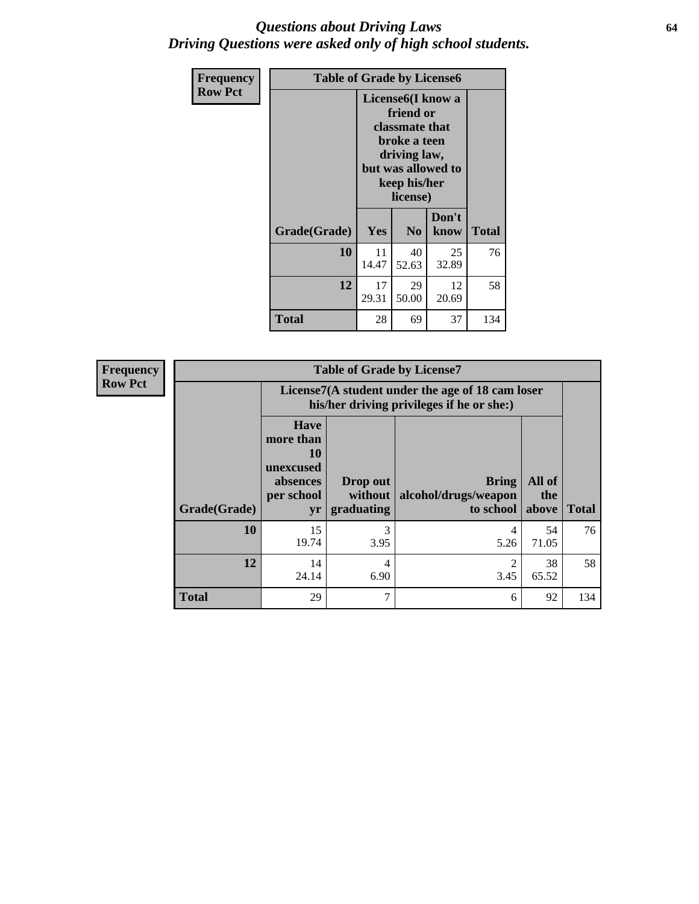# *Questions about Driving Laws*
# *Driving Questions were asked only of high school students.*

**Frequency**
**Row Pct**

**Table of Grade by License6**

| Grade(Grade) | License6(I know a friend or classmate that broke a teen driving law, but was allowed to keep his/her license) | | | Total |
|---|---|---|---|---|
| | Yes | No | Don't know | |
| **10** | 11<br>14.47 | 40<br>52.63 | 25<br>32.89 | 76 |
| **12** | 17<br>29.31 | 29<br>50.00 | 12<br>20.69 | 58 |
| **Total** | 28 | 69 | 37 | 134 |

**Frequency**
**Row Pct**

**Table of Grade by License7**

| Grade(Grade) | License7(A student under the age of 18 cam loser his/her driving privileges if he or she:) | | | | Total |
|---|---|---|---|---|---|
| | Have more than 10 unexcused absences per school yr | Drop out without graduating | Bring alcohol/drugs/weapon to school | All of the above | |
| **10** | 15<br>19.74 | 3<br>3.95 | 4<br>5.26 | 54<br>71.05 | 76 |
| **12** | 14<br>24.14 | 4<br>6.90 | 2<br>3.45 | 38<br>65.52 | 58 |
| **Total** | 29 | 7 | 6 | 92 | 134 |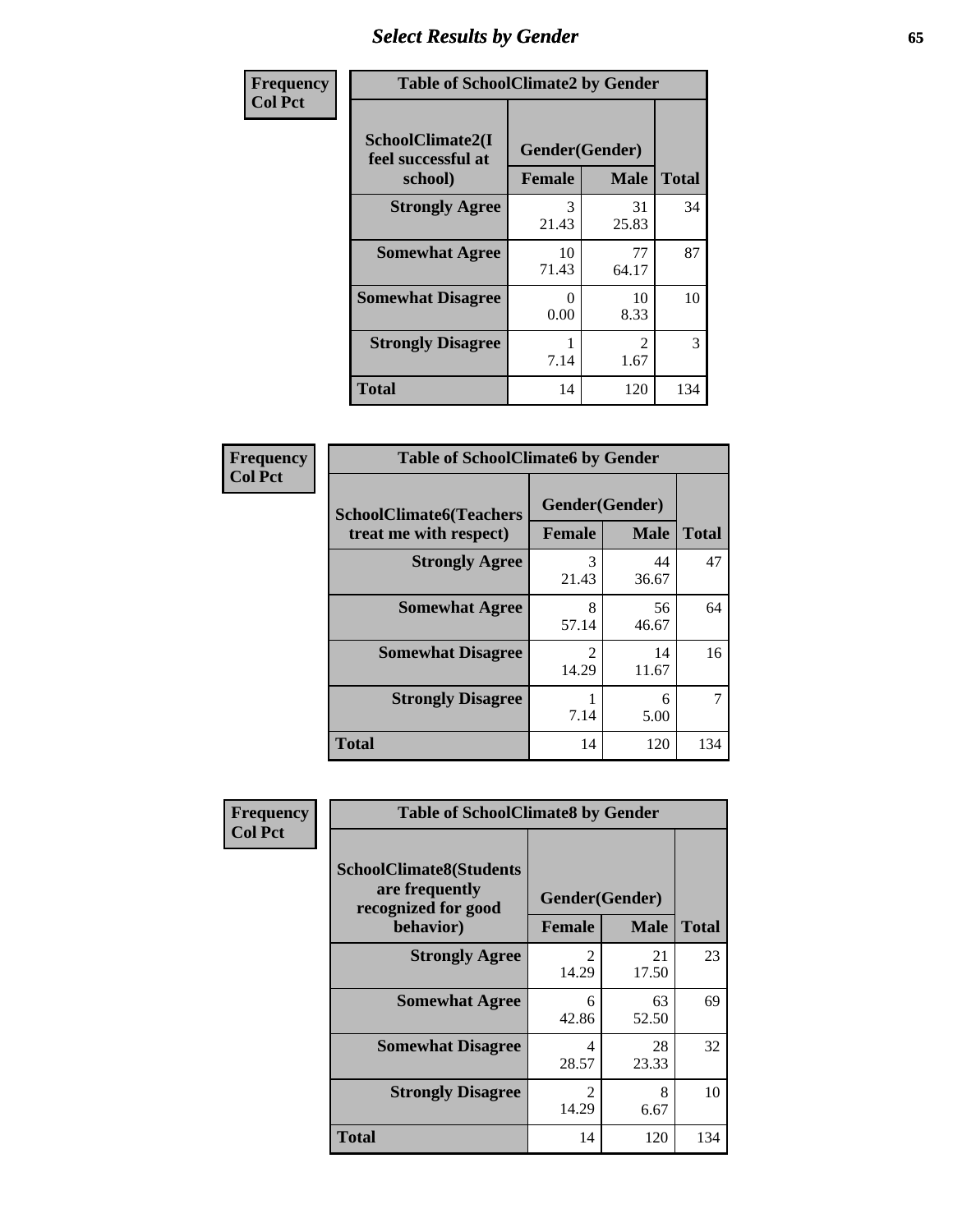## Select Results by Gender

| Frequency<br>Col Pct | Table of SchoolClimate2 by Gender | | |
|---|---|---|---|
| SchoolClimate2(I feel successful at school) | Gender(Gender) | | Total |
| | Female | Male | |
| Strongly Agree | 3<br>21.43 | 31<br>25.83 | 34 |
| Somewhat Agree | 10<br>71.43 | 77<br>64.17 | 87 |
| Somewhat Disagree | 0<br>0.00 | 10<br>8.33 | 10 |
| Strongly Disagree | 1<br>7.14 | 2<br>1.67 | 3 |
| Total | 14 | 120 | 134 |

| Frequency<br>Col Pct | Table of SchoolClimate6 by Gender | | |
|---|---|---|---|
| SchoolClimate6(Teachers treat me with respect) | Gender(Gender) | | Total |
| | Female | Male | |
| Strongly Agree | 3<br>21.43 | 44<br>36.67 | 47 |
| Somewhat Agree | 8<br>57.14 | 56<br>46.67 | 64 |
| Somewhat Disagree | 2<br>14.29 | 14<br>11.67 | 16 |
| Strongly Disagree | 1<br>7.14 | 6<br>5.00 | 7 |
| Total | 14 | 120 | 134 |

| Frequency<br>Col Pct | Table of SchoolClimate8 by Gender | | |
|---|---|---|---|
| SchoolClimate8(Students are frequently recognized for good behavior) | Gender(Gender) | | Total |
| | Female | Male | |
| Strongly Agree | 2<br>14.29 | 21<br>17.50 | 23 |
| Somewhat Agree | 6<br>42.86 | 63<br>52.50 | 69 |
| Somewhat Disagree | 4<br>28.57 | 28<br>23.33 | 32 |
| Strongly Disagree | 2<br>14.29 | 8<br>6.67 | 10 |
| Total | 14 | 120 | 134 |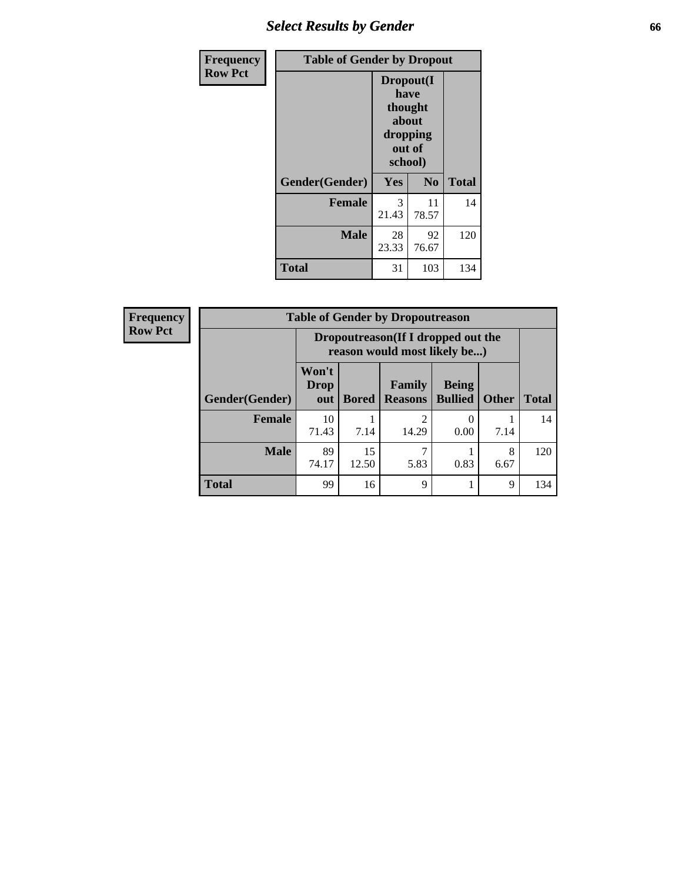## Select Results by Gender

Frequency
Row Pct

| Table of Gender by Dropout | | | |
|---|---|---|---|
| | Dropout(I have thought about dropping out of school) | | |
| Gender(Gender) | Yes | No | Total |
| Female | 3<br>21.43 | 11<br>78.57 | 14 |
| Male | 28<br>23.33 | 92<br>76.67 | 120 |
| Total | 31 | 103 | 134 |

Frequency
Row Pct

| Table of Gender by Dropoutreason | | | | | | |
|---|---|---|---|---|---|---|
| | Dropoutreason(If I dropped out the reason would most likely be...) | | | | | |
| Gender(Gender) | Won't Drop out | Bored | Family Reasons | Being Bullied | Other | Total |
| Female | 10<br>71.43 | 1<br>7.14 | 2<br>14.29 | 0<br>0.00 | 1<br>7.14 | 14 |
| Male | 89<br>74.17 | 15<br>12.50 | 7<br>5.83 | 1<br>0.83 | 8<br>6.67 | 120 |
| Total | 99 | 16 | 9 | 1 | 9 | 134 |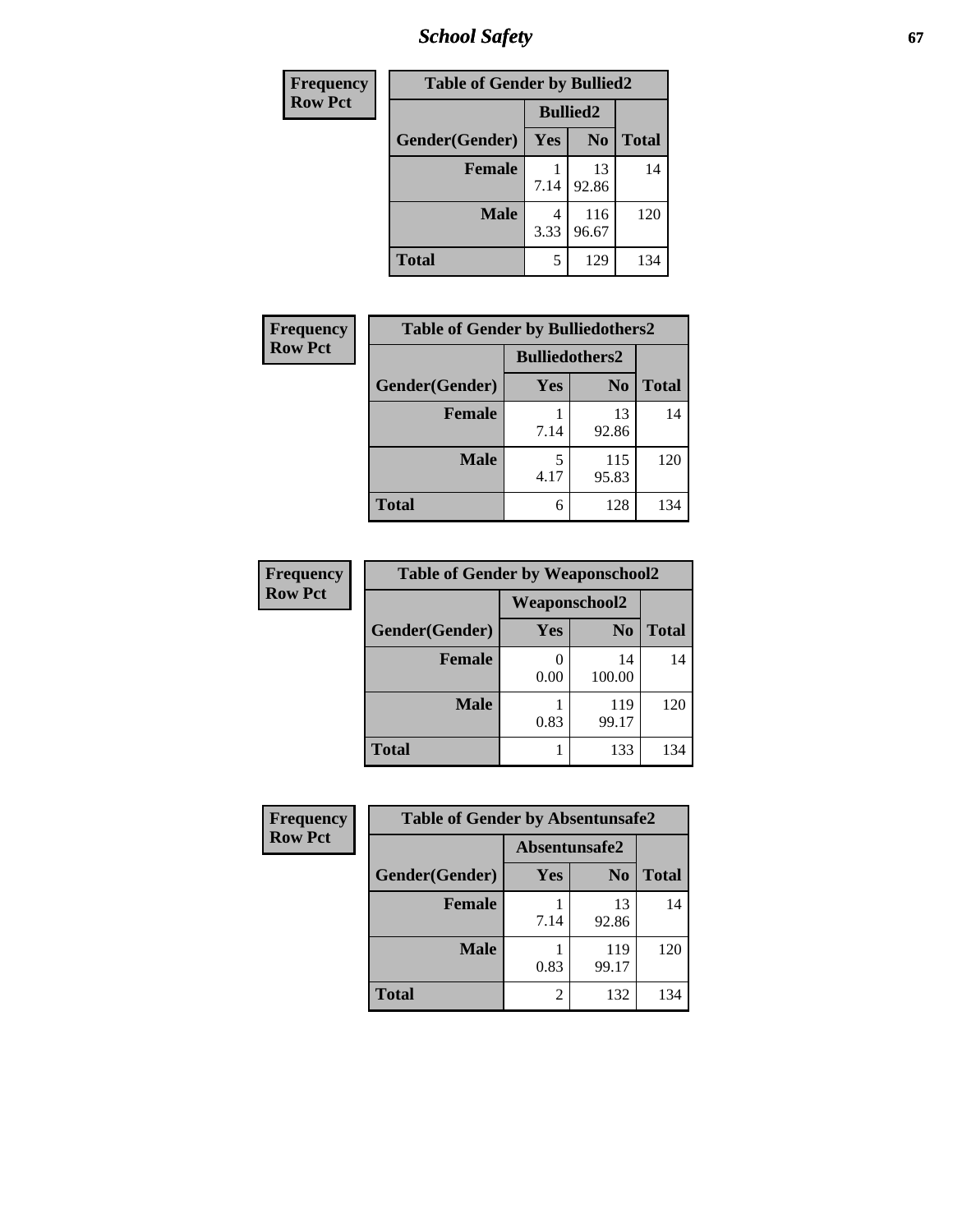## School Safety

| Frequency Row Pct |
|---|

| Table of Gender by Bullied2 | | | |
|---|---|---|---|
| | Bullied2 | | |
| Gender(Gender) | Yes | No | Total |
| Female | 1<br>7.14 | 13<br>92.86 | 14 |
| Male | 4<br>3.33 | 116<br>96.67 | 120 |
| Total | 5 | 129 | 134 |

| Frequency Row Pct |
|---|

| Table of Gender by Bulliedothers2 | | | |
|---|---|---|---|
| | Bulliedothers2 | | |
| Gender(Gender) | Yes | No | Total |
| Female | 1<br>7.14 | 13<br>92.86 | 14 |
| Male | 5<br>4.17 | 115<br>95.83 | 120 |
| Total | 6 | 128 | 134 |

| Frequency Row Pct |
|---|

| Table of Gender by Weaponschool2 | | | |
|---|---|---|---|
| | Weaponschool2 | | |
| Gender(Gender) | Yes | No | Total |
| Female | 0<br>0.00 | 14<br>100.00 | 14 |
| Male | 1<br>0.83 | 119<br>99.17 | 120 |
| Total | 1 | 133 | 134 |

| Frequency Row Pct |
|---|

| Table of Gender by Absentunsafe2 | | | |
|---|---|---|---|
| | Absentunsafe2 | | |
| Gender(Gender) | Yes | No | Total |
| Female | 1<br>7.14 | 13<br>92.86 | 14 |
| Male | 1<br>0.83 | 119<br>99.17 | 120 |
| Total | 2 | 132 | 134 |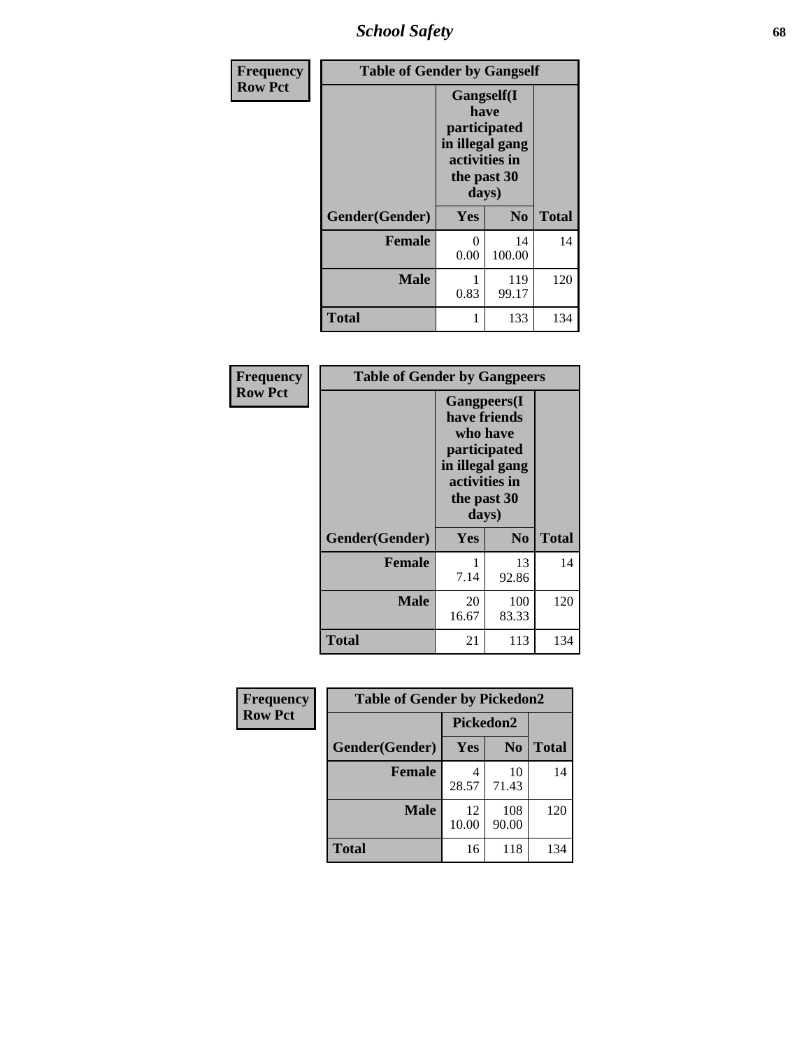# School Safety

Frequency
Row Pct

**Table of Gender by Gangself**

| Gender(Gender) | Gangself(I have participated in illegal gang activities in the past 30 days) Yes | No | Total |
|---|---|---|---|
| **Female** | 0<br>0.00 | 14<br>100.00 | 14 |
| **Male** | 1<br>0.83 | 119<br>99.17 | 120 |
| **Total** | 1 | 133 | 134 |

Frequency
Row Pct

**Table of Gender by Gangpeers**

| Gender(Gender) | Gangpeers(I have friends who have participated in illegal gang activities in the past 30 days) Yes | No | Total |
|---|---|---|---|
| **Female** | 1<br>7.14 | 13<br>92.86 | 14 |
| **Male** | 20<br>16.67 | 100<br>83.33 | 120 |
| **Total** | 21 | 113 | 134 |

Frequency
Row Pct

**Table of Gender by Pickedon2**

| Gender(Gender) | Pickedon2 Yes | No | Total |
|---|---|---|---|
| **Female** | 4<br>28.57 | 10<br>71.43 | 14 |
| **Male** | 12<br>10.00 | 108<br>90.00 | 120 |
| **Total** | 16 | 118 | 134 |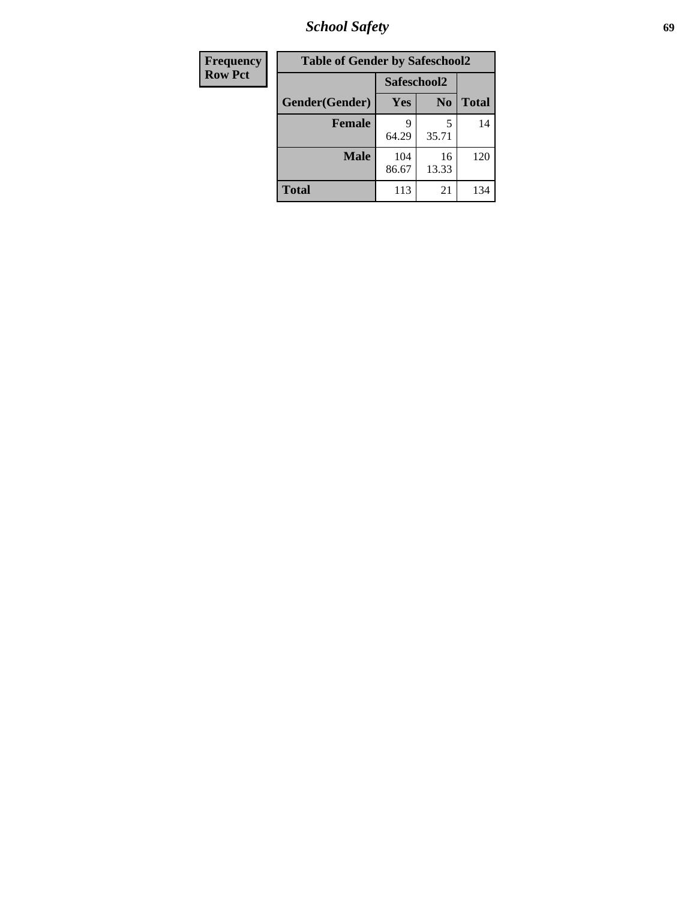| Frequency |
|---|
| Row Pct |

| Table of Gender by Safeschool2 | | | |
|---|---|---|---|
| | Safeschool2 | | |
| Gender(Gender) | Yes | No | Total |
| Female | 9<br>64.29 | 5<br>35.71 | 14 |
| Male | 104<br>86.67 | 16<br>13.33 | 120 |
| Total | 113 | 21 | 134 |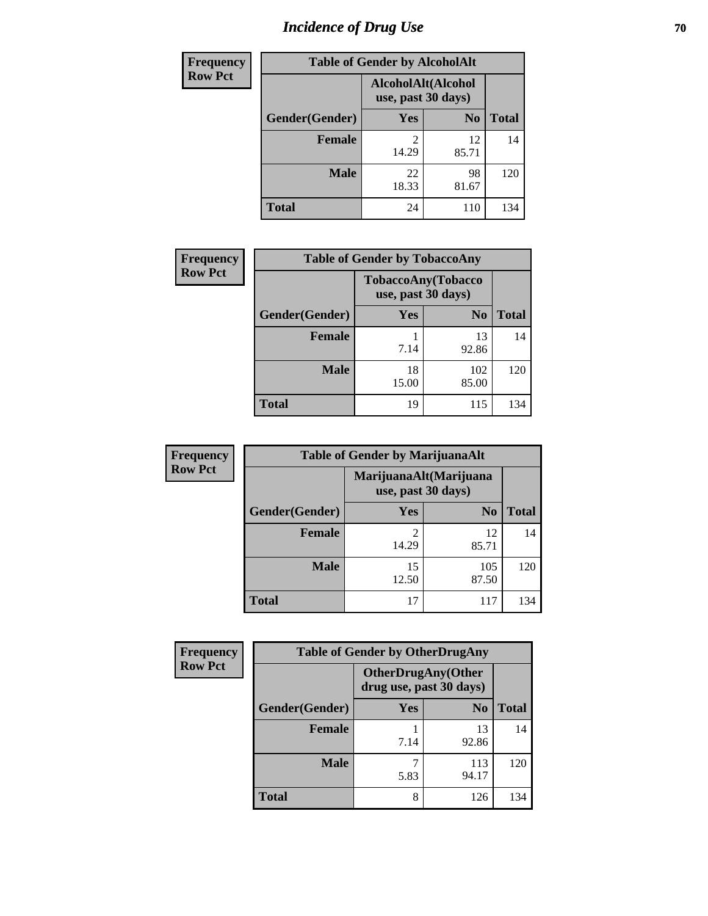# Incidence of Drug Use

**Frequency**
**Row Pct**

| Table of Gender by AlcoholAlt | | | |
|---|---|---|---|
| | AlcoholAlt(Alcohol use, past 30 days) | | |
| Gender(Gender) | Yes | No | Total |
| Female | 2<br>14.29 | 12<br>85.71 | 14 |
| Male | 22<br>18.33 | 98<br>81.67 | 120 |
| Total | 24 | 110 | 134 |

**Frequency**
**Row Pct**

| Table of Gender by TobaccoAny | | | |
|---|---|---|---|
| | TobaccoAny(Tobacco use, past 30 days) | | |
| Gender(Gender) | Yes | No | Total |
| Female | 1<br>7.14 | 13<br>92.86 | 14 |
| Male | 18<br>15.00 | 102<br>85.00 | 120 |
| Total | 19 | 115 | 134 |

**Frequency**
**Row Pct**

| Table of Gender by MarijuanaAlt | | | |
|---|---|---|---|
| | MarijuanaAlt(Marijuana use, past 30 days) | | |
| Gender(Gender) | Yes | No | Total |
| Female | 2<br>14.29 | 12<br>85.71 | 14 |
| Male | 15<br>12.50 | 105<br>87.50 | 120 |
| Total | 17 | 117 | 134 |

**Frequency**
**Row Pct**

| Table of Gender by OtherDrugAny | | | |
|---|---|---|---|
| | OtherDrugAny(Other drug use, past 30 days) | | |
| Gender(Gender) | Yes | No | Total |
| Female | 1<br>7.14 | 13<br>92.86 | 14 |
| Male | 7<br>5.83 | 113<br>94.17 | 120 |
| Total | 8 | 126 | 134 |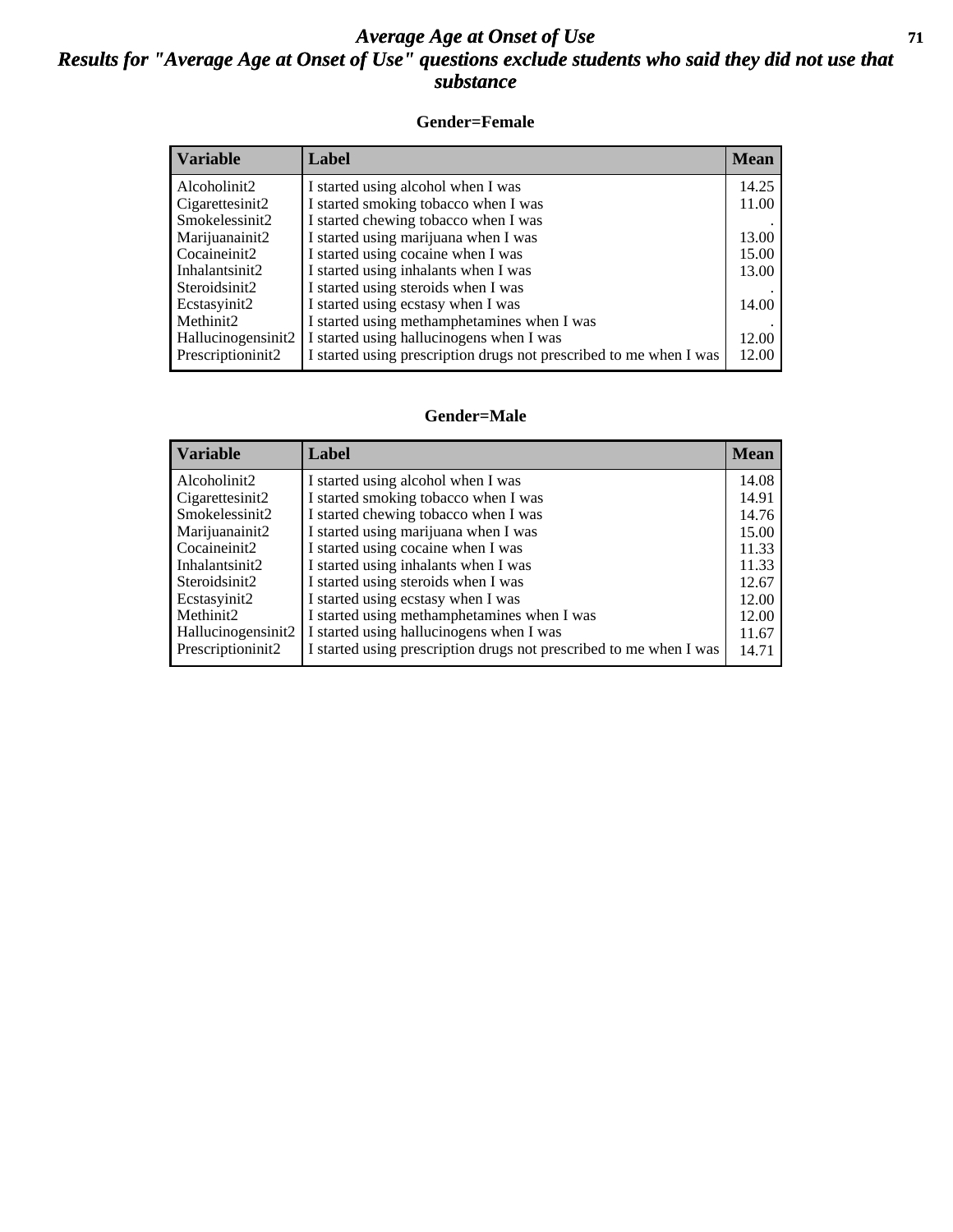# Average Age at Onset of Use

## Results for "Average Age at Onset of Use" questions exclude students who said they did not use that substance

### Gender=Female

| Variable | Label | Mean |
| --- | --- | --- |
| Alcoholinit2 | I started using alcohol when I was | 14.25 |
| Cigarettesinit2 | I started smoking tobacco when I was | 11.00 |
| Smokelessinit2 | I started chewing tobacco when I was | . |
| Marijuanainit2 | I started using marijuana when I was | 13.00 |
| Cocaineinit2 | I started using cocaine when I was | 15.00 |
| Inhalantsinit2 | I started using inhalants when I was | 13.00 |
| Steroidsinit2 | I started using steroids when I was | . |
| Ecstasyinit2 | I started using ecstasy when I was | 14.00 |
| Methinit2 | I started using methamphetamines when I was | . |
| Hallucinogensinit2 | I started using hallucinogens when I was | 12.00 |
| Prescriptioninit2 | I started using prescription drugs not prescribed to me when I was | 12.00 |

### Gender=Male

| Variable | Label | Mean |
| --- | --- | --- |
| Alcoholinit2 | I started using alcohol when I was | 14.08 |
| Cigarettesinit2 | I started smoking tobacco when I was | 14.91 |
| Smokelessinit2 | I started chewing tobacco when I was | 14.76 |
| Marijuanainit2 | I started using marijuana when I was | 15.00 |
| Cocaineinit2 | I started using cocaine when I was | 11.33 |
| Inhalantsinit2 | I started using inhalants when I was | 11.33 |
| Steroidsinit2 | I started using steroids when I was | 12.67 |
| Ecstasyinit2 | I started using ecstasy when I was | 12.00 |
| Methinit2 | I started using methamphetamines when I was | 12.00 |
| Hallucinogensinit2 | I started using hallucinogens when I was | 11.67 |
| Prescriptioninit2 | I started using prescription drugs not prescribed to me when I was | 14.71 |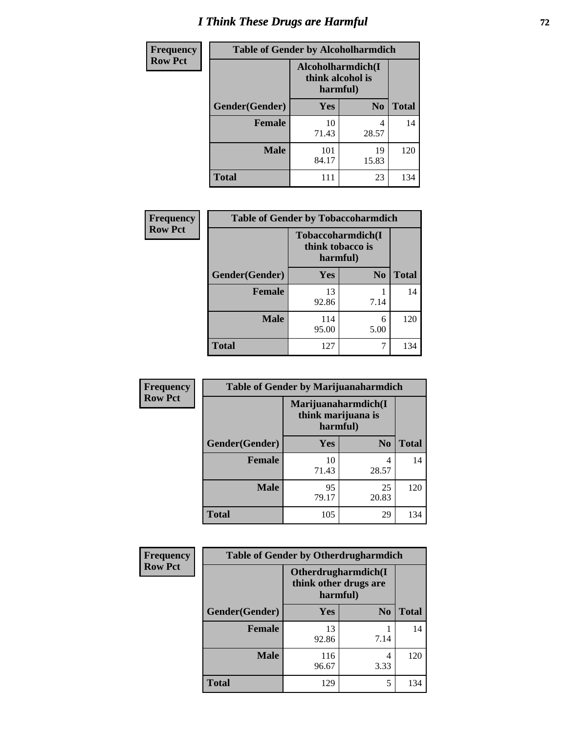# I Think These Drugs are Harmful

**Frequency**
**Row Pct**

**Table of Gender by Alcoholharmdich**

| Gender(Gender) | Alcoholharmdich(I think alcohol is harmful) Yes | No | Total |
|---|---|---|---|
| **Female** | 10<br>71.43 | 4<br>28.57 | 14 |
| **Male** | 101<br>84.17 | 19<br>15.83 | 120 |
| **Total** | 111 | 23 | 134 |

**Frequency**
**Row Pct**

**Table of Gender by Tobaccoharmdich**

| Gender(Gender) | Tobaccoharmdich(I think tobacco is harmful) Yes | No | Total |
|---|---|---|---|
| **Female** | 13<br>92.86 | 1<br>7.14 | 14 |
| **Male** | 114<br>95.00 | 6<br>5.00 | 120 |
| **Total** | 127 | 7 | 134 |

**Frequency**
**Row Pct**

**Table of Gender by Marijuanaharmdich**

| Gender(Gender) | Marijuanaharmdich(I think marijuana is harmful) Yes | No | Total |
|---|---|---|---|
| **Female** | 10<br>71.43 | 4<br>28.57 | 14 |
| **Male** | 95<br>79.17 | 25<br>20.83 | 120 |
| **Total** | 105 | 29 | 134 |

**Frequency**
**Row Pct**

**Table of Gender by Otherdrugharmdich**

| Gender(Gender) | Otherdrugharmdich(I think other drugs are harmful) Yes | No | Total |
|---|---|---|---|
| **Female** | 13<br>92.86 | 1<br>7.14 | 14 |
| **Male** | 116<br>96.67 | 4<br>3.33 | 120 |
| **Total** | 129 | 5 | 134 |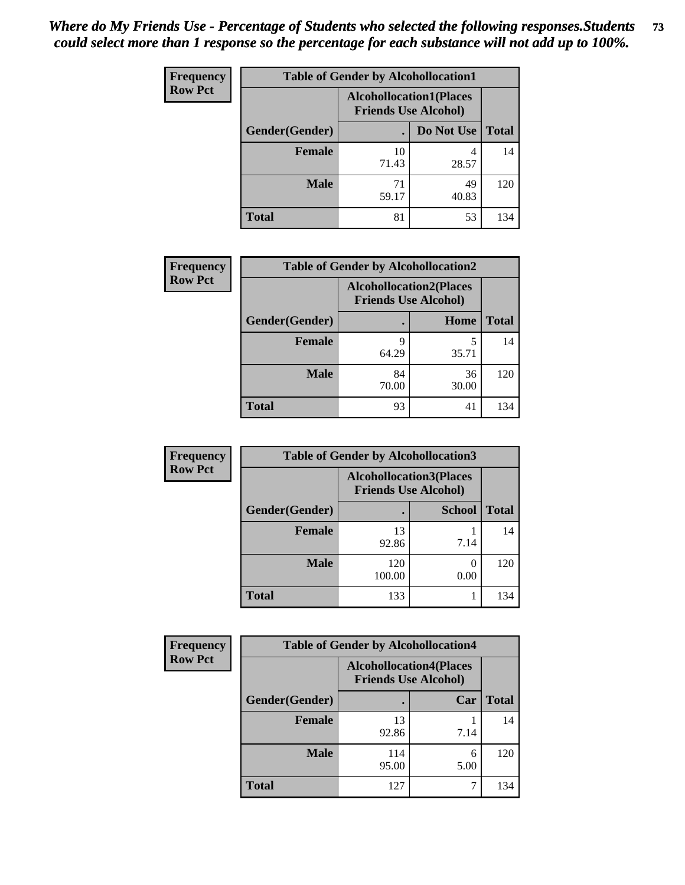*Where do My Friends Use - Percentage of Students who selected the following responses.Students could select more than 1 response so the percentage for each substance will not add up to 100%.*

| Frequency Row Pct | Table of Gender by Alcohollocation1 | | |
|---|---|---|---|
| | Alcohollocation1(Places Friends Use Alcohol) | | |
| Gender(Gender) | . | Do Not Use | Total |
| Female | 10<br>71.43 | 4<br>28.57 | 14 |
| Male | 71<br>59.17 | 49<br>40.83 | 120 |
| Total | 81 | 53 | 134 |

| Frequency Row Pct | Table of Gender by Alcohollocation2 | | |
|---|---|---|---|
| | Alcohollocation2(Places Friends Use Alcohol) | | |
| Gender(Gender) | . | Home | Total |
| Female | 9<br>64.29 | 5<br>35.71 | 14 |
| Male | 84<br>70.00 | 36<br>30.00 | 120 |
| Total | 93 | 41 | 134 |

| Frequency Row Pct | Table of Gender by Alcohollocation3 | | |
|---|---|---|---|
| | Alcohollocation3(Places Friends Use Alcohol) | | |
| Gender(Gender) | . | School | Total |
| Female | 13<br>92.86 | 1<br>7.14 | 14 |
| Male | 120<br>100.00 | 0<br>0.00 | 120 |
| Total | 133 | 1 | 134 |

| Frequency Row Pct | Table of Gender by Alcohollocation4 | | |
|---|---|---|---|
| | Alcohollocation4(Places Friends Use Alcohol) | | |
| Gender(Gender) | . | Car | Total |
| Female | 13<br>92.86 | 1<br>7.14 | 14 |
| Male | 114<br>95.00 | 6<br>5.00 | 120 |
| Total | 127 | 7 | 134 |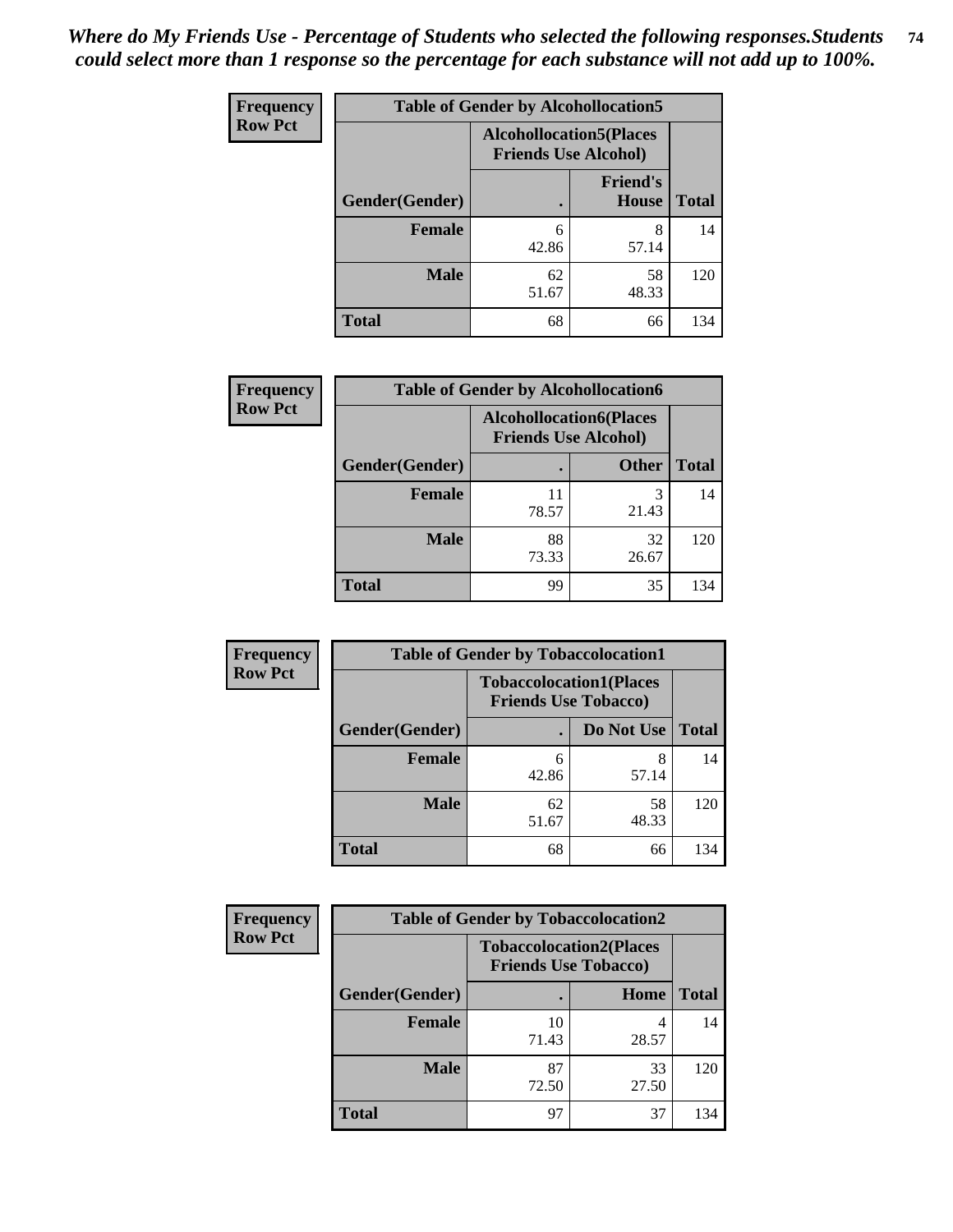*Where do My Friends Use - Percentage of Students who selected the following responses.Students could select more than 1 response so the percentage for each substance will not add up to 100%.*

**Frequency**
**Row Pct**

| Table of Gender by Alcohollocation5 | | | |
|---|---|---|---|
| | Alcohollocation5(Places Friends Use Alcohol) | | |
| Gender(Gender) | . | Friend's House | Total |
| Female | 6<br>42.86 | 8<br>57.14 | 14 |
| Male | 62<br>51.67 | 58<br>48.33 | 120 |
| Total | 68 | 66 | 134 |

**Frequency**
**Row Pct**

| Table of Gender by Alcohollocation6 | | | |
|---|---|---|---|
| | Alcohollocation6(Places Friends Use Alcohol) | | |
| Gender(Gender) | . | Other | Total |
| Female | 11<br>78.57 | 3<br>21.43 | 14 |
| Male | 88<br>73.33 | 32<br>26.67 | 120 |
| Total | 99 | 35 | 134 |

**Frequency**
**Row Pct**

| Table of Gender by Tobaccolocation1 | | | |
|---|---|---|---|
| | Tobaccolocation1(Places Friends Use Tobacco) | | |
| Gender(Gender) | . | Do Not Use | Total |
| Female | 6<br>42.86 | 8<br>57.14 | 14 |
| Male | 62<br>51.67 | 58<br>48.33 | 120 |
| Total | 68 | 66 | 134 |

**Frequency**
**Row Pct**

| Table of Gender by Tobaccolocation2 | | | |
|---|---|---|---|
| | Tobaccolocation2(Places Friends Use Tobacco) | | |
| Gender(Gender) | . | Home | Total |
| Female | 10<br>71.43 | 4<br>28.57 | 14 |
| Male | 87<br>72.50 | 33<br>27.50 | 120 |
| Total | 97 | 37 | 134 |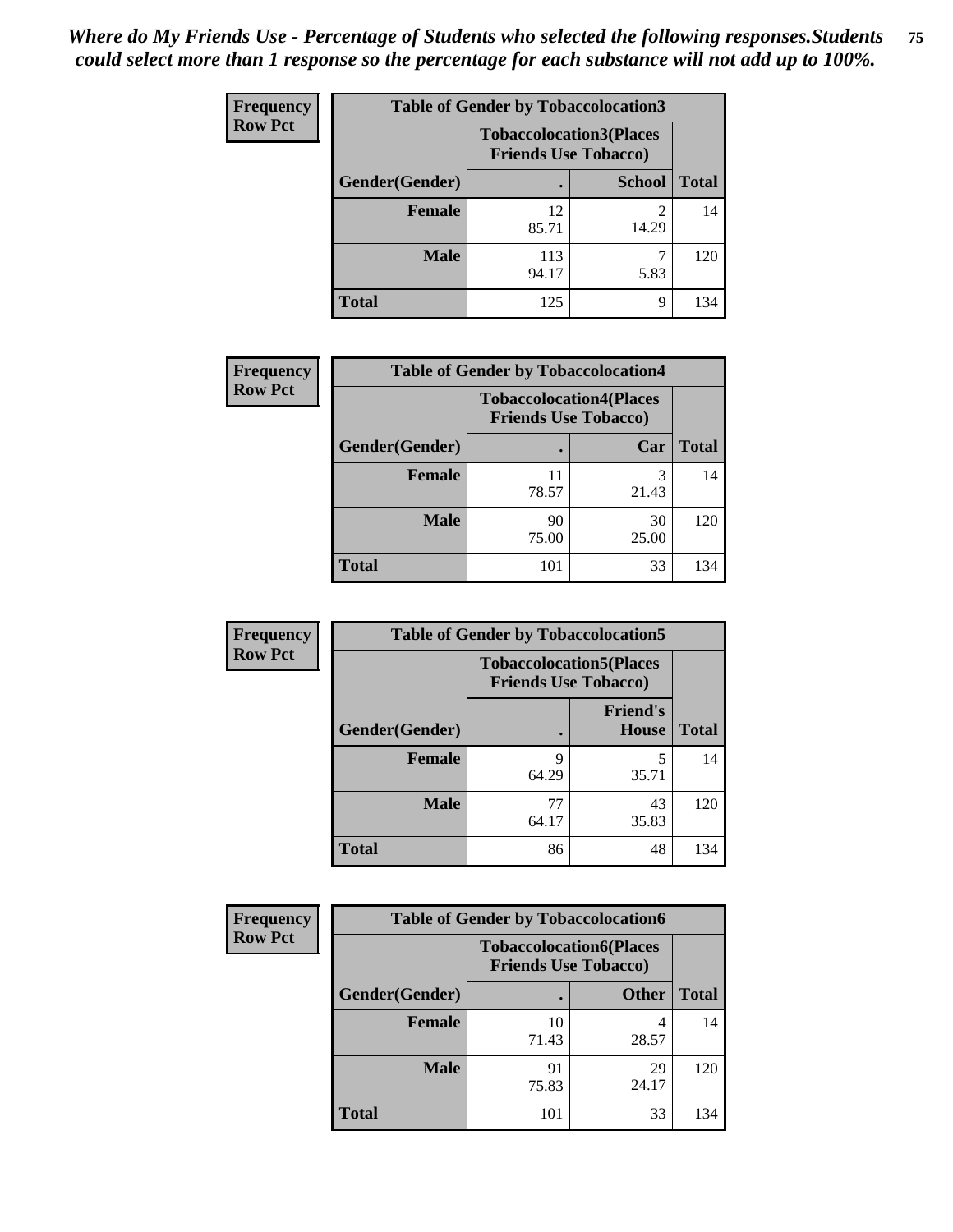*Where do My Friends Use - Percentage of Students who selected the following responses.Students could select more than 1 response so the percentage for each substance will not add up to 100%.*

**Frequency**
**Row Pct**

| Table of Gender by Tobaccolocation3 | | | |
|---|---|---|---|
| | Tobaccolocation3(Places Friends Use Tobacco) | | |
| Gender(Gender) | . | School | Total |
| Female | 12<br>85.71 | 2<br>14.29 | 14 |
| Male | 113<br>94.17 | 7<br>5.83 | 120 |
| Total | 125 | 9 | 134 |

**Frequency**
**Row Pct**

| Table of Gender by Tobaccolocation4 | | | |
|---|---|---|---|
| | Tobaccolocation4(Places Friends Use Tobacco) | | |
| Gender(Gender) | . | Car | Total |
| Female | 11<br>78.57 | 3<br>21.43 | 14 |
| Male | 90<br>75.00 | 30<br>25.00 | 120 |
| Total | 101 | 33 | 134 |

**Frequency**
**Row Pct**

| Table of Gender by Tobaccolocation5 | | | |
|---|---|---|---|
| | Tobaccolocation5(Places Friends Use Tobacco) | | |
| Gender(Gender) | . | Friend's House | Total |
| Female | 9<br>64.29 | 5<br>35.71 | 14 |
| Male | 77<br>64.17 | 43<br>35.83 | 120 |
| Total | 86 | 48 | 134 |

**Frequency**
**Row Pct**

| Table of Gender by Tobaccolocation6 | | | |
|---|---|---|---|
| | Tobaccolocation6(Places Friends Use Tobacco) | | |
| Gender(Gender) | . | Other | Total |
| Female | 10<br>71.43 | 4<br>28.57 | 14 |
| Male | 91<br>75.83 | 29<br>24.17 | 120 |
| Total | 101 | 33 | 134 |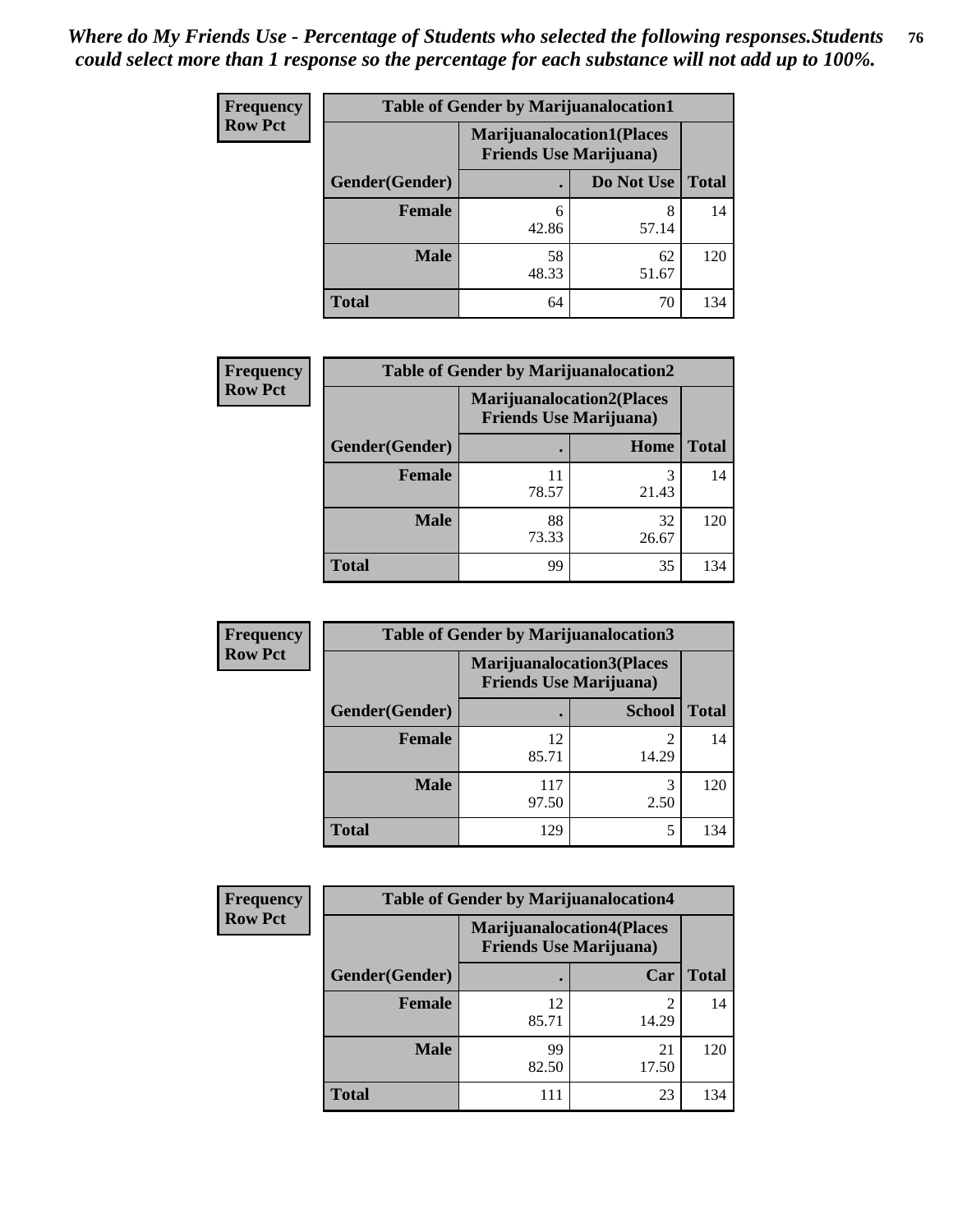*Where do My Friends Use - Percentage of Students who selected the following responses.Students could select more than 1 response so the percentage for each substance will not add up to 100%.*

**Frequency**
**Row Pct**

| Table of Gender by Marijuanalocation1 | | | |
|---|---|---|---|
| | Marijuanalocation1(Places Friends Use Marijuana) | | |
| Gender(Gender) | . | Do Not Use | Total |
| Female | 6<br>42.86 | 8<br>57.14 | 14 |
| Male | 58<br>48.33 | 62<br>51.67 | 120 |
| Total | 64 | 70 | 134 |

**Frequency**
**Row Pct**

| Table of Gender by Marijuanalocation2 | | | |
|---|---|---|---|
| | Marijuanalocation2(Places Friends Use Marijuana) | | |
| Gender(Gender) | . | Home | Total |
| Female | 11<br>78.57 | 3<br>21.43 | 14 |
| Male | 88<br>73.33 | 32<br>26.67 | 120 |
| Total | 99 | 35 | 134 |

**Frequency**
**Row Pct**

| Table of Gender by Marijuanalocation3 | | | |
|---|---|---|---|
| | Marijuanalocation3(Places Friends Use Marijuana) | | |
| Gender(Gender) | . | School | Total |
| Female | 12<br>85.71 | 2<br>14.29 | 14 |
| Male | 117<br>97.50 | 3<br>2.50 | 120 |
| Total | 129 | 5 | 134 |

**Frequency**
**Row Pct**

| Table of Gender by Marijuanalocation4 | | | |
|---|---|---|---|
| | Marijuanalocation4(Places Friends Use Marijuana) | | |
| Gender(Gender) | . | Car | Total |
| Female | 12<br>85.71 | 2<br>14.29 | 14 |
| Male | 99<br>82.50 | 21<br>17.50 | 120 |
| Total | 111 | 23 | 134 |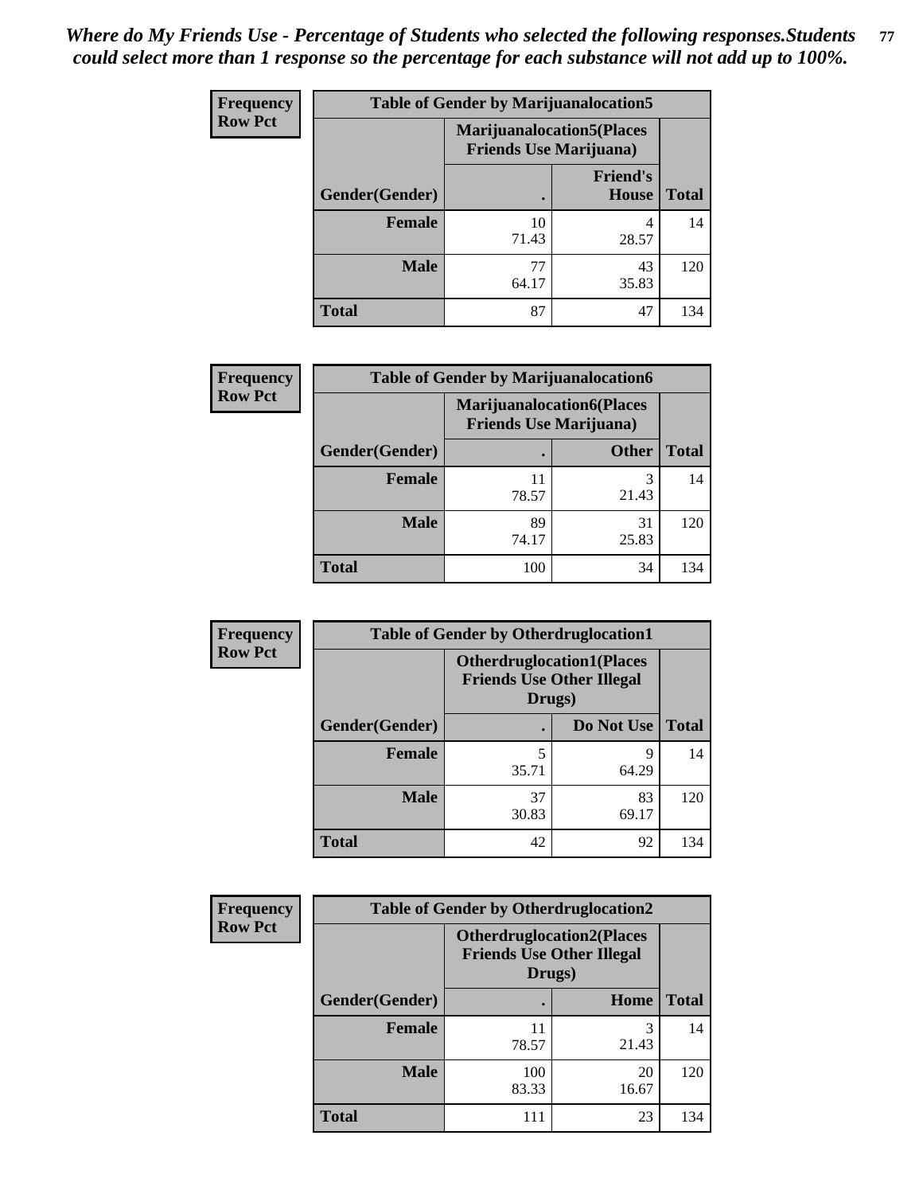*Where do My Friends Use - Percentage of Students who selected the following responses.Students could select more than 1 response so the percentage for each substance will not add up to 100%.*

**Frequency**
**Row Pct**

| Table of Gender by Marijuanalocation5 | | | |
|---|---|---|---|
| | Marijuanalocation5(Places Friends Use Marijuana) | | |
| Gender(Gender) | . | Friend's House | Total |
| **Female** | 10<br>71.43 | 4<br>28.57 | 14 |
| **Male** | 77<br>64.17 | 43<br>35.83 | 120 |
| **Total** | 87 | 47 | 134 |

**Frequency**
**Row Pct**

| Table of Gender by Marijuanalocation6 | | | |
|---|---|---|---|
| | Marijuanalocation6(Places Friends Use Marijuana) | | |
| Gender(Gender) | . | Other | Total |
| **Female** | 11<br>78.57 | 3<br>21.43 | 14 |
| **Male** | 89<br>74.17 | 31<br>25.83 | 120 |
| **Total** | 100 | 34 | 134 |

**Frequency**
**Row Pct**

| Table of Gender by Otherdruglocation1 | | | |
|---|---|---|---|
| | Otherdruglocation1(Places Friends Use Other Illegal Drugs) | | |
| Gender(Gender) | . | Do Not Use | Total |
| **Female** | 5<br>35.71 | 9<br>64.29 | 14 |
| **Male** | 37<br>30.83 | 83<br>69.17 | 120 |
| **Total** | 42 | 92 | 134 |

**Frequency**
**Row Pct**

| Table of Gender by Otherdruglocation2 | | | |
|---|---|---|---|
| | Otherdruglocation2(Places Friends Use Other Illegal Drugs) | | |
| Gender(Gender) | . | Home | Total |
| **Female** | 11<br>78.57 | 3<br>21.43 | 14 |
| **Male** | 100<br>83.33 | 20<br>16.67 | 120 |
| **Total** | 111 | 23 | 134 |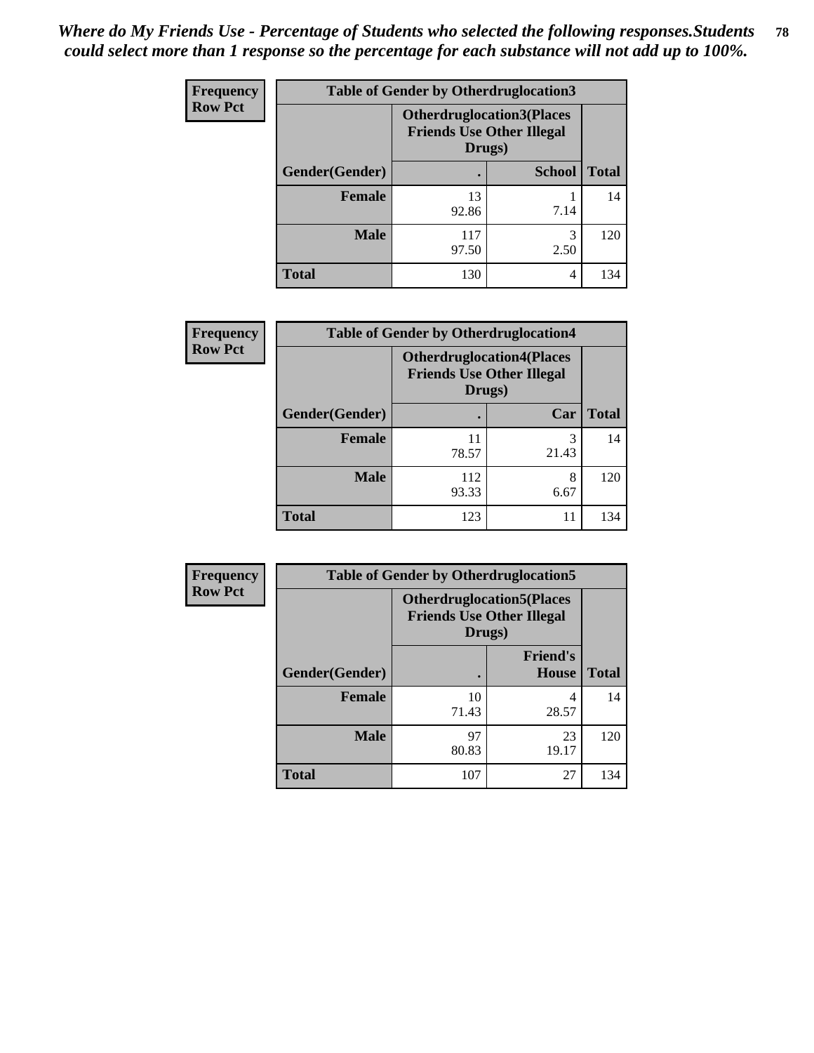*Where do My Friends Use - Percentage of Students who selected the following responses.Students could select more than 1 response so the percentage for each substance will not add up to 100%.*

**Frequency**
**Row Pct**

**Table of Gender by Otherdruglocation3**

| Gender(Gender) | Otherdruglocation3(Places Friends Use Other Illegal Drugs) . | School | Total |
|---|---|---|---|
| **Female** | 13<br>92.86 | 1<br>7.14 | 14 |
| **Male** | 117<br>97.50 | 3<br>2.50 | 120 |
| **Total** | 130 | 4 | 134 |

**Frequency**
**Row Pct**

**Table of Gender by Otherdruglocation4**

| Gender(Gender) | Otherdruglocation4(Places Friends Use Other Illegal Drugs) . | Car | Total |
|---|---|---|---|
| **Female** | 11<br>78.57 | 3<br>21.43 | 14 |
| **Male** | 112<br>93.33 | 8<br>6.67 | 120 |
| **Total** | 123 | 11 | 134 |

**Frequency**
**Row Pct**

**Table of Gender by Otherdruglocation5**

| Gender(Gender) | Otherdruglocation5(Places Friends Use Other Illegal Drugs) . | Friend's House | Total |
|---|---|---|---|
| **Female** | 10<br>71.43 | 4<br>28.57 | 14 |
| **Male** | 97<br>80.83 | 23<br>19.17 | 120 |
| **Total** | 107 | 27 | 134 |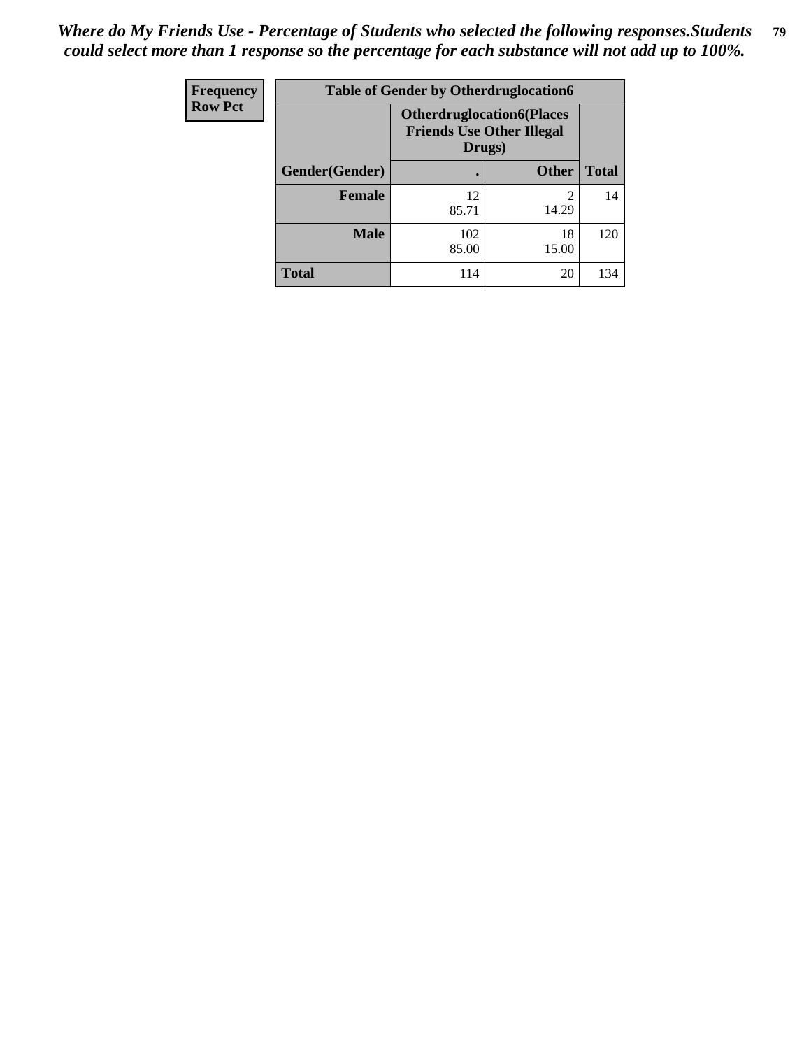*Where do My Friends Use - Percentage of Students who selected the following responses.Students could select more than 1 response so the percentage for each substance will not add up to 100%.*

| Frequency<br>Row Pct | Table of Gender by Otherdruglocation6 | | |
|---|---|---|---|
| | Otherdruglocation6(Places Friends Use Other Illegal Drugs) | | |
| Gender(Gender) | . | Other | Total |
| Female | 12<br>85.71 | 2<br>14.29 | 14 |
| Male | 102<br>85.00 | 18<br>15.00 | 120 |
| Total | 114 | 20 | 134 |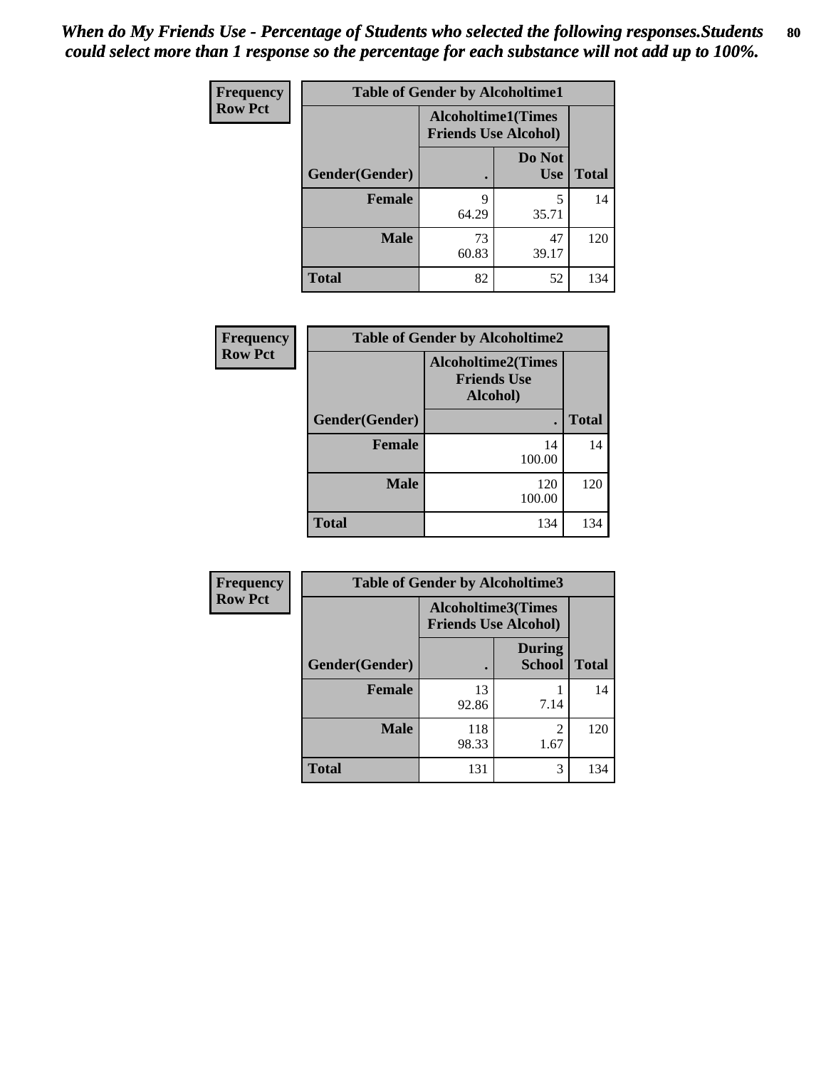*When do My Friends Use - Percentage of Students who selected the following responses.Students could select more than 1 response so the percentage for each substance will not add up to 100%.*

**Frequency**
**Row Pct**

| Table of Gender by Alcoholtime1 | | | |
|---|---|---|---|
| | Alcoholtime1(Times Friends Use Alcohol) | | |
| Gender(Gender) | . | Do Not Use | Total |
| **Female** | 9<br>64.29 | 5<br>35.71 | 14 |
| **Male** | 73<br>60.83 | 47<br>39.17 | 120 |
| **Total** | 82 | 52 | 134 |

**Frequency**
**Row Pct**

| Table of Gender by Alcoholtime2 | | |
|---|---|---|
| | Alcoholtime2(Times Friends Use Alcohol) | |
| Gender(Gender) | . | Total |
| **Female** | 14<br>100.00 | 14 |
| **Male** | 120<br>100.00 | 120 |
| **Total** | 134 | 134 |

**Frequency**
**Row Pct**

| Table of Gender by Alcoholtime3 | | | |
|---|---|---|---|
| | Alcoholtime3(Times Friends Use Alcohol) | | |
| Gender(Gender) | . | During School | Total |
| **Female** | 13<br>92.86 | 1<br>7.14 | 14 |
| **Male** | 118<br>98.33 | 2<br>1.67 | 120 |
| **Total** | 131 | 3 | 134 |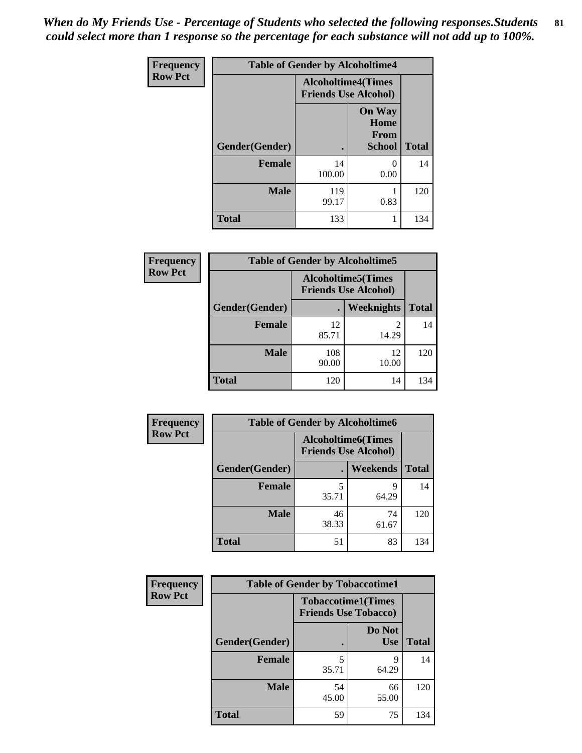*When do My Friends Use - Percentage of Students who selected the following responses.Students could select more than 1 response so the percentage for each substance will not add up to 100%.*

**Frequency**
**Row Pct**

| Table of Gender by Alcoholtime4 | | | |
|---|---|---|---|
| | Alcoholtime4(Times Friends Use Alcohol) | | |
| Gender(Gender) | . | On Way Home From School | Total |
| **Female** | 14<br>100.00 | 0<br>0.00 | 14 |
| **Male** | 119<br>99.17 | 1<br>0.83 | 120 |
| **Total** | 133 | 1 | 134 |

**Frequency**
**Row Pct**

| Table of Gender by Alcoholtime5 | | | |
|---|---|---|---|
| | Alcoholtime5(Times Friends Use Alcohol) | | |
| Gender(Gender) | . | Weeknights | Total |
| **Female** | 12<br>85.71 | 2<br>14.29 | 14 |
| **Male** | 108<br>90.00 | 12<br>10.00 | 120 |
| **Total** | 120 | 14 | 134 |

**Frequency**
**Row Pct**

| Table of Gender by Alcoholtime6 | | | |
|---|---|---|---|
| | Alcoholtime6(Times Friends Use Alcohol) | | |
| Gender(Gender) | . | Weekends | Total |
| **Female** | 5<br>35.71 | 9<br>64.29 | 14 |
| **Male** | 46<br>38.33 | 74<br>61.67 | 120 |
| **Total** | 51 | 83 | 134 |

**Frequency**
**Row Pct**

| Table of Gender by Tobaccotime1 | | | |
|---|---|---|---|
| | Tobaccotime1(Times Friends Use Tobacco) | | |
| Gender(Gender) | . | Do Not Use | Total |
| **Female** | 5<br>35.71 | 9<br>64.29 | 14 |
| **Male** | 54<br>45.00 | 66<br>55.00 | 120 |
| **Total** | 59 | 75 | 134 |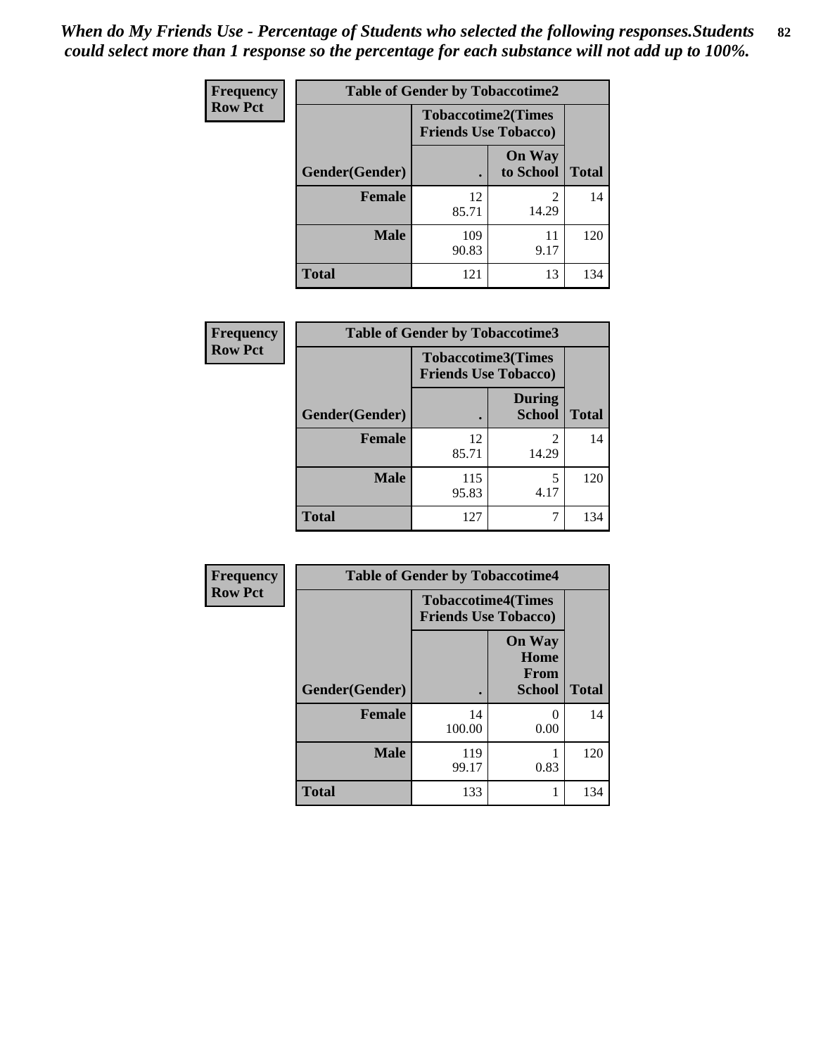*When do My Friends Use - Percentage of Students who selected the following responses.Students could select more than 1 response so the percentage for each substance will not add up to 100%.*

**Frequency**
**Row Pct**

| Table of Gender by Tobaccotime2 | | | |
|---|---|---|---|
| | Tobaccotime2(Times Friends Use Tobacco) | | |
| Gender(Gender) | . | On Way to School | Total |
| **Female** | 12<br>85.71 | 2<br>14.29 | 14 |
| **Male** | 109<br>90.83 | 11<br>9.17 | 120 |
| **Total** | 121 | 13 | 134 |

**Frequency**
**Row Pct**

| Table of Gender by Tobaccotime3 | | | |
|---|---|---|---|
| | Tobaccotime3(Times Friends Use Tobacco) | | |
| Gender(Gender) | . | During School | Total |
| **Female** | 12<br>85.71 | 2<br>14.29 | 14 |
| **Male** | 115<br>95.83 | 5<br>4.17 | 120 |
| **Total** | 127 | 7 | 134 |

**Frequency**
**Row Pct**

| Table of Gender by Tobaccotime4 | | | |
|---|---|---|---|
| | Tobaccotime4(Times Friends Use Tobacco) | | |
| Gender(Gender) | . | On Way Home From School | Total |
| **Female** | 14<br>100.00 | 0<br>0.00 | 14 |
| **Male** | 119<br>99.17 | 1<br>0.83 | 120 |
| **Total** | 133 | 1 | 134 |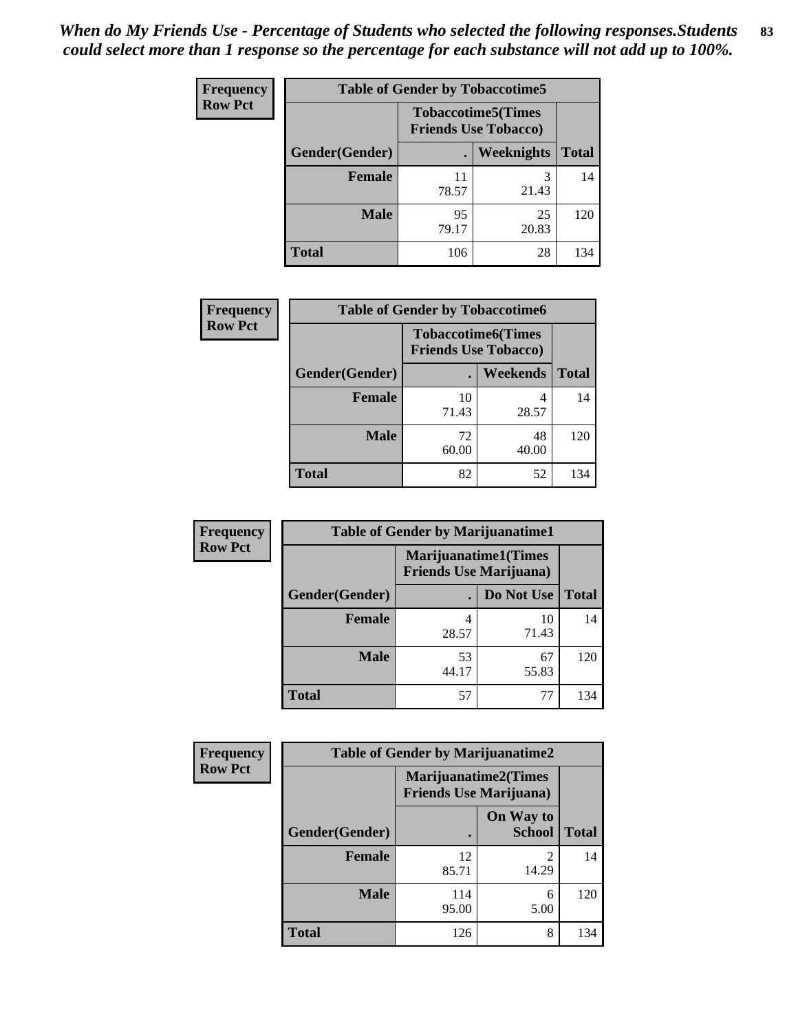*When do My Friends Use - Percentage of Students who selected the following responses.Students could select more than 1 response so the percentage for each substance will not add up to 100%.*

**Frequency**
**Row Pct**

| Table of Gender by Tobaccotime5 | | | |
|---|---|---|---|
| | Tobaccotime5(Times Friends Use Tobacco) | | |
| Gender(Gender) | . | Weeknights | Total |
| **Female** | 11<br>78.57 | 3<br>21.43 | 14 |
| **Male** | 95<br>79.17 | 25<br>20.83 | 120 |
| **Total** | 106 | 28 | 134 |

**Frequency**
**Row Pct**

| Table of Gender by Tobaccotime6 | | | |
|---|---|---|---|
| | Tobaccotime6(Times Friends Use Tobacco) | | |
| Gender(Gender) | . | Weekends | Total |
| **Female** | 10<br>71.43 | 4<br>28.57 | 14 |
| **Male** | 72<br>60.00 | 48<br>40.00 | 120 |
| **Total** | 82 | 52 | 134 |

**Frequency**
**Row Pct**

| Table of Gender by Marijuanatime1 | | | |
|---|---|---|---|
| | Marijuanatime1(Times Friends Use Marijuana) | | |
| Gender(Gender) | . | Do Not Use | Total |
| **Female** | 4<br>28.57 | 10<br>71.43 | 14 |
| **Male** | 53<br>44.17 | 67<br>55.83 | 120 |
| **Total** | 57 | 77 | 134 |

**Frequency**
**Row Pct**

| Table of Gender by Marijuanatime2 | | | |
|---|---|---|---|
| | Marijuanatime2(Times Friends Use Marijuana) | | |
| Gender(Gender) | . | On Way to School | Total |
| **Female** | 12<br>85.71 | 2<br>14.29 | 14 |
| **Male** | 114<br>95.00 | 6<br>5.00 | 120 |
| **Total** | 126 | 8 | 134 |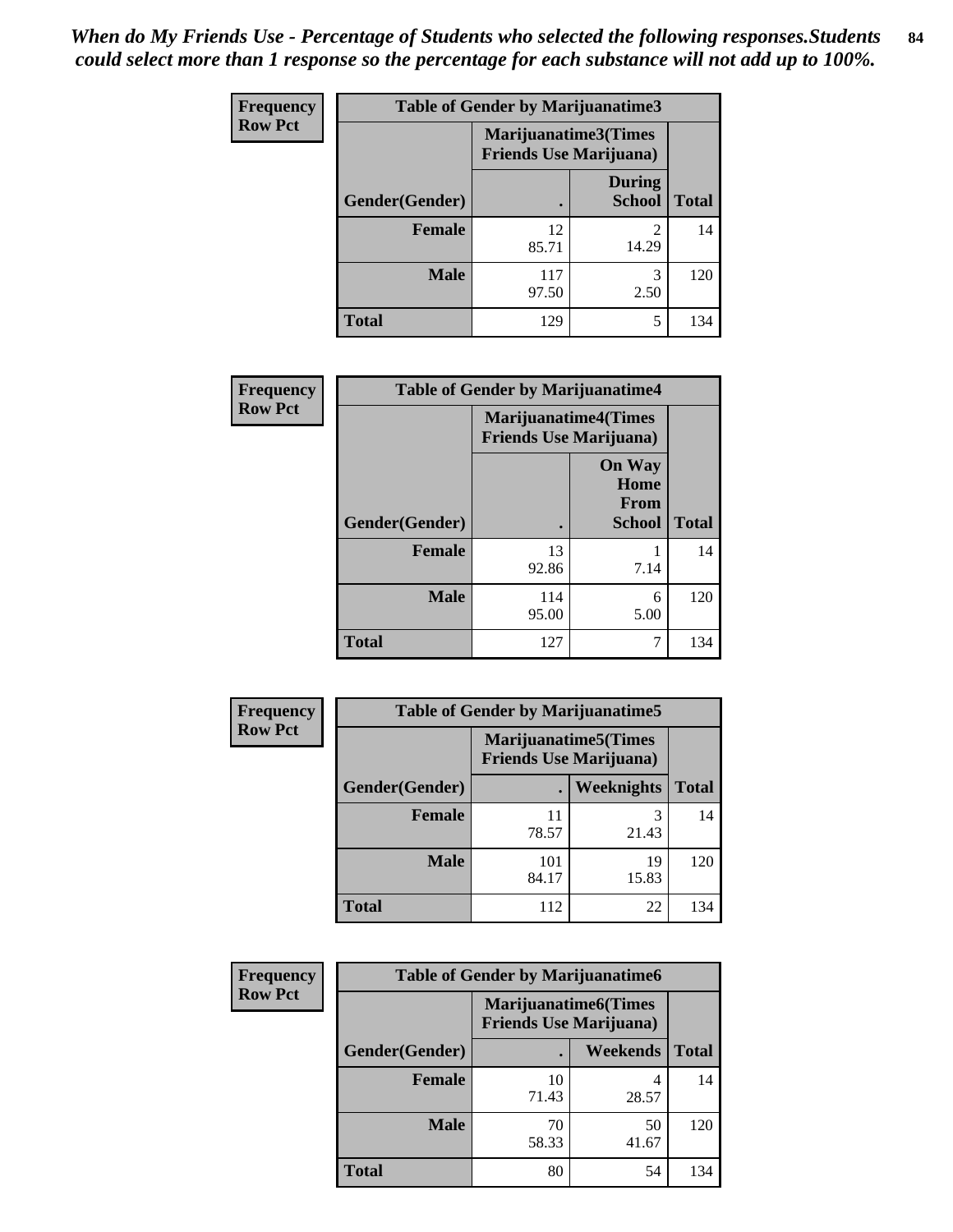*When do My Friends Use - Percentage of Students who selected the following responses.Students could select more than 1 response so the percentage for each substance will not add up to 100%.*

**Frequency**
**Row Pct**

| Table of Gender by Marijuanatime3 | | | |
|---|---|---|---|
| | Marijuanatime3(Times Friends Use Marijuana) | | |
| Gender(Gender) | . | During School | Total |
| Female | 12<br>85.71 | 2<br>14.29 | 14 |
| Male | 117<br>97.50 | 3<br>2.50 | 120 |
| Total | 129 | 5 | 134 |

**Frequency**
**Row Pct**

| Table of Gender by Marijuanatime4 | | | |
|---|---|---|---|
| | Marijuanatime4(Times Friends Use Marijuana) | | |
| Gender(Gender) | . | On Way Home From School | Total |
| Female | 13<br>92.86 | 1<br>7.14 | 14 |
| Male | 114<br>95.00 | 6<br>5.00 | 120 |
| Total | 127 | 7 | 134 |

**Frequency**
**Row Pct**

| Table of Gender by Marijuanatime5 | | | |
|---|---|---|---|
| | Marijuanatime5(Times Friends Use Marijuana) | | |
| Gender(Gender) | . | Weeknights | Total |
| Female | 11<br>78.57 | 3<br>21.43 | 14 |
| Male | 101<br>84.17 | 19<br>15.83 | 120 |
| Total | 112 | 22 | 134 |

**Frequency**
**Row Pct**

| Table of Gender by Marijuanatime6 | | | |
|---|---|---|---|
| | Marijuanatime6(Times Friends Use Marijuana) | | |
| Gender(Gender) | . | Weekends | Total |
| Female | 10<br>71.43 | 4<br>28.57 | 14 |
| Male | 70<br>58.33 | 50<br>41.67 | 120 |
| Total | 80 | 54 | 134 |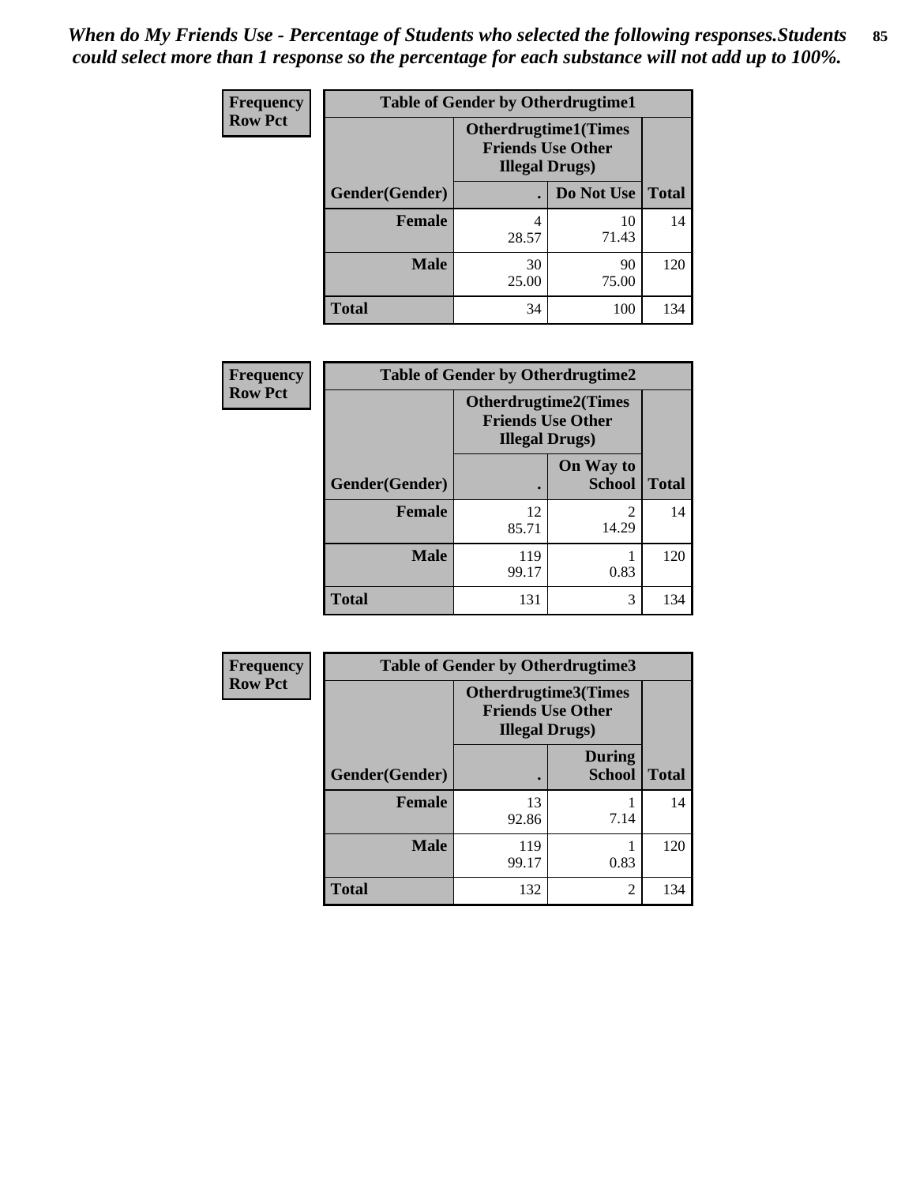*When do My Friends Use - Percentage of Students who selected the following responses.Students could select more than 1 response so the percentage for each substance will not add up to 100%.*

**Frequency**
**Row Pct**

| Table of Gender by Otherdrugtime1 | | | |
|---|---|---|---|
| | Otherdrugtime1(Times Friends Use Other Illegal Drugs) | | |
| Gender(Gender) | . | Do Not Use | Total |
| Female | 4<br>28.57 | 10<br>71.43 | 14 |
| Male | 30<br>25.00 | 90<br>75.00 | 120 |
| Total | 34 | 100 | 134 |

**Frequency**
**Row Pct**

| Table of Gender by Otherdrugtime2 | | | |
|---|---|---|---|
| | Otherdrugtime2(Times Friends Use Other Illegal Drugs) | | |
| Gender(Gender) | . | On Way to School | Total |
| Female | 12<br>85.71 | 2<br>14.29 | 14 |
| Male | 119<br>99.17 | 1<br>0.83 | 120 |
| Total | 131 | 3 | 134 |

**Frequency**
**Row Pct**

| Table of Gender by Otherdrugtime3 | | | |
|---|---|---|---|
| | Otherdrugtime3(Times Friends Use Other Illegal Drugs) | | |
| Gender(Gender) | . | During School | Total |
| Female | 13<br>92.86 | 1<br>7.14 | 14 |
| Male | 119<br>99.17 | 1<br>0.83 | 120 |
| Total | 132 | 2 | 134 |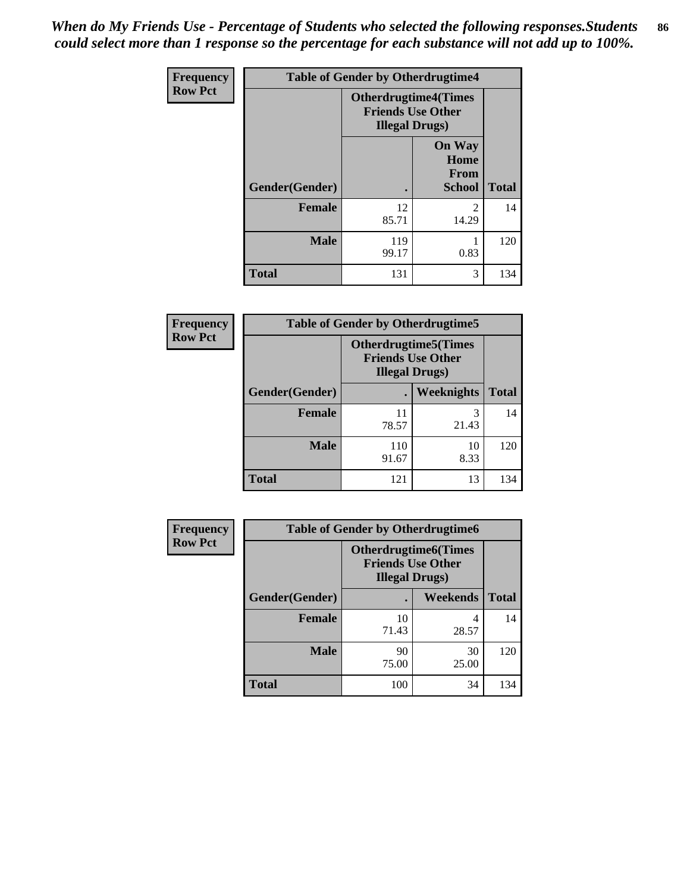*When do My Friends Use - Percentage of Students who selected the following responses.Students could select more than 1 response so the percentage for each substance will not add up to 100%.*

**Frequency**
**Row Pct**

| Table of Gender by Otherdrugtime4 | | | |
|---|---|---|---|
| | Otherdrugtime4(Times Friends Use Other Illegal Drugs) | | |
| Gender(Gender) | . | On Way Home From School | Total |
| **Female** | 12<br>85.71 | 2<br>14.29 | 14 |
| **Male** | 119<br>99.17 | 1<br>0.83 | 120 |
| **Total** | 131 | 3 | 134 |

**Frequency**
**Row Pct**

| Table of Gender by Otherdrugtime5 | | | |
|---|---|---|---|
| | Otherdrugtime5(Times Friends Use Other Illegal Drugs) | | |
| Gender(Gender) | . | Weeknights | Total |
| **Female** | 11<br>78.57 | 3<br>21.43 | 14 |
| **Male** | 110<br>91.67 | 10<br>8.33 | 120 |
| **Total** | 121 | 13 | 134 |

**Frequency**
**Row Pct**

| Table of Gender by Otherdrugtime6 | | | |
|---|---|---|---|
| | Otherdrugtime6(Times Friends Use Other Illegal Drugs) | | |
| Gender(Gender) | . | Weekends | Total |
| **Female** | 10<br>71.43 | 4<br>28.57 | 14 |
| **Male** | 90<br>75.00 | 30<br>25.00 | 120 |
| **Total** | 100 | 34 | 134 |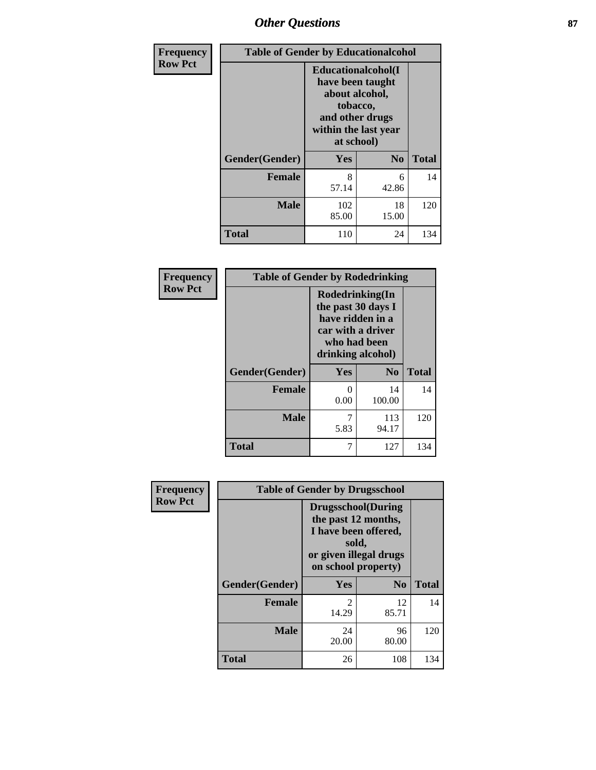# Other Questions

**Frequency**
**Row Pct**

| Table of Gender by Educationalcohol | | | |
|---|---|---|---|
| | Educationalcohol(I have been taught about alcohol, tobacco, and other drugs within the last year at school) | | |
| Gender(Gender) | Yes | No | Total |
| Female | 8<br>57.14 | 6<br>42.86 | 14 |
| Male | 102<br>85.00 | 18<br>15.00 | 120 |
| Total | 110 | 24 | 134 |

**Frequency**
**Row Pct**

| Table of Gender by Rodedrinking | | | |
|---|---|---|---|
| | Rodedrinking(In the past 30 days I have ridden in a car with a driver who had been drinking alcohol) | | |
| Gender(Gender) | Yes | No | Total |
| Female | 0<br>0.00 | 14<br>100.00 | 14 |
| Male | 7<br>5.83 | 113<br>94.17 | 120 |
| Total | 7 | 127 | 134 |

**Frequency**
**Row Pct**

| Table of Gender by Drugsschool | | | |
|---|---|---|---|
| | Drugsschool(During the past 12 months, I have been offered, sold, or given illegal drugs on school property) | | |
| Gender(Gender) | Yes | No | Total |
| Female | 2<br>14.29 | 12<br>85.71 | 14 |
| Male | 24<br>20.00 | 96<br>80.00 | 120 |
| Total | 26 | 108 | 134 |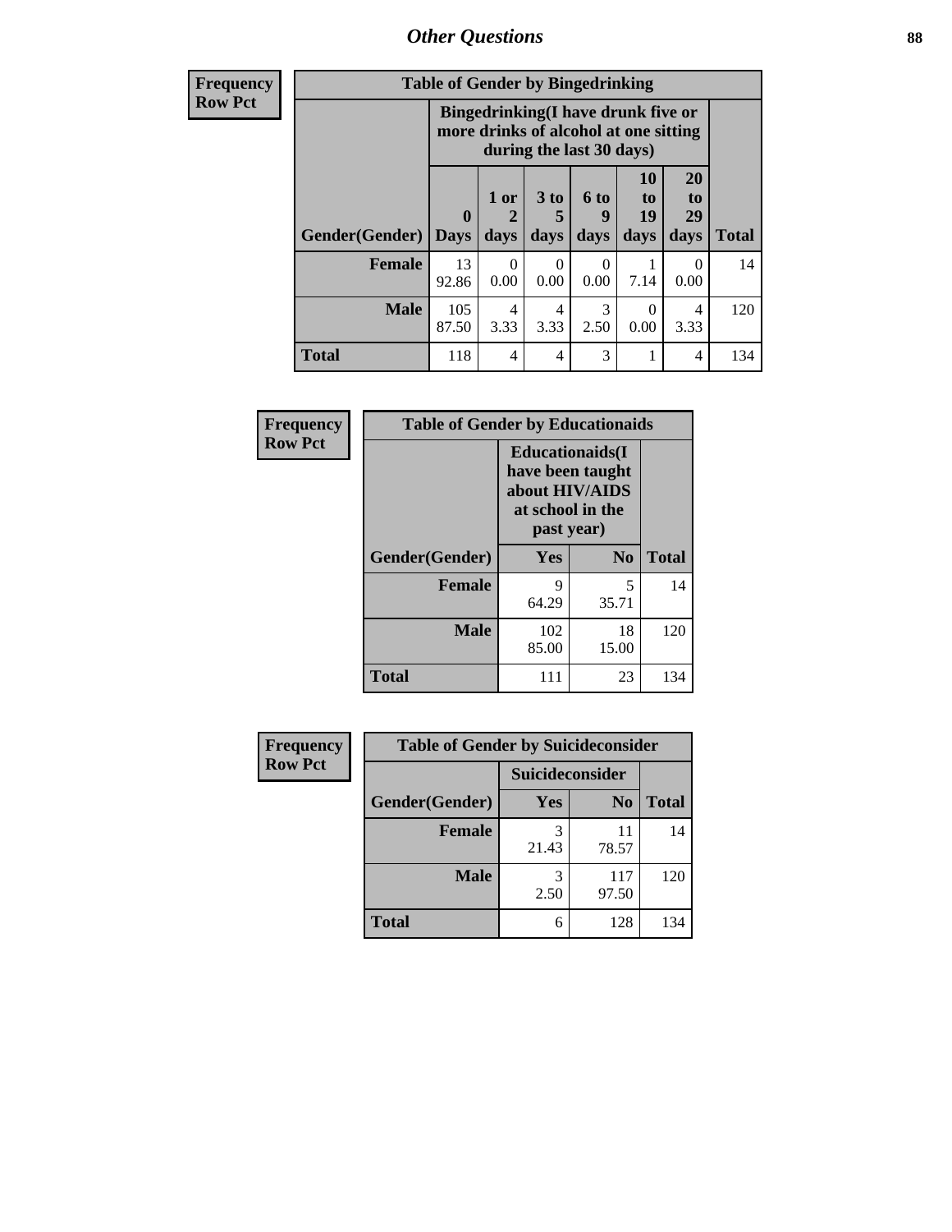## Other Questions

| Frequency Row Pct | Table of Gender by Bingedrinking | | | | | | |
|---|---|---|---|---|---|---|---|
| | Bingedrinking(I have drunk five or more drinks of alcohol at one sitting during the last 30 days) | | | | | | |
| Gender(Gender) | 0 Days | 1 or 2 days | 3 to 5 days | 6 to 9 days | 10 to 19 days | 20 to 29 days | Total |
| Female | 13<br>92.86 | 0<br>0.00 | 0<br>0.00 | 0<br>0.00 | 1<br>7.14 | 0<br>0.00 | 14 |
| Male | 105<br>87.50 | 4<br>3.33 | 4<br>3.33 | 3<br>2.50 | 0<br>0.00 | 4<br>3.33 | 120 |
| Total | 118 | 4 | 4 | 3 | 1 | 4 | 134 |

| Frequency Row Pct | Table of Gender by Educationaids | | |
|---|---|---|---|
| | Educationaids(I have been taught about HIV/AIDS at school in the past year) | | |
| Gender(Gender) | Yes | No | Total |
| Female | 9<br>64.29 | 5<br>35.71 | 14 |
| Male | 102<br>85.00 | 18<br>15.00 | 120 |
| Total | 111 | 23 | 134 |

| Frequency Row Pct | Table of Gender by Suicideconsider | | |
|---|---|---|---|
| | Suicideconsider | | |
| Gender(Gender) | Yes | No | Total |
| Female | 3<br>21.43 | 11<br>78.57 | 14 |
| Male | 3<br>2.50 | 117<br>97.50 | 120 |
| Total | 6 | 128 | 134 |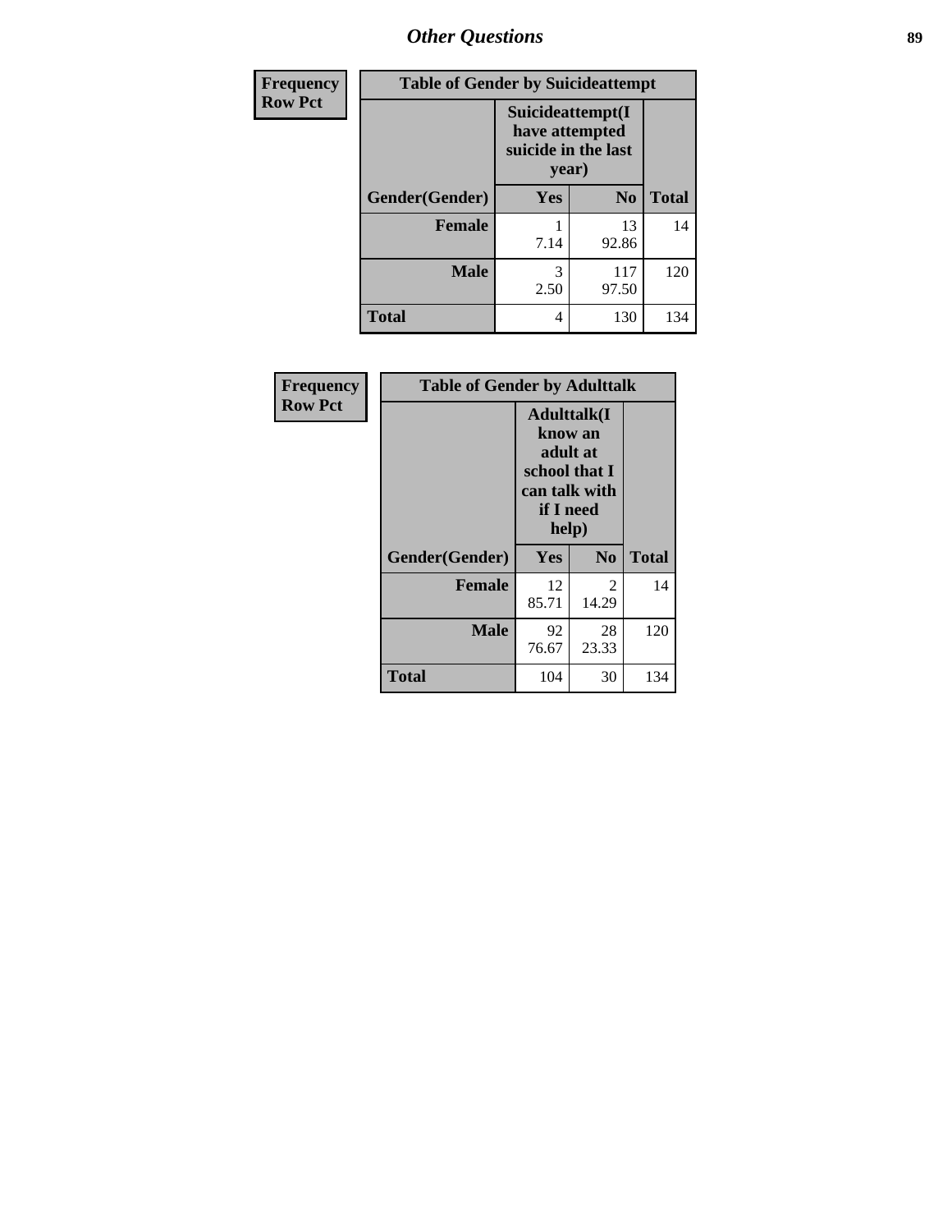| Frequency<br>Row Pct | Table of Gender by Suicideattempt | | |
|---|---|---|---|
| | Suicideattempt(I have attempted suicide in the last year) | | |
| Gender(Gender) | Yes | No | Total |
| Female | 1<br>7.14 | 13<br>92.86 | 14 |
| Male | 3<br>2.50 | 117<br>97.50 | 120 |
| Total | 4 | 130 | 134 |

| Frequency<br>Row Pct | Table of Gender by Adulttalk | | |
|---|---|---|---|
| | Adulttalk(I know an adult at school that I can talk with if I need help) | | |
| Gender(Gender) | Yes | No | Total |
| Female | 12<br>85.71 | 2<br>14.29 | 14 |
| Male | 92<br>76.67 | 28<br>23.33 | 120 |
| Total | 104 | 30 | 134 |